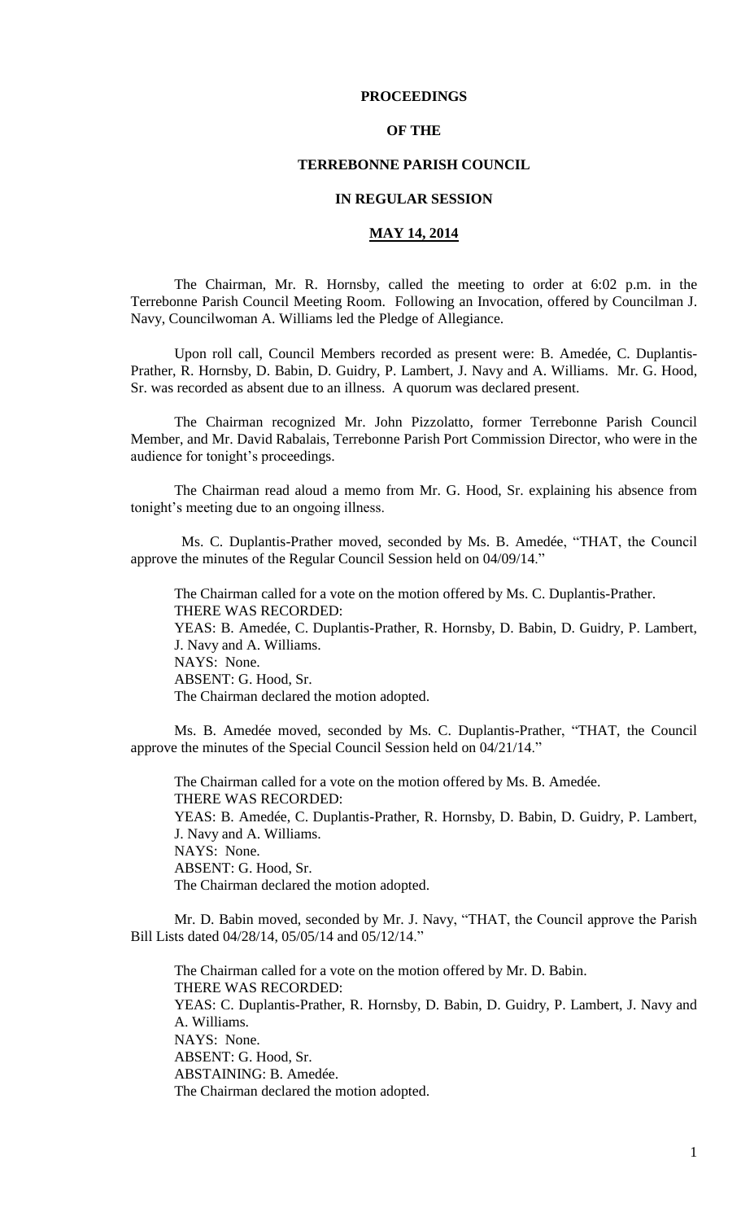# PROCEEDINGS

# OF THE

# TERREBONNE PARISH COUNCIL

# IN REGULAR SESSION

# MAY 14, 2014

The Chairman, Mr. R. Hornsby, called the meeting to order at 6:02 p.m. in the Terrebonne Parish Council Meeting Room. Following an Invocation, offered by Councilman J. Navy, Councilwoman A. Williams led the Pledge of Allegiance.

Upon roll call, Council Members recorded as present were: B. Amedée, C. Duplantis-Prather, R. Hornsby, D. Babin, D. Guidry, P. Lambert, J. Navy and A. Williams. Mr. G. Hood, Sr. was recorded as absent due to an illness. A quorum was declared present.

The Chairman recognized Mr. John Pizzolatto, former Terrebonne Parish Council Member, and Mr. David Rabalais, Terrebonne Parish Port Commission Director, who were in the audience for tonight's proceedings.

The Chairman read aloud a memo from Mr. G. Hood, Sr. explaining his absence from tonight's meeting due to an ongoing illness.

Ms. C. Duplantis-Prather moved, seconded by Ms. B. Amedée, "THAT, the Council approve the minutes of the Regular Council Session held on 04/09/14."

The Chairman called for a vote on the motion offered by Ms. C. Duplantis-Prather.
THERE WAS RECORDED:
YEAS: B. Amedée, C. Duplantis-Prather, R. Hornsby, D. Babin, D. Guidry, P. Lambert, J. Navy and A. Williams.
NAYS: None.
ABSENT: G. Hood, Sr.
The Chairman declared the motion adopted.

Ms. B. Amedée moved, seconded by Ms. C. Duplantis-Prather, "THAT, the Council approve the minutes of the Special Council Session held on 04/21/14."

The Chairman called for a vote on the motion offered by Ms. B. Amedée.
THERE WAS RECORDED:
YEAS: B. Amedée, C. Duplantis-Prather, R. Hornsby, D. Babin, D. Guidry, P. Lambert, J. Navy and A. Williams.
NAYS: None.
ABSENT: G. Hood, Sr.
The Chairman declared the motion adopted.

Mr. D. Babin moved, seconded by Mr. J. Navy, "THAT, the Council approve the Parish Bill Lists dated 04/28/14, 05/05/14 and 05/12/14."

The Chairman called for a vote on the motion offered by Mr. D. Babin.
THERE WAS RECORDED:
YEAS: C. Duplantis-Prather, R. Hornsby, D. Babin, D. Guidry, P. Lambert, J. Navy and A. Williams.
NAYS: None.
ABSENT: G. Hood, Sr.
ABSTAINING: B. Amedée.
The Chairman declared the motion adopted.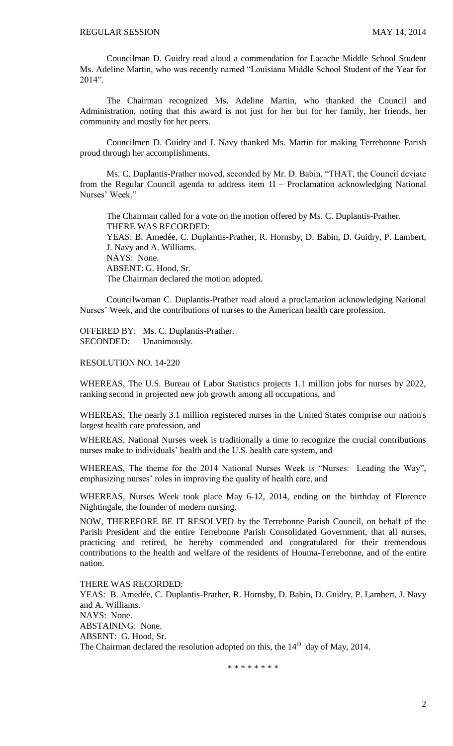Councilman D. Guidry read aloud a commendation for Lacache Middle School Student Ms. Adeline Martin, who was recently named "Louisiana Middle School Student of the Year for 2014".

The Chairman recognized Ms. Adeline Martin, who thanked the Council and Administration, noting that this award is not just for her but for her family, her friends, her community and mostly for her peers.

Councilmen D. Guidry and J. Navy thanked Ms. Martin for making Terrebonne Parish proud through her accomplishments.

Ms. C. Duplantis-Prather moved, seconded by Mr. D. Babin, "THAT, the Council deviate from the Regular Council agenda to address item 1I – Proclamation acknowledging National Nurses' Week."

The Chairman called for a vote on the motion offered by Ms. C. Duplantis-Prather.
THERE WAS RECORDED:
YEAS: B. Amedée, C. Duplantis-Prather, R. Hornsby, D. Babin, D. Guidry, P. Lambert, J. Navy and A. Williams.
NAYS: None.
ABSENT: G. Hood, Sr.
The Chairman declared the motion adopted.

Councilwoman C. Duplantis-Prather read aloud a proclamation acknowledging National Nurses' Week, and the contributions of nurses to the American health care profession.

OFFERED BY: Ms. C. Duplantis-Prather.
SECONDED: Unanimously.

RESOLUTION NO. 14-220

WHEREAS, The U.S. Bureau of Labor Statistics projects 1.1 million jobs for nurses by 2022, ranking second in projected new job growth among all occupations, and

WHEREAS, The nearly 3.1 million registered nurses in the United States comprise our nation's largest health care profession, and

WHEREAS, National Nurses week is traditionally a time to recognize the crucial contributions nurses make to individuals' health and the U.S. health care system, and

WHEREAS, The theme for the 2014 National Nurses Week is "Nurses: Leading the Way", emphasizing nurses' roles in improving the quality of health care, and

WHEREAS, Nurses Week took place May 6-12, 2014, ending on the birthday of Florence Nightingale, the founder of modern nursing.

NOW, THEREFORE BE IT RESOLVED by the Terrebonne Parish Council, on behalf of the Parish President and the entire Terrebonne Parish Consolidated Government, that all nurses, practicing and retired, be hereby commended and congratulated for their tremendous contributions to the health and welfare of the residents of Houma-Terrebonne, and of the entire nation.

THERE WAS RECORDED:
YEAS: B. Amedée, C. Duplantis-Prather, R. Hornsby, D. Babin, D. Guidry, P. Lambert, J. Navy and A. Williams.
NAYS: None.
ABSTAINING: None.
ABSENT: G. Hood, Sr.
The Chairman declared the resolution adopted on this, the 14th day of May, 2014.

\* \* \* \* \* \* \* \*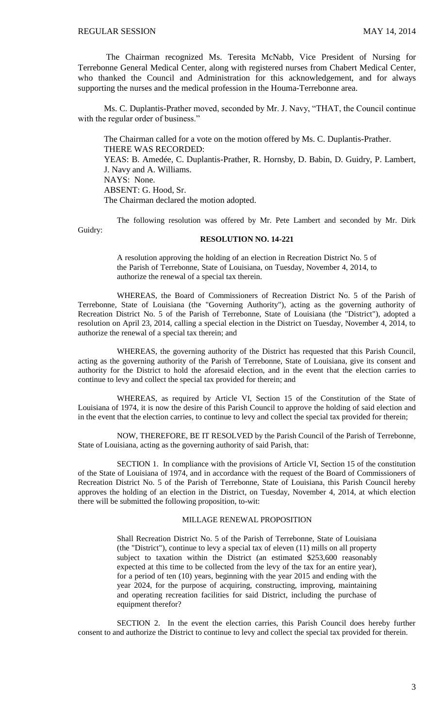The Chairman recognized Ms. Teresita McNabb, Vice President of Nursing for Terrebonne General Medical Center, along with registered nurses from Chabert Medical Center, who thanked the Council and Administration for this acknowledgement, and for always supporting the nurses and the medical profession in the Houma-Terrebonne area.

Ms. C. Duplantis-Prather moved, seconded by Mr. J. Navy, "THAT, the Council continue with the regular order of business."

The Chairman called for a vote on the motion offered by Ms. C. Duplantis-Prather.
THERE WAS RECORDED:
YEAS: B. Amedée, C. Duplantis-Prather, R. Hornsby, D. Babin, D. Guidry, P. Lambert, J. Navy and A. Williams.
NAYS: None.
ABSENT: G. Hood, Sr.
The Chairman declared the motion adopted.

The following resolution was offered by Mr. Pete Lambert and seconded by Mr. Dirk Guidry:

**RESOLUTION NO. 14-221**

A resolution approving the holding of an election in Recreation District No. 5 of the Parish of Terrebonne, State of Louisiana, on Tuesday, November 4, 2014, to authorize the renewal of a special tax therein.

WHEREAS, the Board of Commissioners of Recreation District No. 5 of the Parish of Terrebonne, State of Louisiana (the "Governing Authority"), acting as the governing authority of Recreation District No. 5 of the Parish of Terrebonne, State of Louisiana (the "District"), adopted a resolution on April 23, 2014, calling a special election in the District on Tuesday, November 4, 2014, to authorize the renewal of a special tax therein; and

WHEREAS, the governing authority of the District has requested that this Parish Council, acting as the governing authority of the Parish of Terrebonne, State of Louisiana, give its consent and authority for the District to hold the aforesaid election, and in the event that the election carries to continue to levy and collect the special tax provided for therein; and

WHEREAS, as required by Article VI, Section 15 of the Constitution of the State of Louisiana of 1974, it is now the desire of this Parish Council to approve the holding of said election and in the event that the election carries, to continue to levy and collect the special tax provided for therein;

NOW, THEREFORE, BE IT RESOLVED by the Parish Council of the Parish of Terrebonne, State of Louisiana, acting as the governing authority of said Parish, that:

SECTION 1. In compliance with the provisions of Article VI, Section 15 of the constitution of the State of Louisiana of 1974, and in accordance with the request of the Board of Commissioners of Recreation District No. 5 of the Parish of Terrebonne, State of Louisiana, this Parish Council hereby approves the holding of an election in the District, on Tuesday, November 4, 2014, at which election there will be submitted the following proposition, to-wit:

MILLAGE RENEWAL PROPOSITION

Shall Recreation District No. 5 of the Parish of Terrebonne, State of Louisiana (the "District"), continue to levy a special tax of eleven (11) mills on all property subject to taxation within the District (an estimated $253,600 reasonably expected at this time to be collected from the levy of the tax for an entire year), for a period of ten (10) years, beginning with the year 2015 and ending with the year 2024, for the purpose of acquiring, constructing, improving, maintaining and operating recreation facilities for said District, including the purchase of equipment therefor?

SECTION 2. In the event the election carries, this Parish Council does hereby further consent to and authorize the District to continue to levy and collect the special tax provided for therein.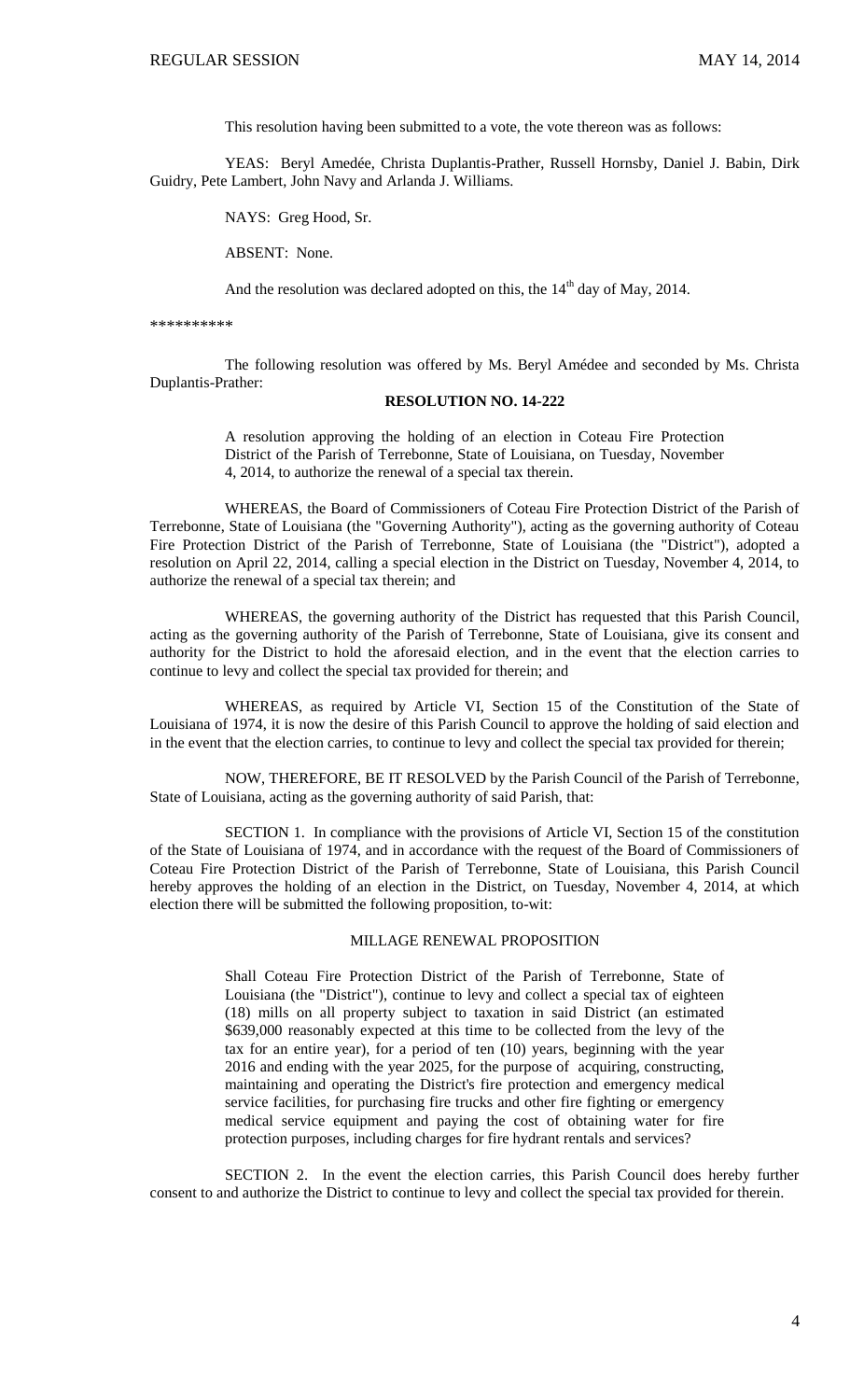This resolution having been submitted to a vote, the vote thereon was as follows:

YEAS: Beryl Amedée, Christa Duplantis-Prather, Russell Hornsby, Daniel J. Babin, Dirk Guidry, Pete Lambert, John Navy and Arlanda J. Williams.

NAYS: Greg Hood, Sr.

ABSENT: None.

And the resolution was declared adopted on this, the 14th day of May, 2014.

**********

The following resolution was offered by Ms. Beryl Amédee and seconded by Ms. Christa Duplantis-Prather:

**RESOLUTION NO. 14-222**

A resolution approving the holding of an election in Coteau Fire Protection District of the Parish of Terrebonne, State of Louisiana, on Tuesday, November 4, 2014, to authorize the renewal of a special tax therein.

WHEREAS, the Board of Commissioners of Coteau Fire Protection District of the Parish of Terrebonne, State of Louisiana (the "Governing Authority"), acting as the governing authority of Coteau Fire Protection District of the Parish of Terrebonne, State of Louisiana (the "District"), adopted a resolution on April 22, 2014, calling a special election in the District on Tuesday, November 4, 2014, to authorize the renewal of a special tax therein; and

WHEREAS, the governing authority of the District has requested that this Parish Council, acting as the governing authority of the Parish of Terrebonne, State of Louisiana, give its consent and authority for the District to hold the aforesaid election, and in the event that the election carries to continue to levy and collect the special tax provided for therein; and

WHEREAS, as required by Article VI, Section 15 of the Constitution of the State of Louisiana of 1974, it is now the desire of this Parish Council to approve the holding of said election and in the event that the election carries, to continue to levy and collect the special tax provided for therein;

NOW, THEREFORE, BE IT RESOLVED by the Parish Council of the Parish of Terrebonne, State of Louisiana, acting as the governing authority of said Parish, that:

SECTION 1. In compliance with the provisions of Article VI, Section 15 of the constitution of the State of Louisiana of 1974, and in accordance with the request of the Board of Commissioners of Coteau Fire Protection District of the Parish of Terrebonne, State of Louisiana, this Parish Council hereby approves the holding of an election in the District, on Tuesday, November 4, 2014, at which election there will be submitted the following proposition, to-wit:

MILLAGE RENEWAL PROPOSITION

Shall Coteau Fire Protection District of the Parish of Terrebonne, State of Louisiana (the "District"), continue to levy and collect a special tax of eighteen (18) mills on all property subject to taxation in said District (an estimated $639,000 reasonably expected at this time to be collected from the levy of the tax for an entire year), for a period of ten (10) years, beginning with the year 2016 and ending with the year 2025, for the purpose of acquiring, constructing, maintaining and operating the District's fire protection and emergency medical service facilities, for purchasing fire trucks and other fire fighting or emergency medical service equipment and paying the cost of obtaining water for fire protection purposes, including charges for fire hydrant rentals and services?

SECTION 2. In the event the election carries, this Parish Council does hereby further consent to and authorize the District to continue to levy and collect the special tax provided for therein.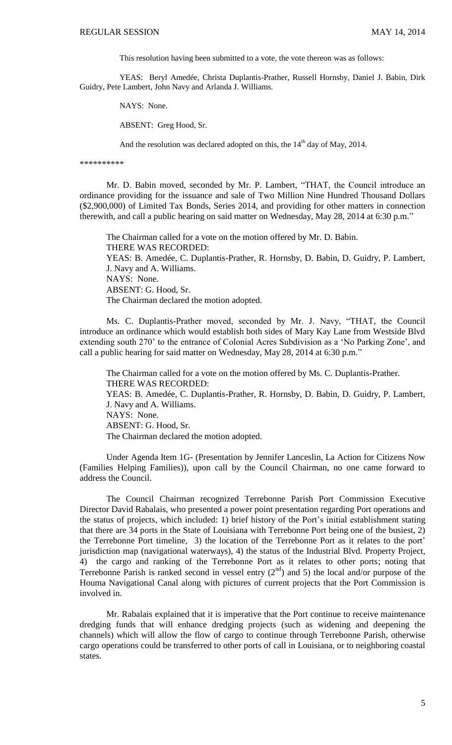This resolution having been submitted to a vote, the vote thereon was as follows:

YEAS: Beryl Amedée, Christa Duplantis-Prather, Russell Hornsby, Daniel J. Babin, Dirk Guidry, Pete Lambert, John Navy and Arlanda J. Williams.

NAYS: None.

ABSENT: Greg Hood, Sr.

And the resolution was declared adopted on this, the 14th day of May, 2014.

\*\*\*\*\*\*\*\*\*\*

Mr. D. Babin moved, seconded by Mr. P. Lambert, "THAT, the Council introduce an ordinance providing for the issuance and sale of Two Million Nine Hundred Thousand Dollars ($2,900,000) of Limited Tax Bonds, Series 2014, and providing for other matters in connection therewith, and call a public hearing on said matter on Wednesday, May 28, 2014 at 6:30 p.m."

The Chairman called for a vote on the motion offered by Mr. D. Babin.
THERE WAS RECORDED:
YEAS: B. Amedée, C. Duplantis-Prather, R. Hornsby, D. Babin, D. Guidry, P. Lambert, J. Navy and A. Williams.
NAYS: None.
ABSENT: G. Hood, Sr.
The Chairman declared the motion adopted.

Ms. C. Duplantis-Prather moved, seconded by Mr. J. Navy, "THAT, the Council introduce an ordinance which would establish both sides of Mary Kay Lane from Westside Blvd extending south 270' to the entrance of Colonial Acres Subdivision as a 'No Parking Zone', and call a public hearing for said matter on Wednesday, May 28, 2014 at 6:30 p.m."

The Chairman called for a vote on the motion offered by Ms. C. Duplantis-Prather.
THERE WAS RECORDED:
YEAS: B. Amedée, C. Duplantis-Prather, R. Hornsby, D. Babin, D. Guidry, P. Lambert, J. Navy and A. Williams.
NAYS: None.
ABSENT: G. Hood, Sr.
The Chairman declared the motion adopted.

Under Agenda Item 1G- (Presentation by Jennifer Lanceslin, La Action for Citizens Now (Families Helping Families)), upon call by the Council Chairman, no one came forward to address the Council.

The Council Chairman recognized Terrebonne Parish Port Commission Executive Director David Rabalais, who presented a power point presentation regarding Port operations and the status of projects, which included: 1) brief history of the Port's initial establishment stating that there are 34 ports in the State of Louisiana with Terrebonne Port being one of the busiest, 2) the Terrebonne Port timeline, 3) the location of the Terrebonne Port as it relates to the port' jurisdiction map (navigational waterways), 4) the status of the Industrial Blvd. Property Project, 4) the cargo and ranking of the Terrebonne Port as it relates to other ports; noting that Terrebonne Parish is ranked second in vessel entry (2nd) and 5) the local and/or purpose of the Houma Navigational Canal along with pictures of current projects that the Port Commission is involved in.

Mr. Rabalais explained that it is imperative that the Port continue to receive maintenance dredging funds that will enhance dredging projects (such as widening and deepening the channels) which will allow the flow of cargo to continue through Terrebonne Parish, otherwise cargo operations could be transferred to other ports of call in Louisiana, or to neighboring coastal states.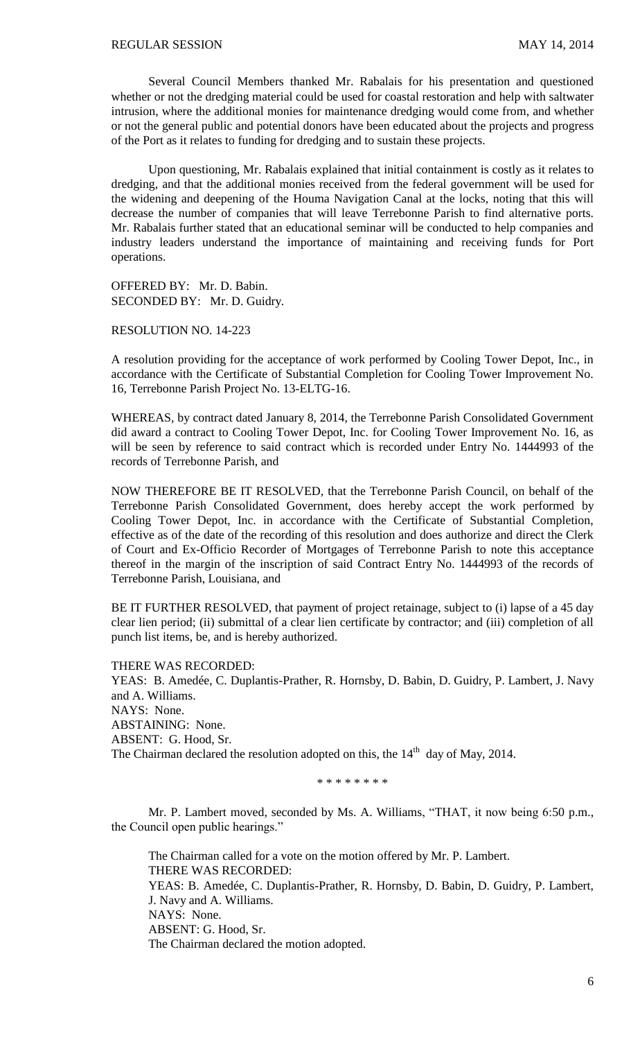Several Council Members thanked Mr. Rabalais for his presentation and questioned whether or not the dredging material could be used for coastal restoration and help with saltwater intrusion, where the additional monies for maintenance dredging would come from, and whether or not the general public and potential donors have been educated about the projects and progress of the Port as it relates to funding for dredging and to sustain these projects.

Upon questioning, Mr. Rabalais explained that initial containment is costly as it relates to dredging, and that the additional monies received from the federal government will be used for the widening and deepening of the Houma Navigation Canal at the locks, noting that this will decrease the number of companies that will leave Terrebonne Parish to find alternative ports. Mr. Rabalais further stated that an educational seminar will be conducted to help companies and industry leaders understand the importance of maintaining and receiving funds for Port operations.

OFFERED BY: Mr. D. Babin.
SECONDED BY: Mr. D. Guidry.

RESOLUTION NO. 14-223

A resolution providing for the acceptance of work performed by Cooling Tower Depot, Inc., in accordance with the Certificate of Substantial Completion for Cooling Tower Improvement No. 16, Terrebonne Parish Project No. 13-ELTG-16.

WHEREAS, by contract dated January 8, 2014, the Terrebonne Parish Consolidated Government did award a contract to Cooling Tower Depot, Inc. for Cooling Tower Improvement No. 16, as will be seen by reference to said contract which is recorded under Entry No. 1444993 of the records of Terrebonne Parish, and

NOW THEREFORE BE IT RESOLVED, that the Terrebonne Parish Council, on behalf of the Terrebonne Parish Consolidated Government, does hereby accept the work performed by Cooling Tower Depot, Inc. in accordance with the Certificate of Substantial Completion, effective as of the date of the recording of this resolution and does authorize and direct the Clerk of Court and Ex-Officio Recorder of Mortgages of Terrebonne Parish to note this acceptance thereof in the margin of the inscription of said Contract Entry No. 1444993 of the records of Terrebonne Parish, Louisiana, and

BE IT FURTHER RESOLVED, that payment of project retainage, subject to (i) lapse of a 45 day clear lien period; (ii) submittal of a clear lien certificate by contractor; and (iii) completion of all punch list items, be, and is hereby authorized.

THERE WAS RECORDED:
YEAS: B. Amedée, C. Duplantis-Prather, R. Hornsby, D. Babin, D. Guidry, P. Lambert, J. Navy and A. Williams.
NAYS: None.
ABSTAINING: None.
ABSENT: G. Hood, Sr.
The Chairman declared the resolution adopted on this, the 14th day of May, 2014.

\* \* \* \* \* \* \* \*

Mr. P. Lambert moved, seconded by Ms. A. Williams, "THAT, it now being 6:50 p.m., the Council open public hearings."

The Chairman called for a vote on the motion offered by Mr. P. Lambert.
THERE WAS RECORDED:
YEAS: B. Amedée, C. Duplantis-Prather, R. Hornsby, D. Babin, D. Guidry, P. Lambert, J. Navy and A. Williams.
NAYS: None.
ABSENT: G. Hood, Sr.
The Chairman declared the motion adopted.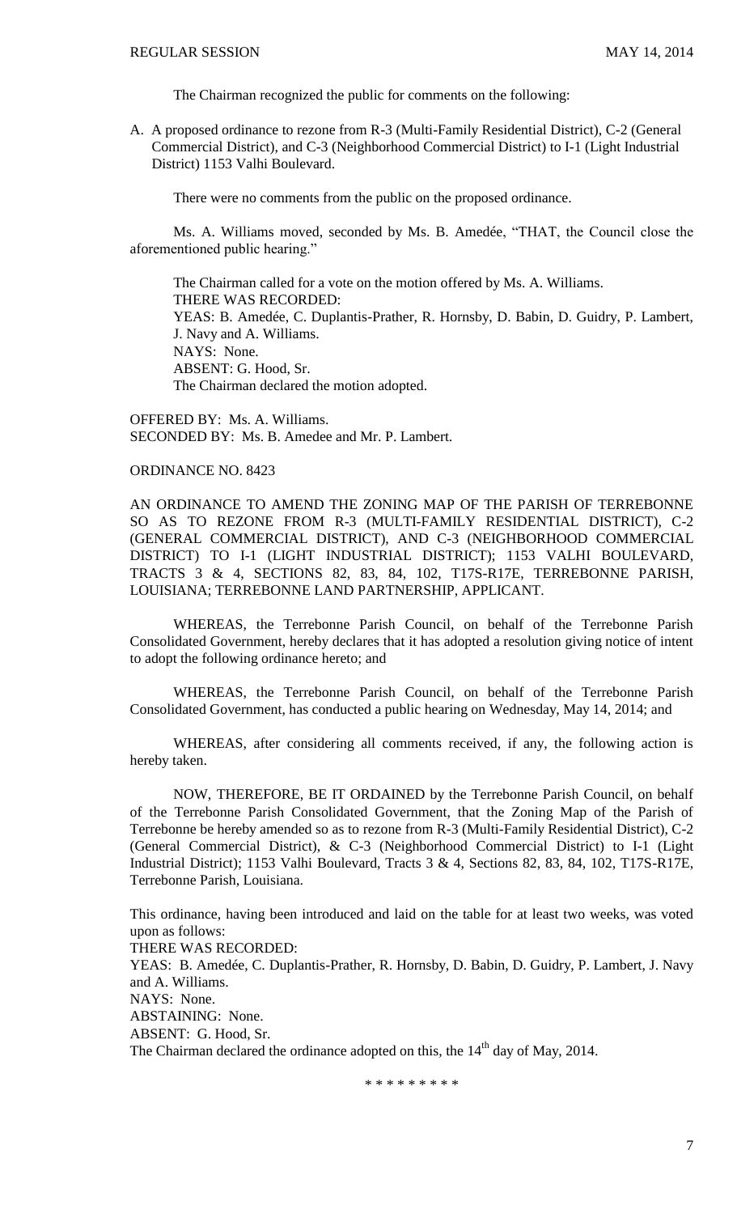The Chairman recognized the public for comments on the following:

A. A proposed ordinance to rezone from R-3 (Multi-Family Residential District), C-2 (General Commercial District), and C-3 (Neighborhood Commercial District) to I-1 (Light Industrial District) 1153 Valhi Boulevard.

There were no comments from the public on the proposed ordinance.

Ms. A. Williams moved, seconded by Ms. B. Amedée, "THAT, the Council close the aforementioned public hearing."

The Chairman called for a vote on the motion offered by Ms. A. Williams.
THERE WAS RECORDED:
YEAS: B. Amedée, C. Duplantis-Prather, R. Hornsby, D. Babin, D. Guidry, P. Lambert, J. Navy and A. Williams.
NAYS: None.
ABSENT: G. Hood, Sr.
The Chairman declared the motion adopted.

OFFERED BY: Ms. A. Williams.
SECONDED BY: Ms. B. Amedee and Mr. P. Lambert.

ORDINANCE NO. 8423

AN ORDINANCE TO AMEND THE ZONING MAP OF THE PARISH OF TERREBONNE SO AS TO REZONE FROM R-3 (MULTI-FAMILY RESIDENTIAL DISTRICT), C-2 (GENERAL COMMERCIAL DISTRICT), AND C-3 (NEIGHBORHOOD COMMERCIAL DISTRICT) TO I-1 (LIGHT INDUSTRIAL DISTRICT); 1153 VALHI BOULEVARD, TRACTS 3 & 4, SECTIONS 82, 83, 84, 102, T17S-R17E, TERREBONNE PARISH, LOUISIANA; TERREBONNE LAND PARTNERSHIP, APPLICANT.

WHEREAS, the Terrebonne Parish Council, on behalf of the Terrebonne Parish Consolidated Government, hereby declares that it has adopted a resolution giving notice of intent to adopt the following ordinance hereto; and

WHEREAS, the Terrebonne Parish Council, on behalf of the Terrebonne Parish Consolidated Government, has conducted a public hearing on Wednesday, May 14, 2014; and

WHEREAS, after considering all comments received, if any, the following action is hereby taken.

NOW, THEREFORE, BE IT ORDAINED by the Terrebonne Parish Council, on behalf of the Terrebonne Parish Consolidated Government, that the Zoning Map of the Parish of Terrebonne be hereby amended so as to rezone from R-3 (Multi-Family Residential District), C-2 (General Commercial District), & C-3 (Neighborhood Commercial District) to I-1 (Light Industrial District); 1153 Valhi Boulevard, Tracts 3 & 4, Sections 82, 83, 84, 102, T17S-R17E, Terrebonne Parish, Louisiana.

This ordinance, having been introduced and laid on the table for at least two weeks, was voted upon as follows:
THERE WAS RECORDED:
YEAS: B. Amedée, C. Duplantis-Prather, R. Hornsby, D. Babin, D. Guidry, P. Lambert, J. Navy and A. Williams.
NAYS: None.
ABSTAINING: None.
ABSENT: G. Hood, Sr.
The Chairman declared the ordinance adopted on this, the 14th day of May, 2014.

\* \* \* \* \* \* \* \* \*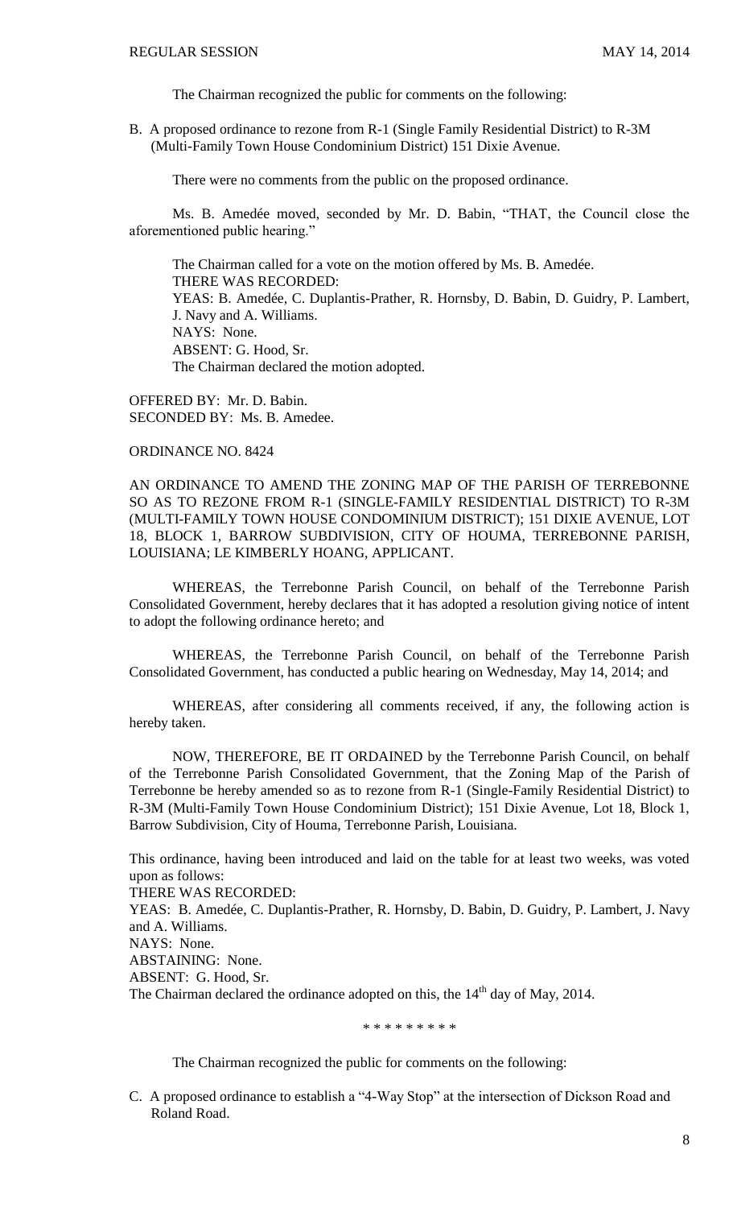The Chairman recognized the public for comments on the following:

B. A proposed ordinance to rezone from R-1 (Single Family Residential District) to R-3M (Multi-Family Town House Condominium District) 151 Dixie Avenue.

There were no comments from the public on the proposed ordinance.

Ms. B. Amedée moved, seconded by Mr. D. Babin, "THAT, the Council close the aforementioned public hearing."

The Chairman called for a vote on the motion offered by Ms. B. Amedée.
THERE WAS RECORDED:
YEAS: B. Amedée, C. Duplantis-Prather, R. Hornsby, D. Babin, D. Guidry, P. Lambert, J. Navy and A. Williams.
NAYS: None.
ABSENT: G. Hood, Sr.
The Chairman declared the motion adopted.

OFFERED BY: Mr. D. Babin.
SECONDED BY: Ms. B. Amedee.

ORDINANCE NO. 8424

AN ORDINANCE TO AMEND THE ZONING MAP OF THE PARISH OF TERREBONNE SO AS TO REZONE FROM R-1 (SINGLE-FAMILY RESIDENTIAL DISTRICT) TO R-3M (MULTI-FAMILY TOWN HOUSE CONDOMINIUM DISTRICT); 151 DIXIE AVENUE, LOT 18, BLOCK 1, BARROW SUBDIVISION, CITY OF HOUMA, TERREBONNE PARISH, LOUISIANA; LE KIMBERLY HOANG, APPLICANT.

WHEREAS, the Terrebonne Parish Council, on behalf of the Terrebonne Parish Consolidated Government, hereby declares that it has adopted a resolution giving notice of intent to adopt the following ordinance hereto; and

WHEREAS, the Terrebonne Parish Council, on behalf of the Terrebonne Parish Consolidated Government, has conducted a public hearing on Wednesday, May 14, 2014; and

WHEREAS, after considering all comments received, if any, the following action is hereby taken.

NOW, THEREFORE, BE IT ORDAINED by the Terrebonne Parish Council, on behalf of the Terrebonne Parish Consolidated Government, that the Zoning Map of the Parish of Terrebonne be hereby amended so as to rezone from R-1 (Single-Family Residential District) to R-3M (Multi-Family Town House Condominium District); 151 Dixie Avenue, Lot 18, Block 1, Barrow Subdivision, City of Houma, Terrebonne Parish, Louisiana.

This ordinance, having been introduced and laid on the table for at least two weeks, was voted upon as follows:
THERE WAS RECORDED:
YEAS: B. Amedée, C. Duplantis-Prather, R. Hornsby, D. Babin, D. Guidry, P. Lambert, J. Navy and A. Williams.
NAYS: None.
ABSTAINING: None.
ABSENT: G. Hood, Sr.
The Chairman declared the ordinance adopted on this, the 14th day of May, 2014.

\* \* \* \* \* \* \* \* \*

The Chairman recognized the public for comments on the following:

C. A proposed ordinance to establish a "4-Way Stop" at the intersection of Dickson Road and Roland Road.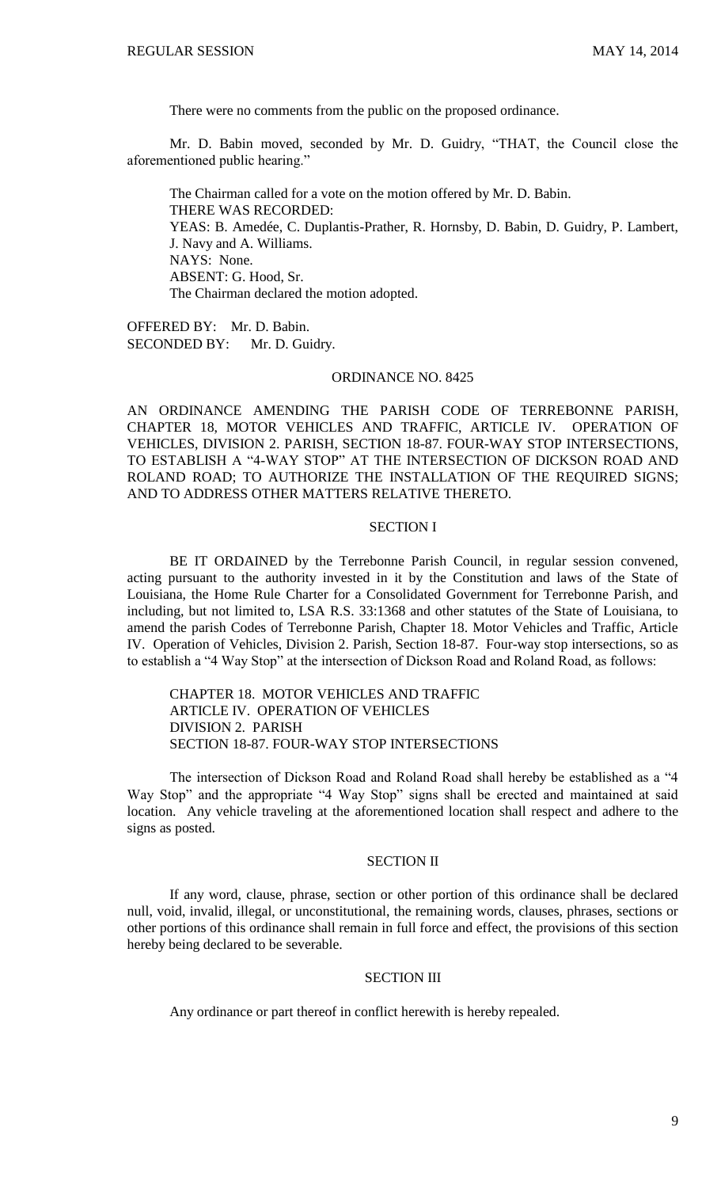There were no comments from the public on the proposed ordinance.

Mr. D. Babin moved, seconded by Mr. D. Guidry, "THAT, the Council close the aforementioned public hearing."

The Chairman called for a vote on the motion offered by Mr. D. Babin.
THERE WAS RECORDED:
YEAS: B. Amedée, C. Duplantis-Prather, R. Hornsby, D. Babin, D. Guidry, P. Lambert, J. Navy and A. Williams.
NAYS: None.
ABSENT: G. Hood, Sr.
The Chairman declared the motion adopted.

OFFERED BY: Mr. D. Babin.
SECONDED BY: Mr. D. Guidry.

## ORDINANCE NO. 8425

AN ORDINANCE AMENDING THE PARISH CODE OF TERREBONNE PARISH, CHAPTER 18, MOTOR VEHICLES AND TRAFFIC, ARTICLE IV. OPERATION OF VEHICLES, DIVISION 2. PARISH, SECTION 18-87. FOUR-WAY STOP INTERSECTIONS, TO ESTABLISH A "4-WAY STOP" AT THE INTERSECTION OF DICKSON ROAD AND ROLAND ROAD; TO AUTHORIZE THE INSTALLATION OF THE REQUIRED SIGNS; AND TO ADDRESS OTHER MATTERS RELATIVE THERETO.

### SECTION I

BE IT ORDAINED by the Terrebonne Parish Council, in regular session convened, acting pursuant to the authority invested in it by the Constitution and laws of the State of Louisiana, the Home Rule Charter for a Consolidated Government for Terrebonne Parish, and including, but not limited to, LSA R.S. 33:1368 and other statutes of the State of Louisiana, to amend the parish Codes of Terrebonne Parish, Chapter 18. Motor Vehicles and Traffic, Article IV. Operation of Vehicles, Division 2. Parish, Section 18-87. Four-way stop intersections, so as to establish a "4 Way Stop" at the intersection of Dickson Road and Roland Road, as follows:

CHAPTER 18. MOTOR VEHICLES AND TRAFFIC
ARTICLE IV. OPERATION OF VEHICLES
DIVISION 2. PARISH
SECTION 18-87. FOUR-WAY STOP INTERSECTIONS

The intersection of Dickson Road and Roland Road shall hereby be established as a "4 Way Stop" and the appropriate "4 Way Stop" signs shall be erected and maintained at said location. Any vehicle traveling at the aforementioned location shall respect and adhere to the signs as posted.

### SECTION II

If any word, clause, phrase, section or other portion of this ordinance shall be declared null, void, invalid, illegal, or unconstitutional, the remaining words, clauses, phrases, sections or other portions of this ordinance shall remain in full force and effect, the provisions of this section hereby being declared to be severable.

### SECTION III

Any ordinance or part thereof in conflict herewith is hereby repealed.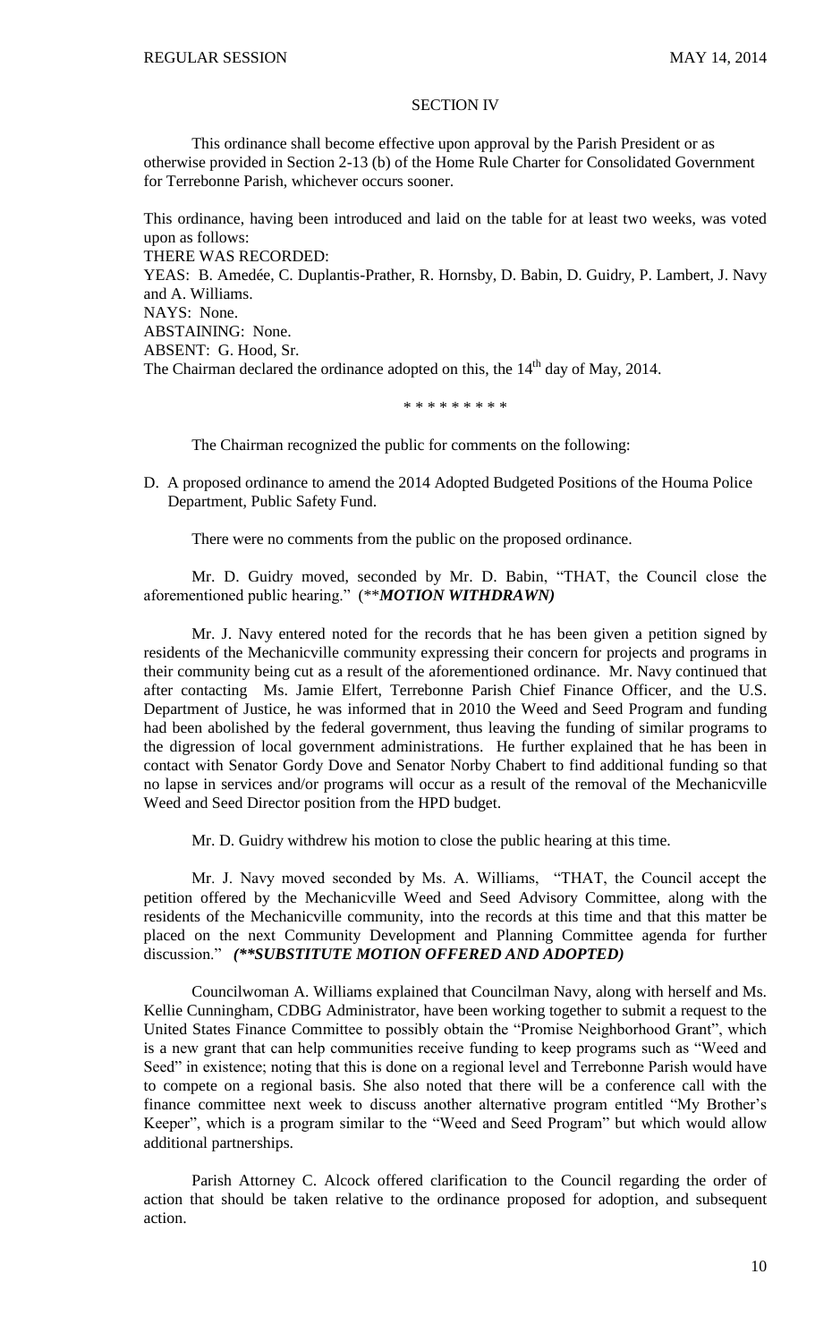SECTION IV

This ordinance shall become effective upon approval by the Parish President or as otherwise provided in Section 2-13 (b) of the Home Rule Charter for Consolidated Government for Terrebonne Parish, whichever occurs sooner.

This ordinance, having been introduced and laid on the table for at least two weeks, was voted upon as follows:

THERE WAS RECORDED:

YEAS: B. Amedée, C. Duplantis-Prather, R. Hornsby, D. Babin, D. Guidry, P. Lambert, J. Navy and A. Williams.

NAYS: None.

ABSTAINING: None.

ABSENT: G. Hood, Sr.

The Chairman declared the ordinance adopted on this, the 14th day of May, 2014.

\* \* \* \* \* \* \* \* \*

The Chairman recognized the public for comments on the following:

D. A proposed ordinance to amend the 2014 Adopted Budgeted Positions of the Houma Police Department, Public Safety Fund.

There were no comments from the public on the proposed ordinance.

Mr. D. Guidry moved, seconded by Mr. D. Babin, "THAT, the Council close the aforementioned public hearing." (***\*MOTION WITHDRAWN)***

Mr. J. Navy entered noted for the records that he has been given a petition signed by residents of the Mechanicville community expressing their concern for projects and programs in their community being cut as a result of the aforementioned ordinance. Mr. Navy continued that after contacting Ms. Jamie Elfert, Terrebonne Parish Chief Finance Officer, and the U.S. Department of Justice, he was informed that in 2010 the Weed and Seed Program and funding had been abolished by the federal government, thus leaving the funding of similar programs to the digression of local government administrations. He further explained that he has been in contact with Senator Gordy Dove and Senator Norby Chabert to find additional funding so that no lapse in services and/or programs will occur as a result of the removal of the Mechanicville Weed and Seed Director position from the HPD budget.

Mr. D. Guidry withdrew his motion to close the public hearing at this time.

Mr. J. Navy moved seconded by Ms. A. Williams, "THAT, the Council accept the petition offered by the Mechanicville Weed and Seed Advisory Committee, along with the residents of the Mechanicville community, into the records at this time and that this matter be placed on the next Community Development and Planning Committee agenda for further discussion." ***(\*\*SUBSTITUTE MOTION OFFERED AND ADOPTED)***

Councilwoman A. Williams explained that Councilman Navy, along with herself and Ms. Kellie Cunningham, CDBG Administrator, have been working together to submit a request to the United States Finance Committee to possibly obtain the "Promise Neighborhood Grant", which is a new grant that can help communities receive funding to keep programs such as "Weed and Seed" in existence; noting that this is done on a regional level and Terrebonne Parish would have to compete on a regional basis. She also noted that there will be a conference call with the finance committee next week to discuss another alternative program entitled "My Brother's Keeper", which is a program similar to the "Weed and Seed Program" but which would allow additional partnerships.

Parish Attorney C. Alcock offered clarification to the Council regarding the order of action that should be taken relative to the ordinance proposed for adoption, and subsequent action.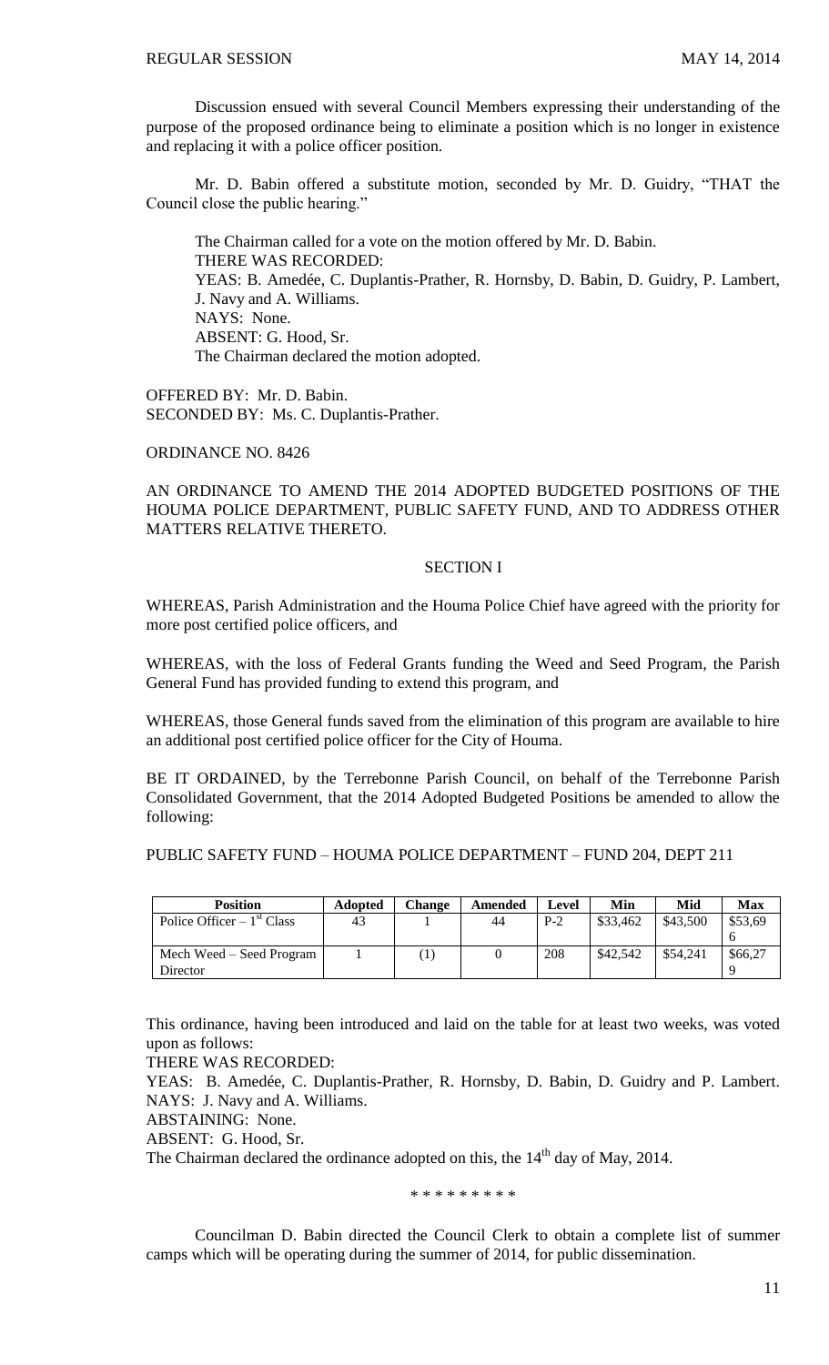Discussion ensued with several Council Members expressing their understanding of the purpose of the proposed ordinance being to eliminate a position which is no longer in existence and replacing it with a police officer position.

Mr. D. Babin offered a substitute motion, seconded by Mr. D. Guidry, "THAT the Council close the public hearing."

The Chairman called for a vote on the motion offered by Mr. D. Babin.
THERE WAS RECORDED:
YEAS: B. Amedée, C. Duplantis-Prather, R. Hornsby, D. Babin, D. Guidry, P. Lambert, J. Navy and A. Williams.
NAYS: None.
ABSENT: G. Hood, Sr.
The Chairman declared the motion adopted.

OFFERED BY: Mr. D. Babin.
SECONDED BY: Ms. C. Duplantis-Prather.

ORDINANCE NO. 8426

AN ORDINANCE TO AMEND THE 2014 ADOPTED BUDGETED POSITIONS OF THE HOUMA POLICE DEPARTMENT, PUBLIC SAFETY FUND, AND TO ADDRESS OTHER MATTERS RELATIVE THERETO.

SECTION I

WHEREAS, Parish Administration and the Houma Police Chief have agreed with the priority for more post certified police officers, and

WHEREAS, with the loss of Federal Grants funding the Weed and Seed Program, the Parish General Fund has provided funding to extend this program, and

WHEREAS, those General funds saved from the elimination of this program are available to hire an additional post certified police officer for the City of Houma.

BE IT ORDAINED, by the Terrebonne Parish Council, on behalf of the Terrebonne Parish Consolidated Government, that the 2014 Adopted Budgeted Positions be amended to allow the following:

PUBLIC SAFETY FUND – HOUMA POLICE DEPARTMENT – FUND 204, DEPT 211

| Position | Adopted | Change | Amended | Level | Min | Mid | Max |
|---|---|---|---|---|---|---|---|
| Police Officer – 1st Class | 43 | 1 | 44 | P-2 | $33,462 | $43,500 | $53,696 |
| Mech Weed – Seed Program Director | 1 | (1) | 0 | 208 | $42,542 | $54,241 | $66,279 |

This ordinance, having been introduced and laid on the table for at least two weeks, was voted upon as follows:
THERE WAS RECORDED:
YEAS: B. Amedée, C. Duplantis-Prather, R. Hornsby, D. Babin, D. Guidry and P. Lambert.
NAYS: J. Navy and A. Williams.
ABSTAINING: None.
ABSENT: G. Hood, Sr.
The Chairman declared the ordinance adopted on this, the 14th day of May, 2014.

\* \* \* \* \* \* \* \* \*

Councilman D. Babin directed the Council Clerk to obtain a complete list of summer camps which will be operating during the summer of 2014, for public dissemination.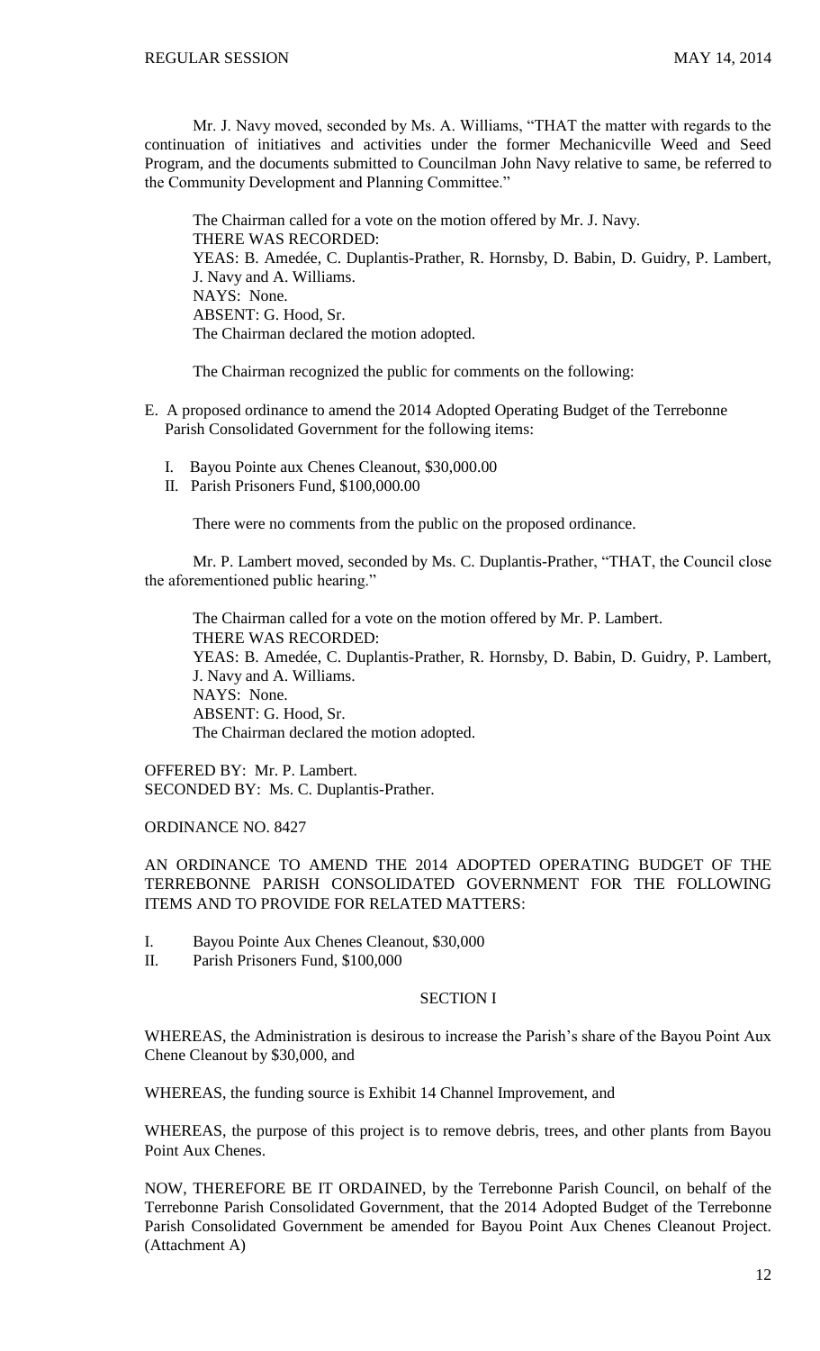Mr. J. Navy moved, seconded by Ms. A. Williams, "THAT the matter with regards to the continuation of initiatives and activities under the former Mechanicville Weed and Seed Program, and the documents submitted to Councilman John Navy relative to same, be referred to the Community Development and Planning Committee."

The Chairman called for a vote on the motion offered by Mr. J. Navy.
THERE WAS RECORDED:
YEAS: B. Amedée, C. Duplantis-Prather, R. Hornsby, D. Babin, D. Guidry, P. Lambert, J. Navy and A. Williams.
NAYS: None.
ABSENT: G. Hood, Sr.
The Chairman declared the motion adopted.

The Chairman recognized the public for comments on the following:

E. A proposed ordinance to amend the 2014 Adopted Operating Budget of the Terrebonne Parish Consolidated Government for the following items:

   I. Bayou Pointe aux Chenes Cleanout, $30,000.00
   II. Parish Prisoners Fund, $100,000.00

There were no comments from the public on the proposed ordinance.

Mr. P. Lambert moved, seconded by Ms. C. Duplantis-Prather, "THAT, the Council close the aforementioned public hearing."

The Chairman called for a vote on the motion offered by Mr. P. Lambert.
THERE WAS RECORDED:
YEAS: B. Amedée, C. Duplantis-Prather, R. Hornsby, D. Babin, D. Guidry, P. Lambert, J. Navy and A. Williams.
NAYS: None.
ABSENT: G. Hood, Sr.
The Chairman declared the motion adopted.

OFFERED BY: Mr. P. Lambert.
SECONDED BY: Ms. C. Duplantis-Prather.

ORDINANCE NO. 8427

AN ORDINANCE TO AMEND THE 2014 ADOPTED OPERATING BUDGET OF THE TERREBONNE PARISH CONSOLIDATED GOVERNMENT FOR THE FOLLOWING ITEMS AND TO PROVIDE FOR RELATED MATTERS:

I. Bayou Pointe Aux Chenes Cleanout, $30,000
II. Parish Prisoners Fund, $100,000

SECTION I

WHEREAS, the Administration is desirous to increase the Parish's share of the Bayou Point Aux Chene Cleanout by $30,000, and

WHEREAS, the funding source is Exhibit 14 Channel Improvement, and

WHEREAS, the purpose of this project is to remove debris, trees, and other plants from Bayou Point Aux Chenes.

NOW, THEREFORE BE IT ORDAINED, by the Terrebonne Parish Council, on behalf of the Terrebonne Parish Consolidated Government, that the 2014 Adopted Budget of the Terrebonne Parish Consolidated Government be amended for Bayou Point Aux Chenes Cleanout Project. (Attachment A)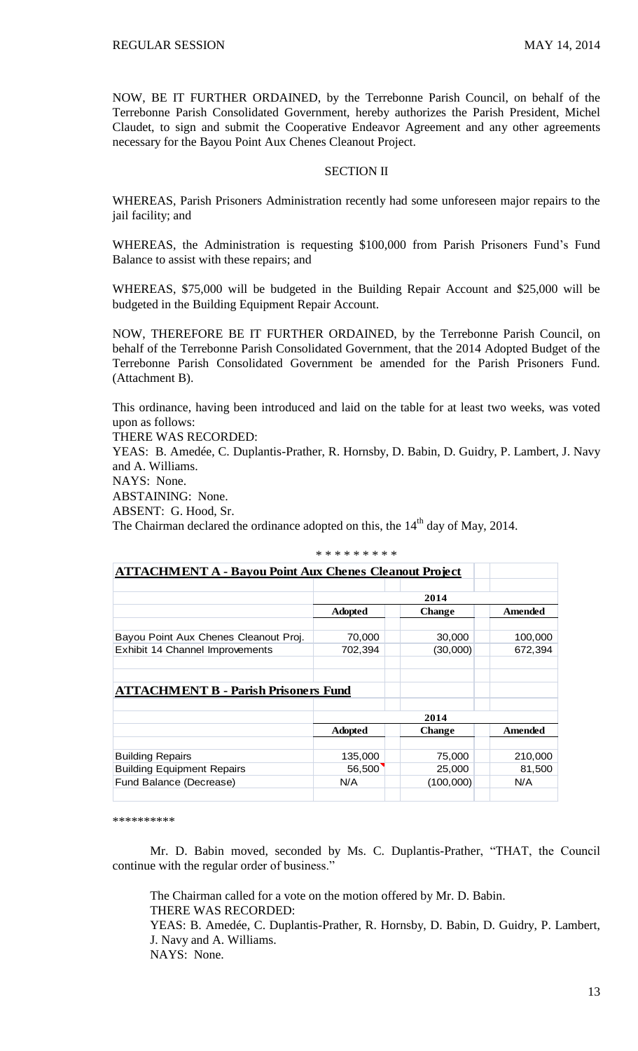NOW, BE IT FURTHER ORDAINED, by the Terrebonne Parish Council, on behalf of the Terrebonne Parish Consolidated Government, hereby authorizes the Parish President, Michel Claudet, to sign and submit the Cooperative Endeavor Agreement and any other agreements necessary for the Bayou Point Aux Chenes Cleanout Project.

SECTION II

WHEREAS, Parish Prisoners Administration recently had some unforeseen major repairs to the jail facility; and

WHEREAS, the Administration is requesting $100,000 from Parish Prisoners Fund's Fund Balance to assist with these repairs; and

WHEREAS, $75,000 will be budgeted in the Building Repair Account and $25,000 will be budgeted in the Building Equipment Repair Account.

NOW, THEREFORE BE IT FURTHER ORDAINED, by the Terrebonne Parish Council, on behalf of the Terrebonne Parish Consolidated Government, that the 2014 Adopted Budget of the Terrebonne Parish Consolidated Government be amended for the Parish Prisoners Fund. (Attachment B).

This ordinance, having been introduced and laid on the table for at least two weeks, was voted upon as follows:

THERE WAS RECORDED:

YEAS: B. Amedée, C. Duplantis-Prather, R. Hornsby, D. Babin, D. Guidry, P. Lambert, J. Navy and A. Williams.

NAYS: None.

ABSTAINING: None.

ABSENT: G. Hood, Sr.

The Chairman declared the ordinance adopted on this, the 14th day of May, 2014.

\* \* \* \* \* \* \* \* \*

**ATTACHMENT A - Bayou Point Aux Chenes Cleanout Project**

| | 2014 | | |
|---|---|---|---|
| | **Adopted** | **Change** | **Amended** |
| Bayou Point Aux Chenes Cleanout Proj. | 70,000 | 30,000 | 100,000 |
| Exhibit 14 Channel Improvements | 702,394 | (30,000) | 672,394 |

**ATTACHMENT B - Parish Prisoners Fund**

| | 2014 | | |
|---|---|---|---|
| | **Adopted** | **Change** | **Amended** |
| Building Repairs | 135,000 | 75,000 | 210,000 |
| Building Equipment Repairs | 56,500 | 25,000 | 81,500 |
| Fund Balance (Decrease) | N/A | (100,000) | N/A |

\*\*\*\*\*\*\*\*\*\*

Mr. D. Babin moved, seconded by Ms. C. Duplantis-Prather, "THAT, the Council continue with the regular order of business."

The Chairman called for a vote on the motion offered by Mr. D. Babin.

THERE WAS RECORDED:

YEAS: B. Amedée, C. Duplantis-Prather, R. Hornsby, D. Babin, D. Guidry, P. Lambert, J. Navy and A. Williams.

NAYS: None.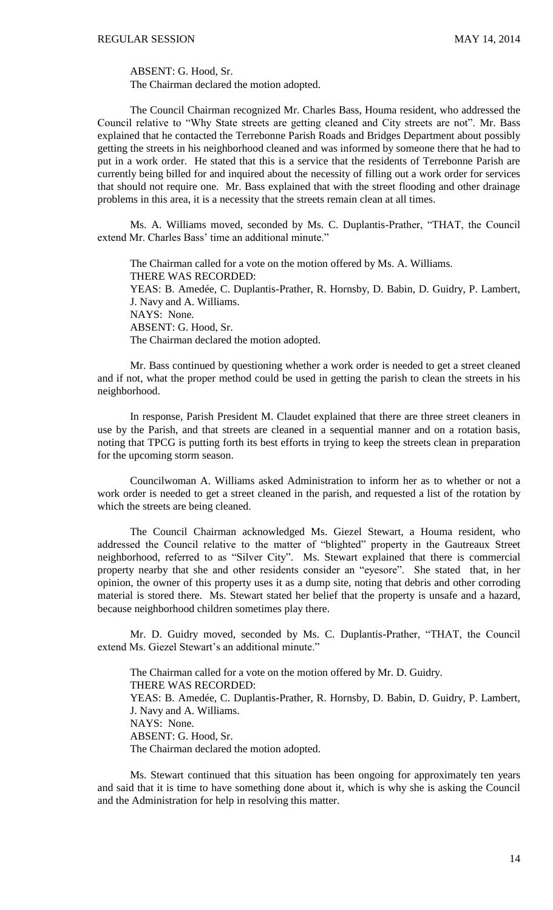ABSENT: G. Hood, Sr.
The Chairman declared the motion adopted.

The Council Chairman recognized Mr. Charles Bass, Houma resident, who addressed the Council relative to "Why State streets are getting cleaned and City streets are not". Mr. Bass explained that he contacted the Terrebonne Parish Roads and Bridges Department about possibly getting the streets in his neighborhood cleaned and was informed by someone there that he had to put in a work order. He stated that this is a service that the residents of Terrebonne Parish are currently being billed for and inquired about the necessity of filling out a work order for services that should not require one. Mr. Bass explained that with the street flooding and other drainage problems in this area, it is a necessity that the streets remain clean at all times.

Ms. A. Williams moved, seconded by Ms. C. Duplantis-Prather, "THAT, the Council extend Mr. Charles Bass' time an additional minute."

The Chairman called for a vote on the motion offered by Ms. A. Williams.
THERE WAS RECORDED:
YEAS: B. Amedée, C. Duplantis-Prather, R. Hornsby, D. Babin, D. Guidry, P. Lambert, J. Navy and A. Williams.
NAYS: None.
ABSENT: G. Hood, Sr.
The Chairman declared the motion adopted.

Mr. Bass continued by questioning whether a work order is needed to get a street cleaned and if not, what the proper method could be used in getting the parish to clean the streets in his neighborhood.

In response, Parish President M. Claudet explained that there are three street cleaners in use by the Parish, and that streets are cleaned in a sequential manner and on a rotation basis, noting that TPCG is putting forth its best efforts in trying to keep the streets clean in preparation for the upcoming storm season.

Councilwoman A. Williams asked Administration to inform her as to whether or not a work order is needed to get a street cleaned in the parish, and requested a list of the rotation by which the streets are being cleaned.

The Council Chairman acknowledged Ms. Giezel Stewart, a Houma resident, who addressed the Council relative to the matter of "blighted" property in the Gautreaux Street neighborhood, referred to as "Silver City". Ms. Stewart explained that there is commercial property nearby that she and other residents consider an "eyesore". She stated that, in her opinion, the owner of this property uses it as a dump site, noting that debris and other corroding material is stored there. Ms. Stewart stated her belief that the property is unsafe and a hazard, because neighborhood children sometimes play there.

Mr. D. Guidry moved, seconded by Ms. C. Duplantis-Prather, "THAT, the Council extend Ms. Giezel Stewart's an additional minute."

The Chairman called for a vote on the motion offered by Mr. D. Guidry.
THERE WAS RECORDED:
YEAS: B. Amedée, C. Duplantis-Prather, R. Hornsby, D. Babin, D. Guidry, P. Lambert, J. Navy and A. Williams.
NAYS: None.
ABSENT: G. Hood, Sr.
The Chairman declared the motion adopted.

Ms. Stewart continued that this situation has been ongoing for approximately ten years and said that it is time to have something done about it, which is why she is asking the Council and the Administration for help in resolving this matter.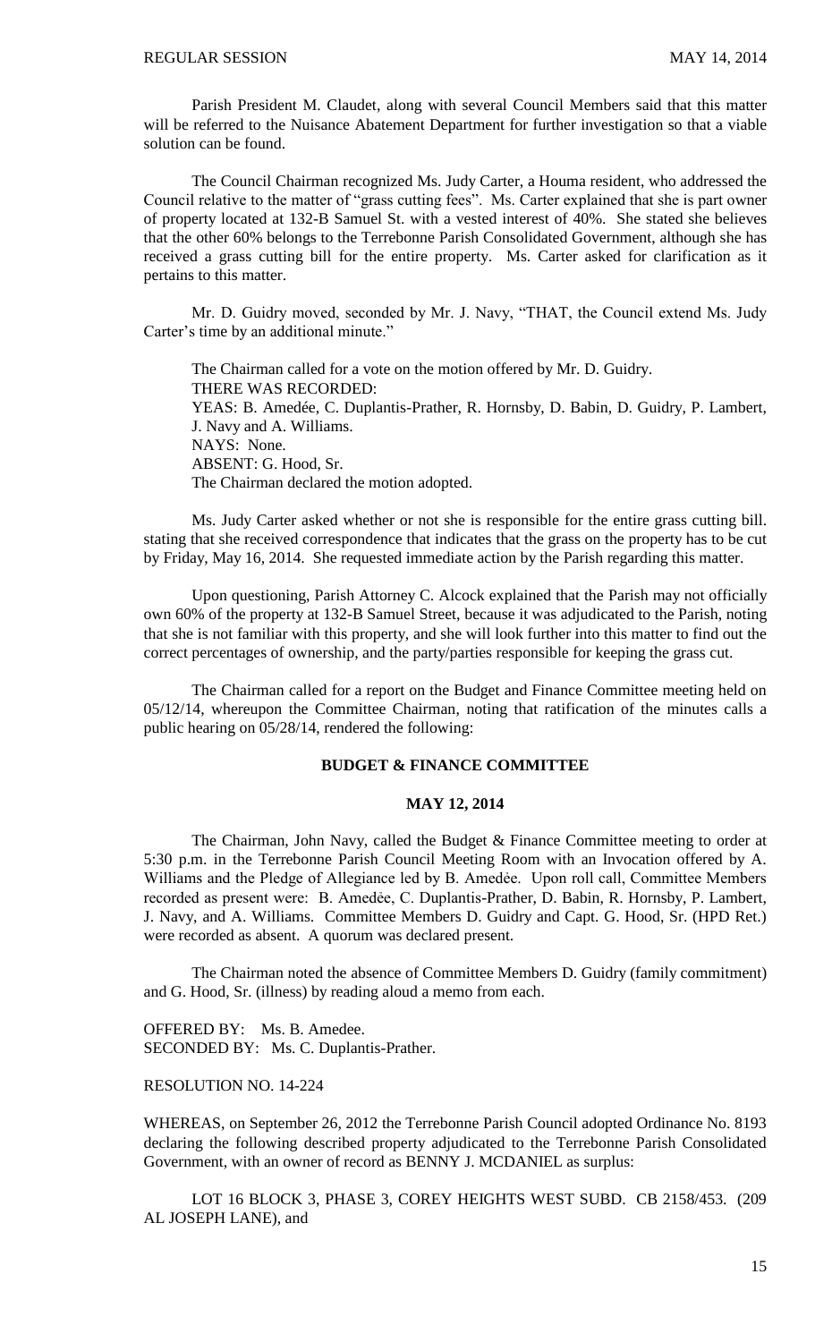Parish President M. Claudet, along with several Council Members said that this matter will be referred to the Nuisance Abatement Department for further investigation so that a viable solution can be found.

The Council Chairman recognized Ms. Judy Carter, a Houma resident, who addressed the Council relative to the matter of "grass cutting fees". Ms. Carter explained that she is part owner of property located at 132-B Samuel St. with a vested interest of 40%. She stated she believes that the other 60% belongs to the Terrebonne Parish Consolidated Government, although she has received a grass cutting bill for the entire property. Ms. Carter asked for clarification as it pertains to this matter.

Mr. D. Guidry moved, seconded by Mr. J. Navy, "THAT, the Council extend Ms. Judy Carter's time by an additional minute."

The Chairman called for a vote on the motion offered by Mr. D. Guidry.
THERE WAS RECORDED:
YEAS: B. Amedée, C. Duplantis-Prather, R. Hornsby, D. Babin, D. Guidry, P. Lambert, J. Navy and A. Williams.
NAYS: None.
ABSENT: G. Hood, Sr.
The Chairman declared the motion adopted.

Ms. Judy Carter asked whether or not she is responsible for the entire grass cutting bill. stating that she received correspondence that indicates that the grass on the property has to be cut by Friday, May 16, 2014. She requested immediate action by the Parish regarding this matter.

Upon questioning, Parish Attorney C. Alcock explained that the Parish may not officially own 60% of the property at 132-B Samuel Street, because it was adjudicated to the Parish, noting that she is not familiar with this property, and she will look further into this matter to find out the correct percentages of ownership, and the party/parties responsible for keeping the grass cut.

The Chairman called for a report on the Budget and Finance Committee meeting held on 05/12/14, whereupon the Committee Chairman, noting that ratification of the minutes calls a public hearing on 05/28/14, rendered the following:

## BUDGET & FINANCE COMMITTEE

### MAY 12, 2014

The Chairman, John Navy, called the Budget & Finance Committee meeting to order at 5:30 p.m. in the Terrebonne Parish Council Meeting Room with an Invocation offered by A. Williams and the Pledge of Allegiance led by B. Amedѐe. Upon roll call, Committee Members recorded as present were: B. Amedẻe, C. Duplantis-Prather, D. Babin, R. Hornsby, P. Lambert, J. Navy, and A. Williams. Committee Members D. Guidry and Capt. G. Hood, Sr. (HPD Ret.) were recorded as absent. A quorum was declared present.

The Chairman noted the absence of Committee Members D. Guidry (family commitment) and G. Hood, Sr. (illness) by reading aloud a memo from each.

OFFERED BY: Ms. B. Amedee.
SECONDED BY: Ms. C. Duplantis-Prather.

RESOLUTION NO. 14-224

WHEREAS, on September 26, 2012 the Terrebonne Parish Council adopted Ordinance No. 8193 declaring the following described property adjudicated to the Terrebonne Parish Consolidated Government, with an owner of record as BENNY J. MCDANIEL as surplus:

LOT 16 BLOCK 3, PHASE 3, COREY HEIGHTS WEST SUBD. CB 2158/453. (209 AL JOSEPH LANE), and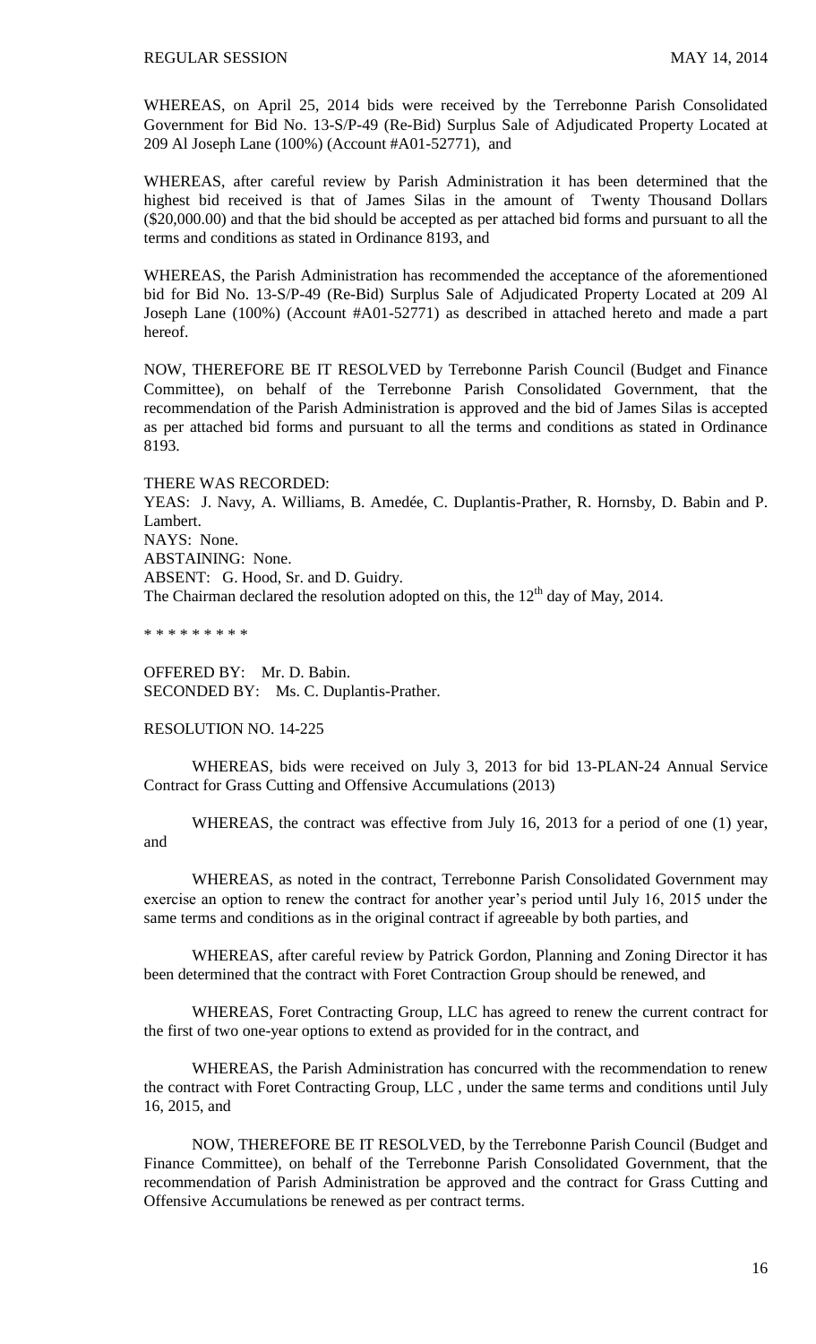WHEREAS, on April 25, 2014 bids were received by the Terrebonne Parish Consolidated Government for Bid No. 13-S/P-49 (Re-Bid) Surplus Sale of Adjudicated Property Located at 209 Al Joseph Lane (100%) (Account #A01-52771), and

WHEREAS, after careful review by Parish Administration it has been determined that the highest bid received is that of James Silas in the amount of Twenty Thousand Dollars ($20,000.00) and that the bid should be accepted as per attached bid forms and pursuant to all the terms and conditions as stated in Ordinance 8193, and

WHEREAS, the Parish Administration has recommended the acceptance of the aforementioned bid for Bid No. 13-S/P-49 (Re-Bid) Surplus Sale of Adjudicated Property Located at 209 Al Joseph Lane (100%) (Account #A01-52771) as described in attached hereto and made a part hereof.

NOW, THEREFORE BE IT RESOLVED by Terrebonne Parish Council (Budget and Finance Committee), on behalf of the Terrebonne Parish Consolidated Government, that the recommendation of the Parish Administration is approved and the bid of James Silas is accepted as per attached bid forms and pursuant to all the terms and conditions as stated in Ordinance 8193.

THERE WAS RECORDED:
YEAS: J. Navy, A. Williams, B. Amedée, C. Duplantis-Prather, R. Hornsby, D. Babin and P. Lambert.
NAYS: None.
ABSTAINING: None.
ABSENT: G. Hood, Sr. and D. Guidry.
The Chairman declared the resolution adopted on this, the 12th day of May, 2014.

* * * * * * * * *

OFFERED BY: Mr. D. Babin.
SECONDED BY: Ms. C. Duplantis-Prather.

RESOLUTION NO. 14-225

WHEREAS, bids were received on July 3, 2013 for bid 13-PLAN-24 Annual Service Contract for Grass Cutting and Offensive Accumulations (2013)

WHEREAS, the contract was effective from July 16, 2013 for a period of one (1) year, and

WHEREAS, as noted in the contract, Terrebonne Parish Consolidated Government may exercise an option to renew the contract for another year's period until July 16, 2015 under the same terms and conditions as in the original contract if agreeable by both parties, and

WHEREAS, after careful review by Patrick Gordon, Planning and Zoning Director it has been determined that the contract with Foret Contraction Group should be renewed, and

WHEREAS, Foret Contracting Group, LLC has agreed to renew the current contract for the first of two one-year options to extend as provided for in the contract, and

WHEREAS, the Parish Administration has concurred with the recommendation to renew the contract with Foret Contracting Group, LLC , under the same terms and conditions until July 16, 2015, and

NOW, THEREFORE BE IT RESOLVED, by the Terrebonne Parish Council (Budget and Finance Committee), on behalf of the Terrebonne Parish Consolidated Government, that the recommendation of Parish Administration be approved and the contract for Grass Cutting and Offensive Accumulations be renewed as per contract terms.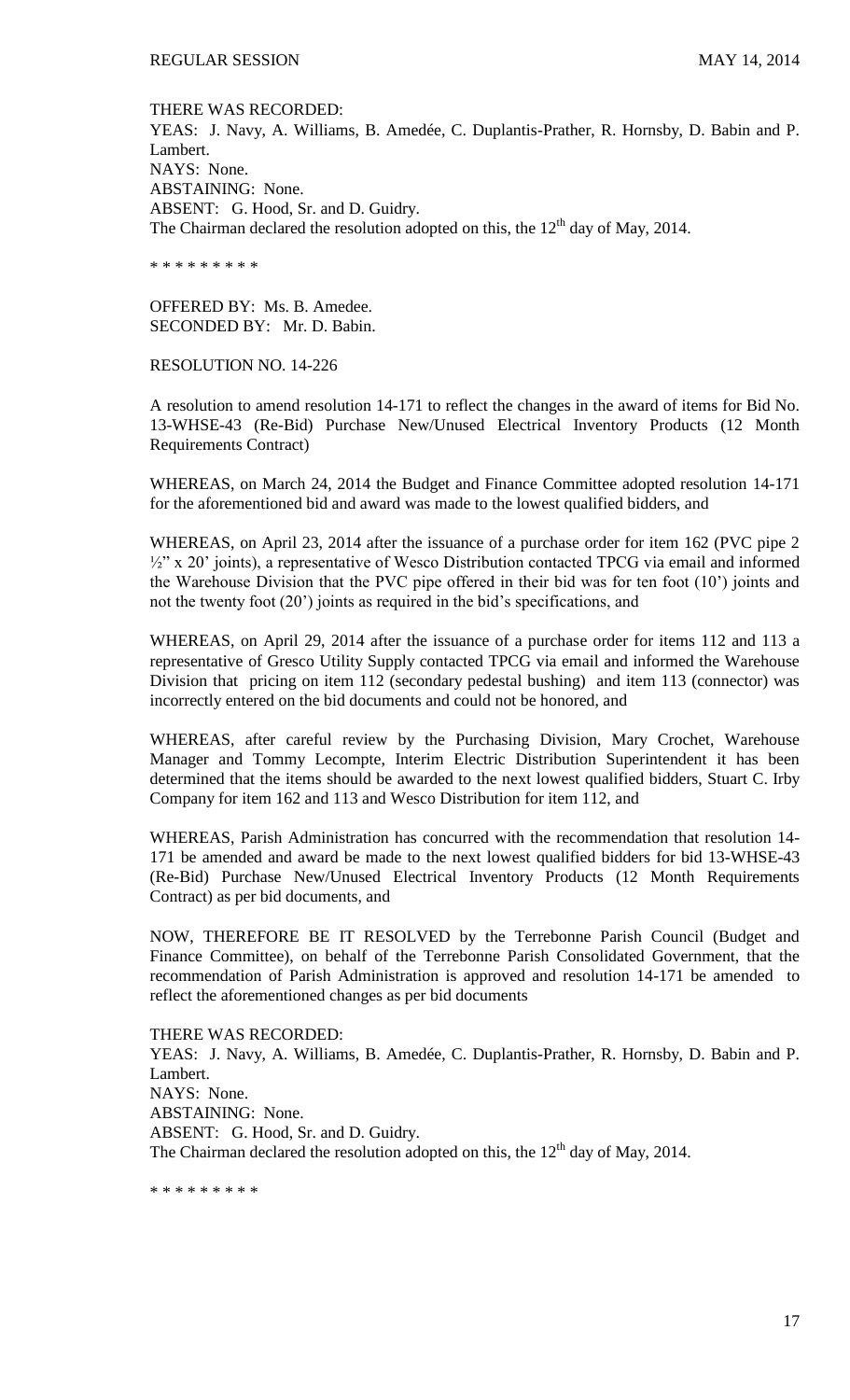THERE WAS RECORDED:
YEAS: J. Navy, A. Williams, B. Amedée, C. Duplantis-Prather, R. Hornsby, D. Babin and P. Lambert.
NAYS: None.
ABSTAINING: None.
ABSENT: G. Hood, Sr. and D. Guidry.
The Chairman declared the resolution adopted on this, the 12th day of May, 2014.

\* \* \* \* \* \* \* \* \*

OFFERED BY: Ms. B. Amedee.
SECONDED BY: Mr. D. Babin.

RESOLUTION NO. 14-226

A resolution to amend resolution 14-171 to reflect the changes in the award of items for Bid No. 13-WHSE-43 (Re-Bid) Purchase New/Unused Electrical Inventory Products (12 Month Requirements Contract)

WHEREAS, on March 24, 2014 the Budget and Finance Committee adopted resolution 14-171 for the aforementioned bid and award was made to the lowest qualified bidders, and

WHEREAS, on April 23, 2014 after the issuance of a purchase order for item 162 (PVC pipe 2 ½" x 20' joints), a representative of Wesco Distribution contacted TPCG via email and informed the Warehouse Division that the PVC pipe offered in their bid was for ten foot (10') joints and not the twenty foot (20') joints as required in the bid's specifications, and

WHEREAS, on April 29, 2014 after the issuance of a purchase order for items 112 and 113 a representative of Gresco Utility Supply contacted TPCG via email and informed the Warehouse Division that pricing on item 112 (secondary pedestal bushing) and item 113 (connector) was incorrectly entered on the bid documents and could not be honored, and

WHEREAS, after careful review by the Purchasing Division, Mary Crochet, Warehouse Manager and Tommy Lecompte, Interim Electric Distribution Superintendent it has been determined that the items should be awarded to the next lowest qualified bidders, Stuart C. Irby Company for item 162 and 113 and Wesco Distribution for item 112, and

WHEREAS, Parish Administration has concurred with the recommendation that resolution 14-171 be amended and award be made to the next lowest qualified bidders for bid 13-WHSE-43 (Re-Bid) Purchase New/Unused Electrical Inventory Products (12 Month Requirements Contract) as per bid documents, and

NOW, THEREFORE BE IT RESOLVED by the Terrebonne Parish Council (Budget and Finance Committee), on behalf of the Terrebonne Parish Consolidated Government, that the recommendation of Parish Administration is approved and resolution 14-171 be amended to reflect the aforementioned changes as per bid documents

THERE WAS RECORDED:
YEAS: J. Navy, A. Williams, B. Amedée, C. Duplantis-Prather, R. Hornsby, D. Babin and P. Lambert.
NAYS: None.
ABSTAINING: None.
ABSENT: G. Hood, Sr. and D. Guidry.
The Chairman declared the resolution adopted on this, the 12th day of May, 2014.

\* \* \* \* \* \* \* \* \*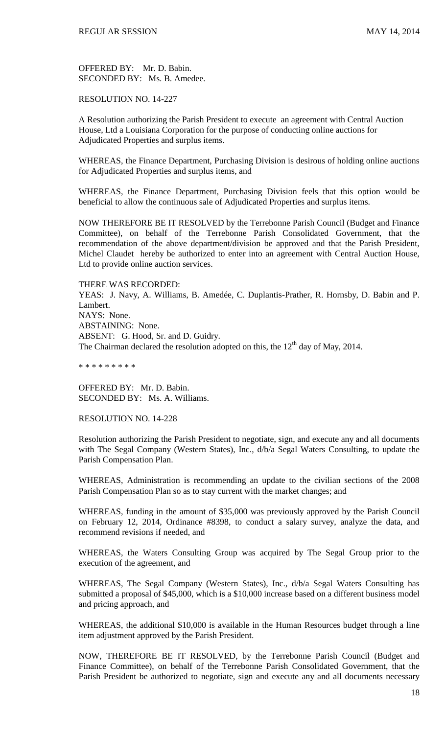OFFERED BY: Mr. D. Babin.
SECONDED BY: Ms. B. Amedee.

RESOLUTION NO. 14-227

A Resolution authorizing the Parish President to execute an agreement with Central Auction House, Ltd a Louisiana Corporation for the purpose of conducting online auctions for Adjudicated Properties and surplus items.

WHEREAS, the Finance Department, Purchasing Division is desirous of holding online auctions for Adjudicated Properties and surplus items, and

WHEREAS, the Finance Department, Purchasing Division feels that this option would be beneficial to allow the continuous sale of Adjudicated Properties and surplus items.

NOW THEREFORE BE IT RESOLVED by the Terrebonne Parish Council (Budget and Finance Committee), on behalf of the Terrebonne Parish Consolidated Government, that the recommendation of the above department/division be approved and that the Parish President, Michel Claudet hereby be authorized to enter into an agreement with Central Auction House, Ltd to provide online auction services.

THERE WAS RECORDED:
YEAS: J. Navy, A. Williams, B. Amedée, C. Duplantis-Prather, R. Hornsby, D. Babin and P. Lambert.
NAYS: None.
ABSTAINING: None.
ABSENT: G. Hood, Sr. and D. Guidry.
The Chairman declared the resolution adopted on this, the 12th day of May, 2014.

* * * * * * * * *

OFFERED BY: Mr. D. Babin.
SECONDED BY: Ms. A. Williams.

RESOLUTION NO. 14-228

Resolution authorizing the Parish President to negotiate, sign, and execute any and all documents with The Segal Company (Western States), Inc., d/b/a Segal Waters Consulting, to update the Parish Compensation Plan.

WHEREAS, Administration is recommending an update to the civilian sections of the 2008 Parish Compensation Plan so as to stay current with the market changes; and

WHEREAS, funding in the amount of $35,000 was previously approved by the Parish Council on February 12, 2014, Ordinance #8398, to conduct a salary survey, analyze the data, and recommend revisions if needed, and

WHEREAS, the Waters Consulting Group was acquired by The Segal Group prior to the execution of the agreement, and

WHEREAS, The Segal Company (Western States), Inc., d/b/a Segal Waters Consulting has submitted a proposal of $45,000, which is a $10,000 increase based on a different business model and pricing approach, and

WHEREAS, the additional $10,000 is available in the Human Resources budget through a line item adjustment approved by the Parish President.

NOW, THEREFORE BE IT RESOLVED, by the Terrebonne Parish Council (Budget and Finance Committee), on behalf of the Terrebonne Parish Consolidated Government, that the Parish President be authorized to negotiate, sign and execute any and all documents necessary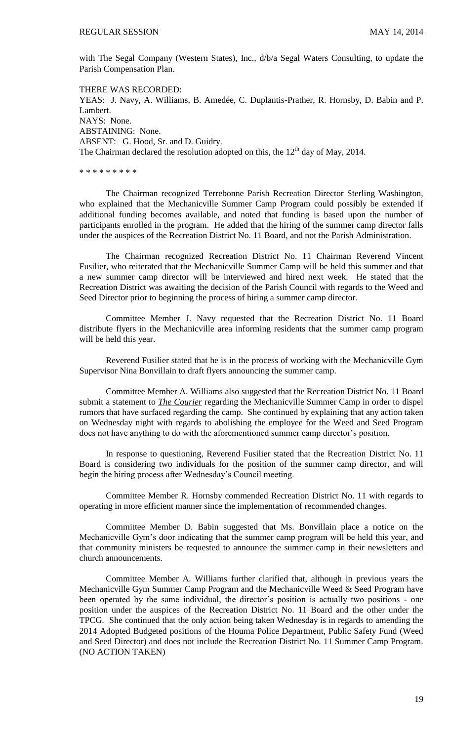with The Segal Company (Western States), Inc., d/b/a Segal Waters Consulting, to update the Parish Compensation Plan.

THERE WAS RECORDED:
YEAS: J. Navy, A. Williams, B. Amedée, C. Duplantis-Prather, R. Hornsby, D. Babin and P. Lambert.
NAYS: None.
ABSTAINING: None.
ABSENT: G. Hood, Sr. and D. Guidry.
The Chairman declared the resolution adopted on this, the 12th day of May, 2014.

\* \* \* \* \* \* \* \* \*

The Chairman recognized Terrebonne Parish Recreation Director Sterling Washington, who explained that the Mechanicville Summer Camp Program could possibly be extended if additional funding becomes available, and noted that funding is based upon the number of participants enrolled in the program. He added that the hiring of the summer camp director falls under the auspices of the Recreation District No. 11 Board, and not the Parish Administration.

The Chairman recognized Recreation District No. 11 Chairman Reverend Vincent Fusilier, who reiterated that the Mechanicville Summer Camp will be held this summer and that a new summer camp director will be interviewed and hired next week. He stated that the Recreation District was awaiting the decision of the Parish Council with regards to the Weed and Seed Director prior to beginning the process of hiring a summer camp director.

Committee Member J. Navy requested that the Recreation District No. 11 Board distribute flyers in the Mechanicville area informing residents that the summer camp program will be held this year.

Reverend Fusilier stated that he is in the process of working with the Mechanicville Gym Supervisor Nina Bonvillain to draft flyers announcing the summer camp.

Committee Member A. Williams also suggested that the Recreation District No. 11 Board submit a statement to ***The Courier*** regarding the Mechanicville Summer Camp in order to dispel rumors that have surfaced regarding the camp. She continued by explaining that any action taken on Wednesday night with regards to abolishing the employee for the Weed and Seed Program does not have anything to do with the aforementioned summer camp director's position.

In response to questioning, Reverend Fusilier stated that the Recreation District No. 11 Board is considering two individuals for the position of the summer camp director, and will begin the hiring process after Wednesday's Council meeting.

Committee Member R. Hornsby commended Recreation District No. 11 with regards to operating in more efficient manner since the implementation of recommended changes.

Committee Member D. Babin suggested that Ms. Bonvillain place a notice on the Mechanicville Gym's door indicating that the summer camp program will be held this year, and that community ministers be requested to announce the summer camp in their newsletters and church announcements.

Committee Member A. Williams further clarified that, although in previous years the Mechanicville Gym Summer Camp Program and the Mechanicville Weed & Seed Program have been operated by the same individual, the director's position is actually two positions - one position under the auspices of the Recreation District No. 11 Board and the other under the TPCG. She continued that the only action being taken Wednesday is in regards to amending the 2014 Adopted Budgeted positions of the Houma Police Department, Public Safety Fund (Weed and Seed Director) and does not include the Recreation District No. 11 Summer Camp Program. (NO ACTION TAKEN)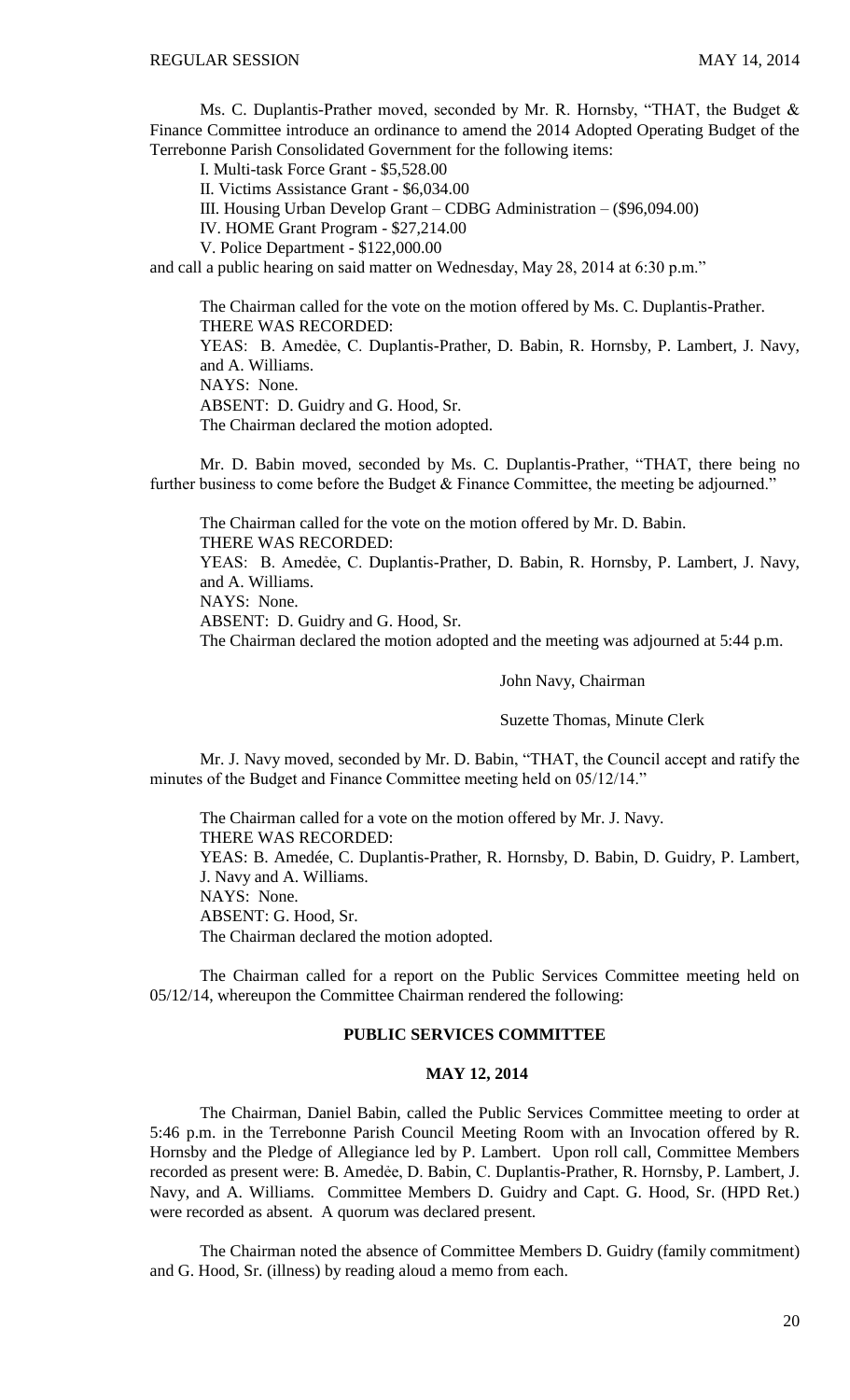Ms. C. Duplantis-Prather moved, seconded by Mr. R. Hornsby, "THAT, the Budget & Finance Committee introduce an ordinance to amend the 2014 Adopted Operating Budget of the Terrebonne Parish Consolidated Government for the following items:

I. Multi-task Force Grant - $5,528.00

II. Victims Assistance Grant - $6,034.00

III. Housing Urban Develop Grant – CDBG Administration – ($96,094.00)

IV. HOME Grant Program - $27,214.00

V. Police Department - $122,000.00

and call a public hearing on said matter on Wednesday, May 28, 2014 at 6:30 p.m."

The Chairman called for the vote on the motion offered by Ms. C. Duplantis-Prather.
THERE WAS RECORDED:
YEAS: B. Amedée, C. Duplantis-Prather, D. Babin, R. Hornsby, P. Lambert, J. Navy, and A. Williams.
NAYS: None.
ABSENT: D. Guidry and G. Hood, Sr.
The Chairman declared the motion adopted.

Mr. D. Babin moved, seconded by Ms. C. Duplantis-Prather, "THAT, there being no further business to come before the Budget & Finance Committee, the meeting be adjourned."

The Chairman called for the vote on the motion offered by Mr. D. Babin.
THERE WAS RECORDED:
YEAS: B. Amedée, C. Duplantis-Prather, D. Babin, R. Hornsby, P. Lambert, J. Navy, and A. Williams.
NAYS: None.
ABSENT: D. Guidry and G. Hood, Sr.
The Chairman declared the motion adopted and the meeting was adjourned at 5:44 p.m.

John Navy, Chairman

Suzette Thomas, Minute Clerk

Mr. J. Navy moved, seconded by Mr. D. Babin, "THAT, the Council accept and ratify the minutes of the Budget and Finance Committee meeting held on 05/12/14."

The Chairman called for a vote on the motion offered by Mr. J. Navy.
THERE WAS RECORDED:
YEAS: B. Amedée, C. Duplantis-Prather, R. Hornsby, D. Babin, D. Guidry, P. Lambert, J. Navy and A. Williams.
NAYS: None.
ABSENT: G. Hood, Sr.
The Chairman declared the motion adopted.

The Chairman called for a report on the Public Services Committee meeting held on 05/12/14, whereupon the Committee Chairman rendered the following:

## PUBLIC SERVICES COMMITTEE

## MAY 12, 2014

The Chairman, Daniel Babin, called the Public Services Committee meeting to order at 5:46 p.m. in the Terrebonne Parish Council Meeting Room with an Invocation offered by R. Hornsby and the Pledge of Allegiance led by P. Lambert. Upon roll call, Committee Members recorded as present were: B. Amedée, D. Babin, C. Duplantis-Prather, R. Hornsby, P. Lambert, J. Navy, and A. Williams. Committee Members D. Guidry and Capt. G. Hood, Sr. (HPD Ret.) were recorded as absent. A quorum was declared present.

The Chairman noted the absence of Committee Members D. Guidry (family commitment) and G. Hood, Sr. (illness) by reading aloud a memo from each.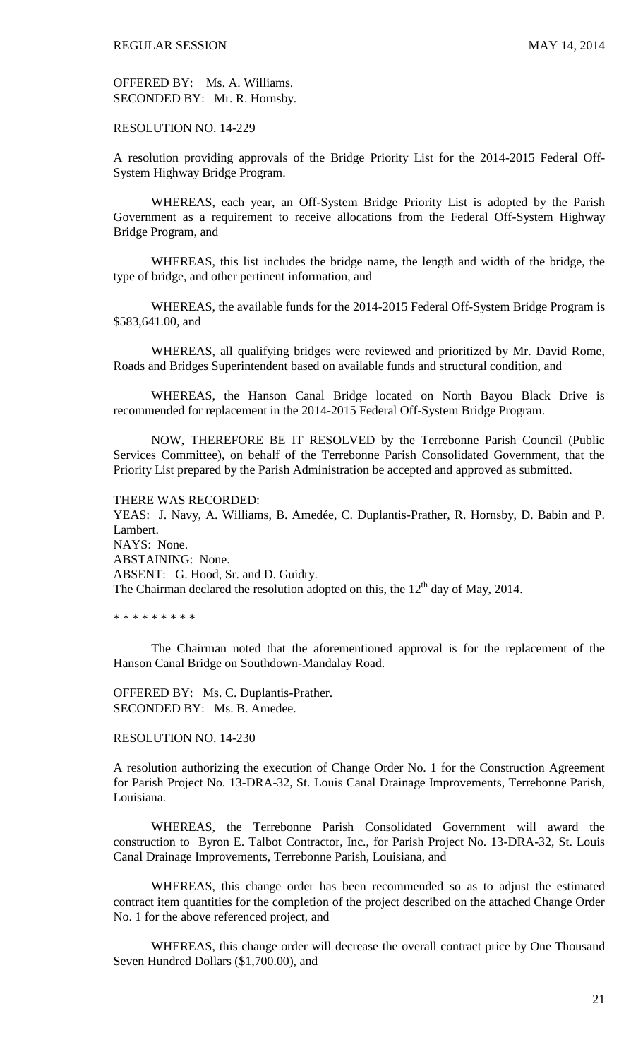OFFERED BY: Ms. A. Williams.
SECONDED BY: Mr. R. Hornsby.

RESOLUTION NO. 14-229

A resolution providing approvals of the Bridge Priority List for the 2014-2015 Federal Off-System Highway Bridge Program.

WHEREAS, each year, an Off-System Bridge Priority List is adopted by the Parish Government as a requirement to receive allocations from the Federal Off-System Highway Bridge Program, and

WHEREAS, this list includes the bridge name, the length and width of the bridge, the type of bridge, and other pertinent information, and

WHEREAS, the available funds for the 2014-2015 Federal Off-System Bridge Program is $583,641.00, and

WHEREAS, all qualifying bridges were reviewed and prioritized by Mr. David Rome, Roads and Bridges Superintendent based on available funds and structural condition, and

WHEREAS, the Hanson Canal Bridge located on North Bayou Black Drive is recommended for replacement in the 2014-2015 Federal Off-System Bridge Program.

NOW, THEREFORE BE IT RESOLVED by the Terrebonne Parish Council (Public Services Committee), on behalf of the Terrebonne Parish Consolidated Government, that the Priority List prepared by the Parish Administration be accepted and approved as submitted.

THERE WAS RECORDED:
YEAS: J. Navy, A. Williams, B. Amedée, C. Duplantis-Prather, R. Hornsby, D. Babin and P. Lambert.
NAYS: None.
ABSTAINING: None.
ABSENT: G. Hood, Sr. and D. Guidry.
The Chairman declared the resolution adopted on this, the 12th day of May, 2014.

* * * * * * * * *

The Chairman noted that the aforementioned approval is for the replacement of the Hanson Canal Bridge on Southdown-Mandalay Road.

OFFERED BY: Ms. C. Duplantis-Prather.
SECONDED BY: Ms. B. Amedee.

RESOLUTION NO. 14-230

A resolution authorizing the execution of Change Order No. 1 for the Construction Agreement for Parish Project No. 13-DRA-32, St. Louis Canal Drainage Improvements, Terrebonne Parish, Louisiana.

WHEREAS, the Terrebonne Parish Consolidated Government will award the construction to Byron E. Talbot Contractor, Inc., for Parish Project No. 13-DRA-32, St. Louis Canal Drainage Improvements, Terrebonne Parish, Louisiana, and

WHEREAS, this change order has been recommended so as to adjust the estimated contract item quantities for the completion of the project described on the attached Change Order No. 1 for the above referenced project, and

WHEREAS, this change order will decrease the overall contract price by One Thousand Seven Hundred Dollars ($1,700.00), and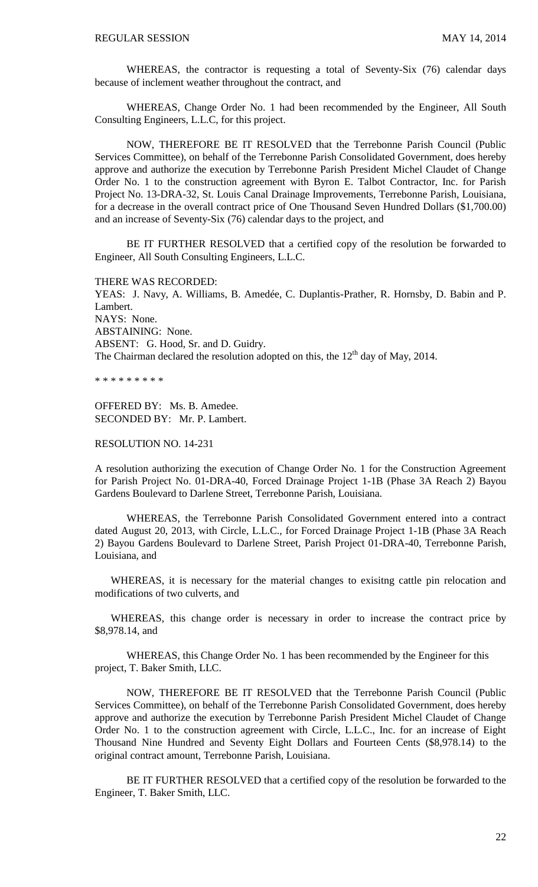WHEREAS, the contractor is requesting a total of Seventy-Six (76) calendar days because of inclement weather throughout the contract, and

WHEREAS, Change Order No. 1 had been recommended by the Engineer, All South Consulting Engineers, L.L.C, for this project.

NOW, THEREFORE BE IT RESOLVED that the Terrebonne Parish Council (Public Services Committee), on behalf of the Terrebonne Parish Consolidated Government, does hereby approve and authorize the execution by Terrebonne Parish President Michel Claudet of Change Order No. 1 to the construction agreement with Byron E. Talbot Contractor, Inc. for Parish Project No. 13-DRA-32, St. Louis Canal Drainage Improvements, Terrebonne Parish, Louisiana, for a decrease in the overall contract price of One Thousand Seven Hundred Dollars ($1,700.00) and an increase of Seventy-Six (76) calendar days to the project, and

BE IT FURTHER RESOLVED that a certified copy of the resolution be forwarded to Engineer, All South Consulting Engineers, L.L.C.

THERE WAS RECORDED:
YEAS: J. Navy, A. Williams, B. Amedée, C. Duplantis-Prather, R. Hornsby, D. Babin and P. Lambert.
NAYS: None.
ABSTAINING: None.
ABSENT: G. Hood, Sr. and D. Guidry.
The Chairman declared the resolution adopted on this, the 12th day of May, 2014.

* * * * * * * * *

OFFERED BY: Ms. B. Amedee.
SECONDED BY: Mr. P. Lambert.

RESOLUTION NO. 14-231

A resolution authorizing the execution of Change Order No. 1 for the Construction Agreement for Parish Project No. 01-DRA-40, Forced Drainage Project 1-1B (Phase 3A Reach 2) Bayou Gardens Boulevard to Darlene Street, Terrebonne Parish, Louisiana.

WHEREAS, the Terrebonne Parish Consolidated Government entered into a contract dated August 20, 2013, with Circle, L.L.C., for Forced Drainage Project 1-1B (Phase 3A Reach 2) Bayou Gardens Boulevard to Darlene Street, Parish Project 01-DRA-40, Terrebonne Parish, Louisiana, and

WHEREAS, it is necessary for the material changes to exisitng cattle pin relocation and modifications of two culverts, and

WHEREAS, this change order is necessary in order to increase the contract price by $8,978.14, and

WHEREAS, this Change Order No. 1 has been recommended by the Engineer for this project, T. Baker Smith, LLC.

NOW, THEREFORE BE IT RESOLVED that the Terrebonne Parish Council (Public Services Committee), on behalf of the Terrebonne Parish Consolidated Government, does hereby approve and authorize the execution by Terrebonne Parish President Michel Claudet of Change Order No. 1 to the construction agreement with Circle, L.L.C., Inc. for an increase of Eight Thousand Nine Hundred and Seventy Eight Dollars and Fourteen Cents ($8,978.14) to the original contract amount, Terrebonne Parish, Louisiana.

BE IT FURTHER RESOLVED that a certified copy of the resolution be forwarded to the Engineer, T. Baker Smith, LLC.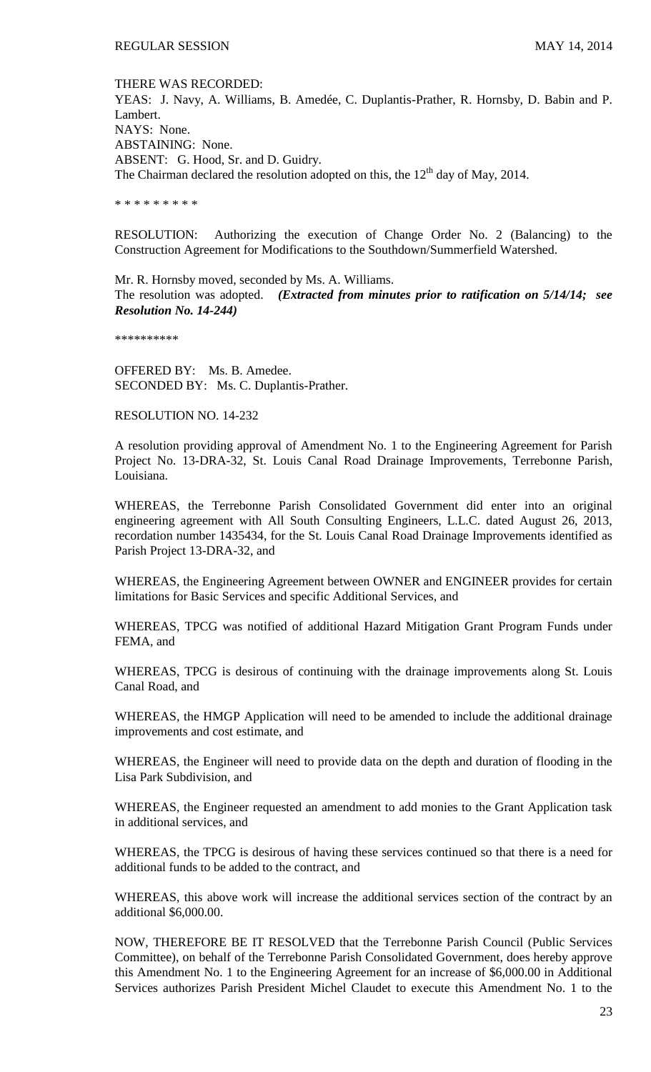THERE WAS RECORDED:

YEAS: J. Navy, A. Williams, B. Amedée, C. Duplantis-Prather, R. Hornsby, D. Babin and P. Lambert.

NAYS: None.

ABSTAINING: None.

ABSENT: G. Hood, Sr. and D. Guidry.

The Chairman declared the resolution adopted on this, the 12th day of May, 2014.

\* \* \* \* \* \* \* \* \*

RESOLUTION: Authorizing the execution of Change Order No. 2 (Balancing) to the Construction Agreement for Modifications to the Southdown/Summerfield Watershed.

Mr. R. Hornsby moved, seconded by Ms. A. Williams.

The resolution was adopted. ***(Extracted from minutes prior to ratification on 5/14/14; see Resolution No. 14-244)***

\*\*\*\*\*\*\*\*\*\*

OFFERED BY: Ms. B. Amedee.

SECONDED BY: Ms. C. Duplantis-Prather.

RESOLUTION NO. 14-232

A resolution providing approval of Amendment No. 1 to the Engineering Agreement for Parish Project No. 13-DRA-32, St. Louis Canal Road Drainage Improvements, Terrebonne Parish, Louisiana.

WHEREAS, the Terrebonne Parish Consolidated Government did enter into an original engineering agreement with All South Consulting Engineers, L.L.C. dated August 26, 2013, recordation number 1435434, for the St. Louis Canal Road Drainage Improvements identified as Parish Project 13-DRA-32, and

WHEREAS, the Engineering Agreement between OWNER and ENGINEER provides for certain limitations for Basic Services and specific Additional Services, and

WHEREAS, TPCG was notified of additional Hazard Mitigation Grant Program Funds under FEMA, and

WHEREAS, TPCG is desirous of continuing with the drainage improvements along St. Louis Canal Road, and

WHEREAS, the HMGP Application will need to be amended to include the additional drainage improvements and cost estimate, and

WHEREAS, the Engineer will need to provide data on the depth and duration of flooding in the Lisa Park Subdivision, and

WHEREAS, the Engineer requested an amendment to add monies to the Grant Application task in additional services, and

WHEREAS, the TPCG is desirous of having these services continued so that there is a need for additional funds to be added to the contract, and

WHEREAS, this above work will increase the additional services section of the contract by an additional $6,000.00.

NOW, THEREFORE BE IT RESOLVED that the Terrebonne Parish Council (Public Services Committee), on behalf of the Terrebonne Parish Consolidated Government, does hereby approve this Amendment No. 1 to the Engineering Agreement for an increase of $6,000.00 in Additional Services authorizes Parish President Michel Claudet to execute this Amendment No. 1 to the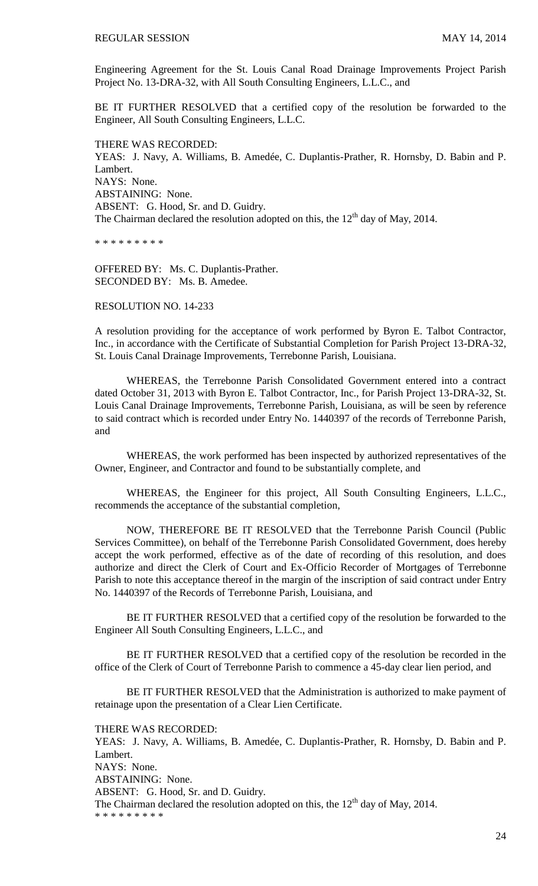Engineering Agreement for the St. Louis Canal Road Drainage Improvements Project Parish Project No. 13-DRA-32, with All South Consulting Engineers, L.L.C., and

BE IT FURTHER RESOLVED that a certified copy of the resolution be forwarded to the Engineer, All South Consulting Engineers, L.L.C.

THERE WAS RECORDED:
YEAS: J. Navy, A. Williams, B. Amedée, C. Duplantis-Prather, R. Hornsby, D. Babin and P. Lambert.
NAYS: None.
ABSTAINING: None.
ABSENT: G. Hood, Sr. and D. Guidry.
The Chairman declared the resolution adopted on this, the 12th day of May, 2014.

* * * * * * * * *

OFFERED BY: Ms. C. Duplantis-Prather.
SECONDED BY: Ms. B. Amedee.

RESOLUTION NO. 14-233

A resolution providing for the acceptance of work performed by Byron E. Talbot Contractor, Inc., in accordance with the Certificate of Substantial Completion for Parish Project 13-DRA-32, St. Louis Canal Drainage Improvements, Terrebonne Parish, Louisiana.

WHEREAS, the Terrebonne Parish Consolidated Government entered into a contract dated October 31, 2013 with Byron E. Talbot Contractor, Inc., for Parish Project 13-DRA-32, St. Louis Canal Drainage Improvements, Terrebonne Parish, Louisiana, as will be seen by reference to said contract which is recorded under Entry No. 1440397 of the records of Terrebonne Parish, and

WHEREAS, the work performed has been inspected by authorized representatives of the Owner, Engineer, and Contractor and found to be substantially complete, and

WHEREAS, the Engineer for this project, All South Consulting Engineers, L.L.C., recommends the acceptance of the substantial completion,

NOW, THEREFORE BE IT RESOLVED that the Terrebonne Parish Council (Public Services Committee), on behalf of the Terrebonne Parish Consolidated Government, does hereby accept the work performed, effective as of the date of recording of this resolution, and does authorize and direct the Clerk of Court and Ex-Officio Recorder of Mortgages of Terrebonne Parish to note this acceptance thereof in the margin of the inscription of said contract under Entry No. 1440397 of the Records of Terrebonne Parish, Louisiana, and

BE IT FURTHER RESOLVED that a certified copy of the resolution be forwarded to the Engineer All South Consulting Engineers, L.L.C., and

BE IT FURTHER RESOLVED that a certified copy of the resolution be recorded in the office of the Clerk of Court of Terrebonne Parish to commence a 45-day clear lien period, and

BE IT FURTHER RESOLVED that the Administration is authorized to make payment of retainage upon the presentation of a Clear Lien Certificate.

THERE WAS RECORDED:
YEAS: J. Navy, A. Williams, B. Amedée, C. Duplantis-Prather, R. Hornsby, D. Babin and P. Lambert.
NAYS: None.
ABSTAINING: None.
ABSENT: G. Hood, Sr. and D. Guidry.
The Chairman declared the resolution adopted on this, the 12th day of May, 2014.

* * * * * * * * *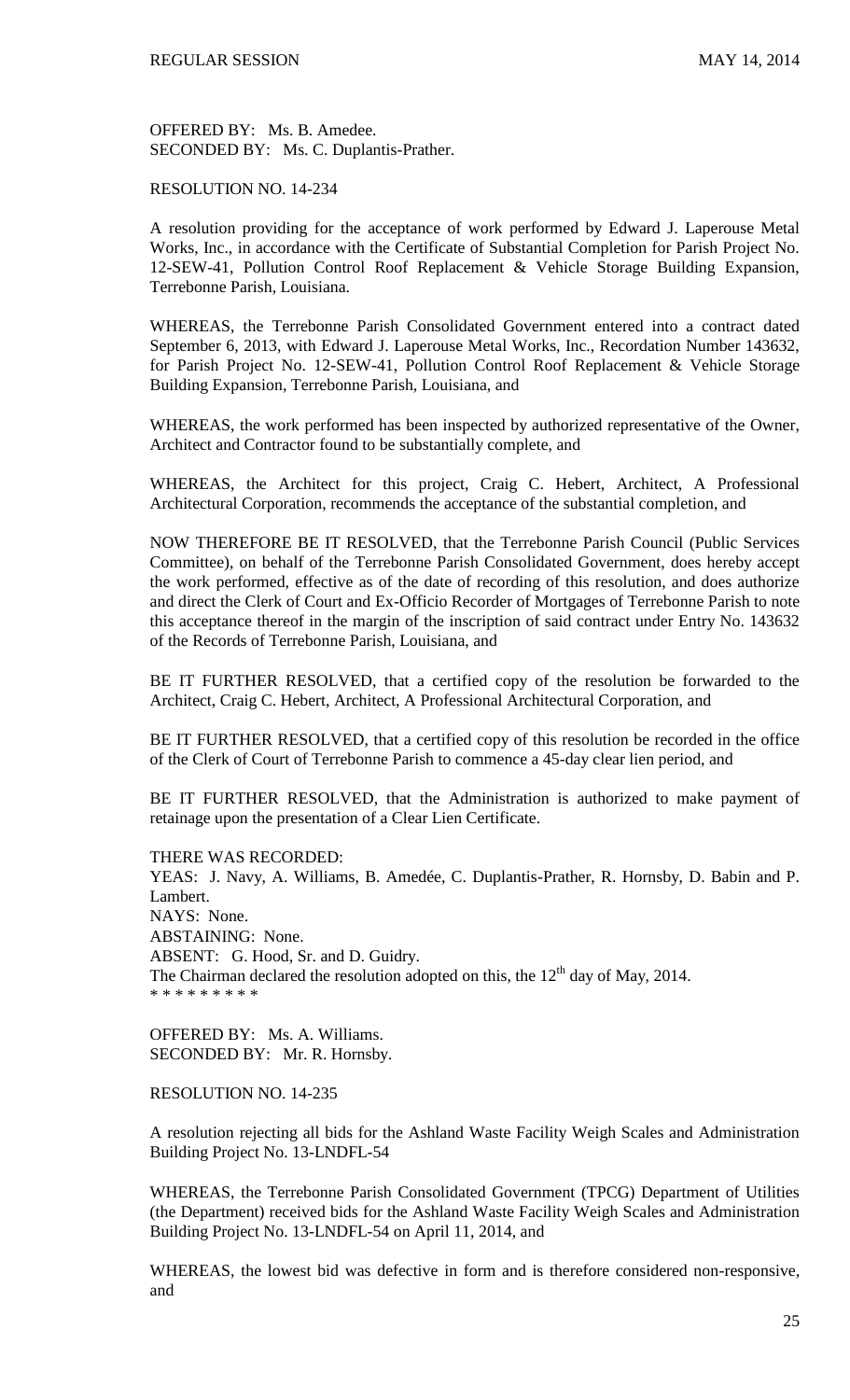OFFERED BY: Ms. B. Amedee.
SECONDED BY: Ms. C. Duplantis-Prather.

RESOLUTION NO. 14-234

A resolution providing for the acceptance of work performed by Edward J. Laperouse Metal Works, Inc., in accordance with the Certificate of Substantial Completion for Parish Project No. 12-SEW-41, Pollution Control Roof Replacement & Vehicle Storage Building Expansion, Terrebonne Parish, Louisiana.

WHEREAS, the Terrebonne Parish Consolidated Government entered into a contract dated September 6, 2013, with Edward J. Laperouse Metal Works, Inc., Recordation Number 143632, for Parish Project No. 12-SEW-41, Pollution Control Roof Replacement & Vehicle Storage Building Expansion, Terrebonne Parish, Louisiana, and

WHEREAS, the work performed has been inspected by authorized representative of the Owner, Architect and Contractor found to be substantially complete, and

WHEREAS, the Architect for this project, Craig C. Hebert, Architect, A Professional Architectural Corporation, recommends the acceptance of the substantial completion, and

NOW THEREFORE BE IT RESOLVED, that the Terrebonne Parish Council (Public Services Committee), on behalf of the Terrebonne Parish Consolidated Government, does hereby accept the work performed, effective as of the date of recording of this resolution, and does authorize and direct the Clerk of Court and Ex-Officio Recorder of Mortgages of Terrebonne Parish to note this acceptance thereof in the margin of the inscription of said contract under Entry No. 143632 of the Records of Terrebonne Parish, Louisiana, and

BE IT FURTHER RESOLVED, that a certified copy of the resolution be forwarded to the Architect, Craig C. Hebert, Architect, A Professional Architectural Corporation, and

BE IT FURTHER RESOLVED, that a certified copy of this resolution be recorded in the office of the Clerk of Court of Terrebonne Parish to commence a 45-day clear lien period, and

BE IT FURTHER RESOLVED, that the Administration is authorized to make payment of retainage upon the presentation of a Clear Lien Certificate.

THERE WAS RECORDED:
YEAS: J. Navy, A. Williams, B. Amedée, C. Duplantis-Prather, R. Hornsby, D. Babin and P. Lambert.
NAYS: None.
ABSTAINING: None.
ABSENT: G. Hood, Sr. and D. Guidry.
The Chairman declared the resolution adopted on this, the 12th day of May, 2014.
* * * * * * * * *

OFFERED BY: Ms. A. Williams.
SECONDED BY: Mr. R. Hornsby.

RESOLUTION NO. 14-235

A resolution rejecting all bids for the Ashland Waste Facility Weigh Scales and Administration Building Project No. 13-LNDFL-54

WHEREAS, the Terrebonne Parish Consolidated Government (TPCG) Department of Utilities (the Department) received bids for the Ashland Waste Facility Weigh Scales and Administration Building Project No. 13-LNDFL-54 on April 11, 2014, and

WHEREAS, the lowest bid was defective in form and is therefore considered non-responsive, and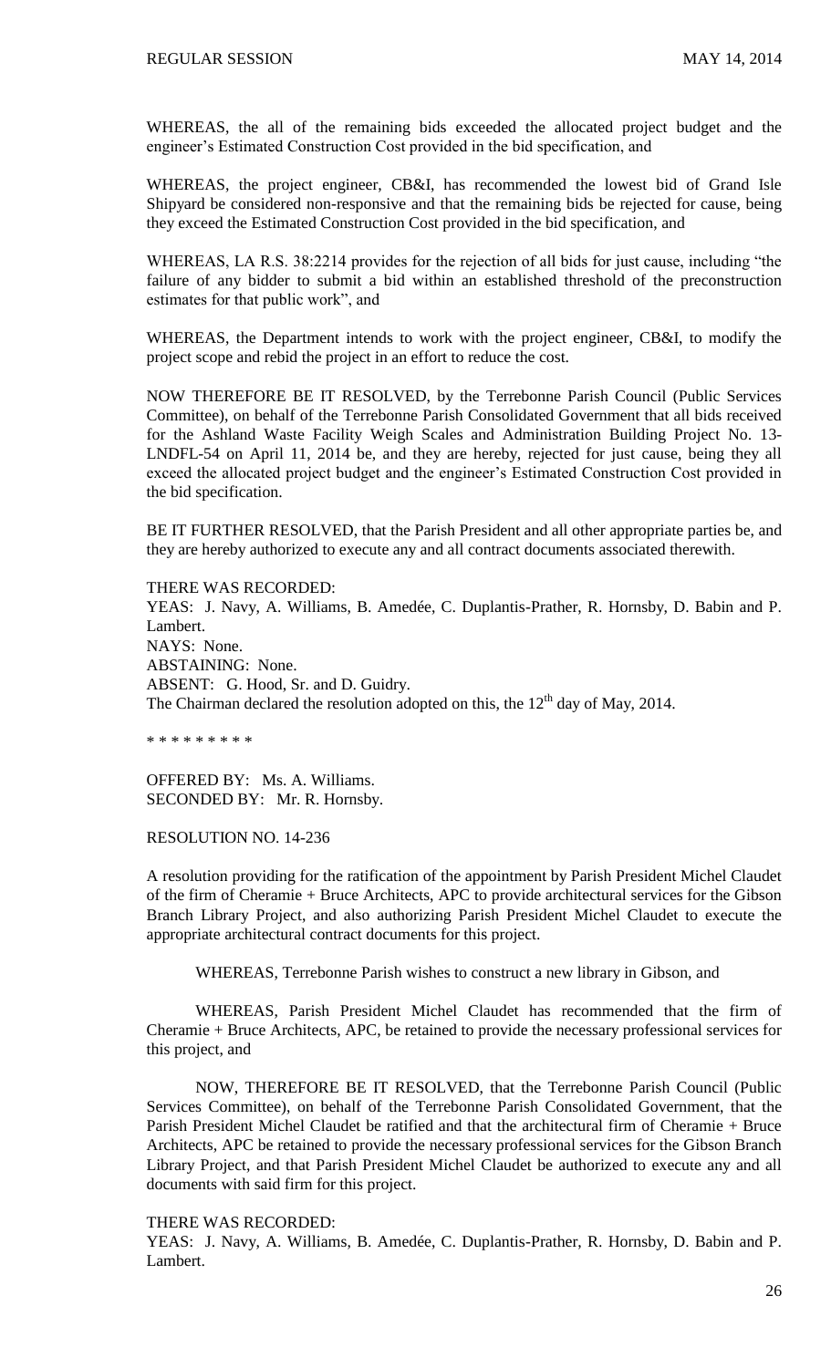WHEREAS, the all of the remaining bids exceeded the allocated project budget and the engineer's Estimated Construction Cost provided in the bid specification, and

WHEREAS, the project engineer, CB&I, has recommended the lowest bid of Grand Isle Shipyard be considered non-responsive and that the remaining bids be rejected for cause, being they exceed the Estimated Construction Cost provided in the bid specification, and

WHEREAS, LA R.S. 38:2214 provides for the rejection of all bids for just cause, including "the failure of any bidder to submit a bid within an established threshold of the preconstruction estimates for that public work", and

WHEREAS, the Department intends to work with the project engineer, CB&I, to modify the project scope and rebid the project in an effort to reduce the cost.

NOW THEREFORE BE IT RESOLVED, by the Terrebonne Parish Council (Public Services Committee), on behalf of the Terrebonne Parish Consolidated Government that all bids received for the Ashland Waste Facility Weigh Scales and Administration Building Project No. 13-LNDFL-54 on April 11, 2014 be, and they are hereby, rejected for just cause, being they all exceed the allocated project budget and the engineer's Estimated Construction Cost provided in the bid specification.

BE IT FURTHER RESOLVED, that the Parish President and all other appropriate parties be, and they are hereby authorized to execute any and all contract documents associated therewith.

THERE WAS RECORDED:
YEAS: J. Navy, A. Williams, B. Amedée, C. Duplantis-Prather, R. Hornsby, D. Babin and P. Lambert.
NAYS: None.
ABSTAINING: None.
ABSENT: G. Hood, Sr. and D. Guidry.
The Chairman declared the resolution adopted on this, the 12th day of May, 2014.

* * * * * * * * *

OFFERED BY: Ms. A. Williams.
SECONDED BY: Mr. R. Hornsby.

RESOLUTION NO. 14-236

A resolution providing for the ratification of the appointment by Parish President Michel Claudet of the firm of Cheramie + Bruce Architects, APC to provide architectural services for the Gibson Branch Library Project, and also authorizing Parish President Michel Claudet to execute the appropriate architectural contract documents for this project.

WHEREAS, Terrebonne Parish wishes to construct a new library in Gibson, and

WHEREAS, Parish President Michel Claudet has recommended that the firm of Cheramie + Bruce Architects, APC, be retained to provide the necessary professional services for this project, and

NOW, THEREFORE BE IT RESOLVED, that the Terrebonne Parish Council (Public Services Committee), on behalf of the Terrebonne Parish Consolidated Government, that the Parish President Michel Claudet be ratified and that the architectural firm of Cheramie + Bruce Architects, APC be retained to provide the necessary professional services for the Gibson Branch Library Project, and that Parish President Michel Claudet be authorized to execute any and all documents with said firm for this project.

THERE WAS RECORDED:
YEAS: J. Navy, A. Williams, B. Amedée, C. Duplantis-Prather, R. Hornsby, D. Babin and P. Lambert.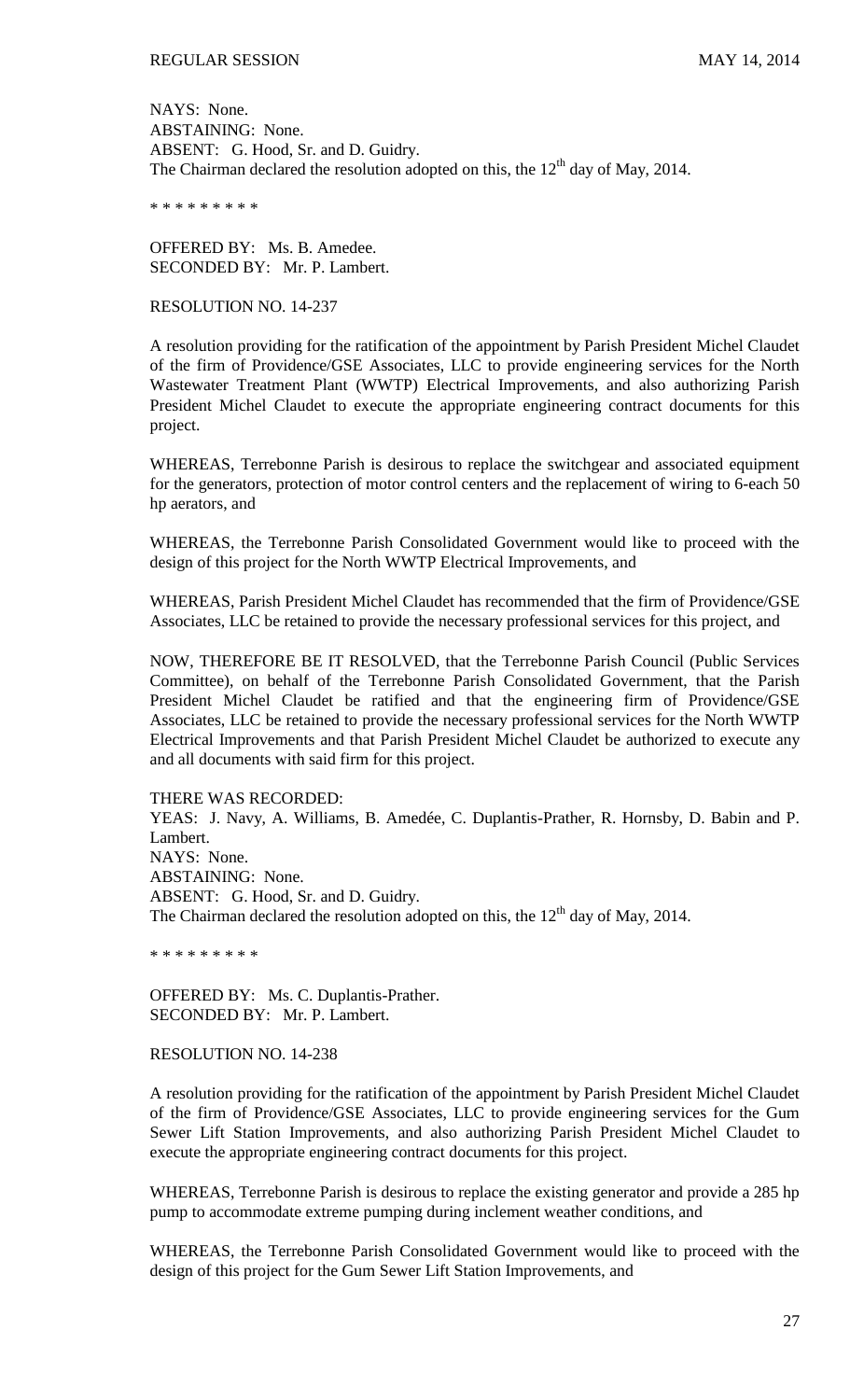NAYS: None.
ABSTAINING: None.
ABSENT: G. Hood, Sr. and D. Guidry.
The Chairman declared the resolution adopted on this, the 12th day of May, 2014.

\* \* \* \* \* \* \* \* \*

OFFERED BY: Ms. B. Amedee.
SECONDED BY: Mr. P. Lambert.

RESOLUTION NO. 14-237

A resolution providing for the ratification of the appointment by Parish President Michel Claudet of the firm of Providence/GSE Associates, LLC to provide engineering services for the North Wastewater Treatment Plant (WWTP) Electrical Improvements, and also authorizing Parish President Michel Claudet to execute the appropriate engineering contract documents for this project.

WHEREAS, Terrebonne Parish is desirous to replace the switchgear and associated equipment for the generators, protection of motor control centers and the replacement of wiring to 6-each 50 hp aerators, and

WHEREAS, the Terrebonne Parish Consolidated Government would like to proceed with the design of this project for the North WWTP Electrical Improvements, and

WHEREAS, Parish President Michel Claudet has recommended that the firm of Providence/GSE Associates, LLC be retained to provide the necessary professional services for this project, and

NOW, THEREFORE BE IT RESOLVED, that the Terrebonne Parish Council (Public Services Committee), on behalf of the Terrebonne Parish Consolidated Government, that the Parish President Michel Claudet be ratified and that the engineering firm of Providence/GSE Associates, LLC be retained to provide the necessary professional services for the North WWTP Electrical Improvements and that Parish President Michel Claudet be authorized to execute any and all documents with said firm for this project.

THERE WAS RECORDED:
YEAS: J. Navy, A. Williams, B. Amedée, C. Duplantis-Prather, R. Hornsby, D. Babin and P. Lambert.
NAYS: None.
ABSTAINING: None.
ABSENT: G. Hood, Sr. and D. Guidry.
The Chairman declared the resolution adopted on this, the 12th day of May, 2014.

\* \* \* \* \* \* \* \* \*

OFFERED BY: Ms. C. Duplantis-Prather.
SECONDED BY: Mr. P. Lambert.

RESOLUTION NO. 14-238

A resolution providing for the ratification of the appointment by Parish President Michel Claudet of the firm of Providence/GSE Associates, LLC to provide engineering services for the Gum Sewer Lift Station Improvements, and also authorizing Parish President Michel Claudet to execute the appropriate engineering contract documents for this project.

WHEREAS, Terrebonne Parish is desirous to replace the existing generator and provide a 285 hp pump to accommodate extreme pumping during inclement weather conditions, and

WHEREAS, the Terrebonne Parish Consolidated Government would like to proceed with the design of this project for the Gum Sewer Lift Station Improvements, and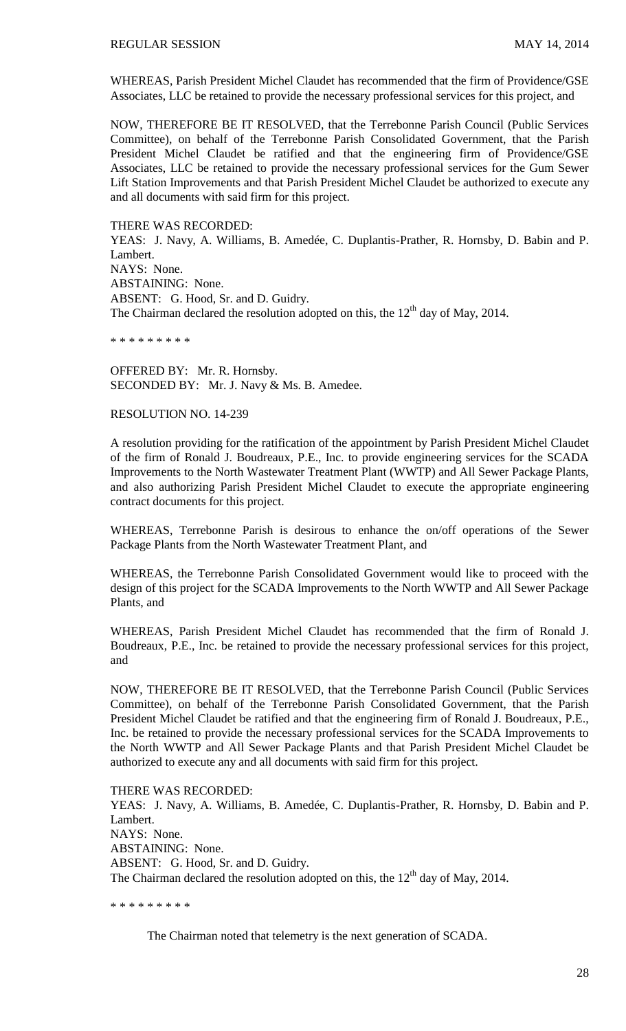WHEREAS, Parish President Michel Claudet has recommended that the firm of Providence/GSE Associates, LLC be retained to provide the necessary professional services for this project, and

NOW, THEREFORE BE IT RESOLVED, that the Terrebonne Parish Council (Public Services Committee), on behalf of the Terrebonne Parish Consolidated Government, that the Parish President Michel Claudet be ratified and that the engineering firm of Providence/GSE Associates, LLC be retained to provide the necessary professional services for the Gum Sewer Lift Station Improvements and that Parish President Michel Claudet be authorized to execute any and all documents with said firm for this project.

THERE WAS RECORDED:
YEAS: J. Navy, A. Williams, B. Amedée, C. Duplantis-Prather, R. Hornsby, D. Babin and P. Lambert.
NAYS: None.
ABSTAINING: None.
ABSENT: G. Hood, Sr. and D. Guidry.
The Chairman declared the resolution adopted on this, the 12th day of May, 2014.

* * * * * * * * *

OFFERED BY: Mr. R. Hornsby.
SECONDED BY: Mr. J. Navy & Ms. B. Amedee.

RESOLUTION NO. 14-239

A resolution providing for the ratification of the appointment by Parish President Michel Claudet of the firm of Ronald J. Boudreaux, P.E., Inc. to provide engineering services for the SCADA Improvements to the North Wastewater Treatment Plant (WWTP) and All Sewer Package Plants, and also authorizing Parish President Michel Claudet to execute the appropriate engineering contract documents for this project.

WHEREAS, Terrebonne Parish is desirous to enhance the on/off operations of the Sewer Package Plants from the North Wastewater Treatment Plant, and

WHEREAS, the Terrebonne Parish Consolidated Government would like to proceed with the design of this project for the SCADA Improvements to the North WWTP and All Sewer Package Plants, and

WHEREAS, Parish President Michel Claudet has recommended that the firm of Ronald J. Boudreaux, P.E., Inc. be retained to provide the necessary professional services for this project, and

NOW, THEREFORE BE IT RESOLVED, that the Terrebonne Parish Council (Public Services Committee), on behalf of the Terrebonne Parish Consolidated Government, that the Parish President Michel Claudet be ratified and that the engineering firm of Ronald J. Boudreaux, P.E., Inc. be retained to provide the necessary professional services for the SCADA Improvements to the North WWTP and All Sewer Package Plants and that Parish President Michel Claudet be authorized to execute any and all documents with said firm for this project.

THERE WAS RECORDED:
YEAS: J. Navy, A. Williams, B. Amedée, C. Duplantis-Prather, R. Hornsby, D. Babin and P. Lambert.
NAYS: None.
ABSTAINING: None.
ABSENT: G. Hood, Sr. and D. Guidry.
The Chairman declared the resolution adopted on this, the 12th day of May, 2014.

* * * * * * * * *

The Chairman noted that telemetry is the next generation of SCADA.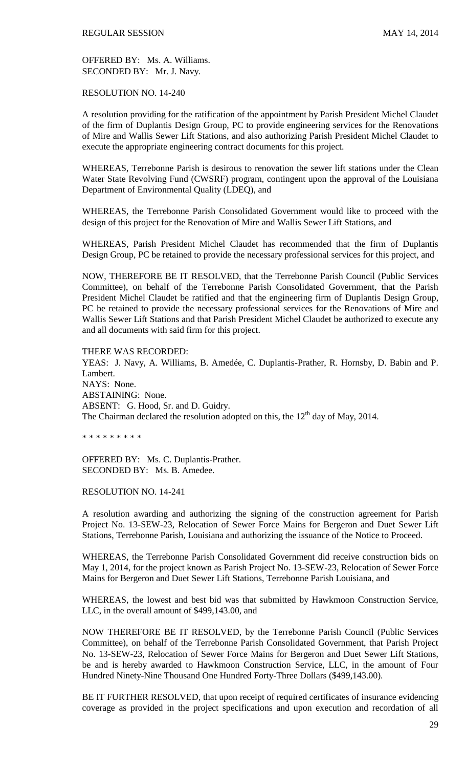OFFERED BY: Ms. A. Williams.
SECONDED BY: Mr. J. Navy.

RESOLUTION NO. 14-240

A resolution providing for the ratification of the appointment by Parish President Michel Claudet of the firm of Duplantis Design Group, PC to provide engineering services for the Renovations of Mire and Wallis Sewer Lift Stations, and also authorizing Parish President Michel Claudet to execute the appropriate engineering contract documents for this project.

WHEREAS, Terrebonne Parish is desirous to renovation the sewer lift stations under the Clean Water State Revolving Fund (CWSRF) program, contingent upon the approval of the Louisiana Department of Environmental Quality (LDEQ), and

WHEREAS, the Terrebonne Parish Consolidated Government would like to proceed with the design of this project for the Renovation of Mire and Wallis Sewer Lift Stations, and

WHEREAS, Parish President Michel Claudet has recommended that the firm of Duplantis Design Group, PC be retained to provide the necessary professional services for this project, and

NOW, THEREFORE BE IT RESOLVED, that the Terrebonne Parish Council (Public Services Committee), on behalf of the Terrebonne Parish Consolidated Government, that the Parish President Michel Claudet be ratified and that the engineering firm of Duplantis Design Group, PC be retained to provide the necessary professional services for the Renovations of Mire and Wallis Sewer Lift Stations and that Parish President Michel Claudet be authorized to execute any and all documents with said firm for this project.

THERE WAS RECORDED:
YEAS: J. Navy, A. Williams, B. Amedée, C. Duplantis-Prather, R. Hornsby, D. Babin and P. Lambert.
NAYS: None.
ABSTAINING: None.
ABSENT: G. Hood, Sr. and D. Guidry.
The Chairman declared the resolution adopted on this, the 12th day of May, 2014.

\* \* \* \* \* \* \* \* \*

OFFERED BY: Ms. C. Duplantis-Prather.
SECONDED BY: Ms. B. Amedee.

RESOLUTION NO. 14-241

A resolution awarding and authorizing the signing of the construction agreement for Parish Project No. 13-SEW-23, Relocation of Sewer Force Mains for Bergeron and Duet Sewer Lift Stations, Terrebonne Parish, Louisiana and authorizing the issuance of the Notice to Proceed.

WHEREAS, the Terrebonne Parish Consolidated Government did receive construction bids on May 1, 2014, for the project known as Parish Project No. 13-SEW-23, Relocation of Sewer Force Mains for Bergeron and Duet Sewer Lift Stations, Terrebonne Parish Louisiana, and

WHEREAS, the lowest and best bid was that submitted by Hawkmoon Construction Service, LLC, in the overall amount of $499,143.00, and

NOW THEREFORE BE IT RESOLVED, by the Terrebonne Parish Council (Public Services Committee), on behalf of the Terrebonne Parish Consolidated Government, that Parish Project No. 13-SEW-23, Relocation of Sewer Force Mains for Bergeron and Duet Sewer Lift Stations, be and is hereby awarded to Hawkmoon Construction Service, LLC, in the amount of Four Hundred Ninety-Nine Thousand One Hundred Forty-Three Dollars ($499,143.00).

BE IT FURTHER RESOLVED, that upon receipt of required certificates of insurance evidencing coverage as provided in the project specifications and upon execution and recordation of all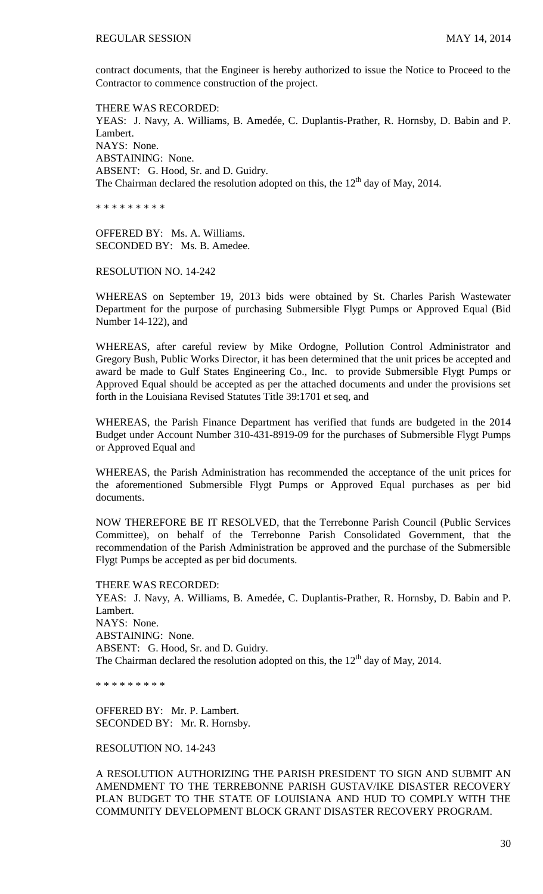contract documents, that the Engineer is hereby authorized to issue the Notice to Proceed to the Contractor to commence construction of the project.

THERE WAS RECORDED:
YEAS: J. Navy, A. Williams, B. Amedée, C. Duplantis-Prather, R. Hornsby, D. Babin and P. Lambert.
NAYS: None.
ABSTAINING: None.
ABSENT: G. Hood, Sr. and D. Guidry.
The Chairman declared the resolution adopted on this, the 12th day of May, 2014.

* * * * * * * * *

OFFERED BY: Ms. A. Williams.
SECONDED BY: Ms. B. Amedee.

RESOLUTION NO. 14-242

WHEREAS on September 19, 2013 bids were obtained by St. Charles Parish Wastewater Department for the purpose of purchasing Submersible Flygt Pumps or Approved Equal (Bid Number 14-122), and

WHEREAS, after careful review by Mike Ordogne, Pollution Control Administrator and Gregory Bush, Public Works Director, it has been determined that the unit prices be accepted and award be made to Gulf States Engineering Co., Inc. to provide Submersible Flygt Pumps or Approved Equal should be accepted as per the attached documents and under the provisions set forth in the Louisiana Revised Statutes Title 39:1701 et seq, and

WHEREAS, the Parish Finance Department has verified that funds are budgeted in the 2014 Budget under Account Number 310-431-8919-09 for the purchases of Submersible Flygt Pumps or Approved Equal and

WHEREAS, the Parish Administration has recommended the acceptance of the unit prices for the aforementioned Submersible Flygt Pumps or Approved Equal purchases as per bid documents.

NOW THEREFORE BE IT RESOLVED, that the Terrebonne Parish Council (Public Services Committee), on behalf of the Terrebonne Parish Consolidated Government, that the recommendation of the Parish Administration be approved and the purchase of the Submersible Flygt Pumps be accepted as per bid documents.

THERE WAS RECORDED:
YEAS: J. Navy, A. Williams, B. Amedée, C. Duplantis-Prather, R. Hornsby, D. Babin and P. Lambert.
NAYS: None.
ABSTAINING: None.
ABSENT: G. Hood, Sr. and D. Guidry.
The Chairman declared the resolution adopted on this, the 12th day of May, 2014.

* * * * * * * * *

OFFERED BY: Mr. P. Lambert.
SECONDED BY: Mr. R. Hornsby.

RESOLUTION NO. 14-243

A RESOLUTION AUTHORIZING THE PARISH PRESIDENT TO SIGN AND SUBMIT AN AMENDMENT TO THE TERREBONNE PARISH GUSTAV/IKE DISASTER RECOVERY PLAN BUDGET TO THE STATE OF LOUISIANA AND HUD TO COMPLY WITH THE COMMUNITY DEVELOPMENT BLOCK GRANT DISASTER RECOVERY PROGRAM.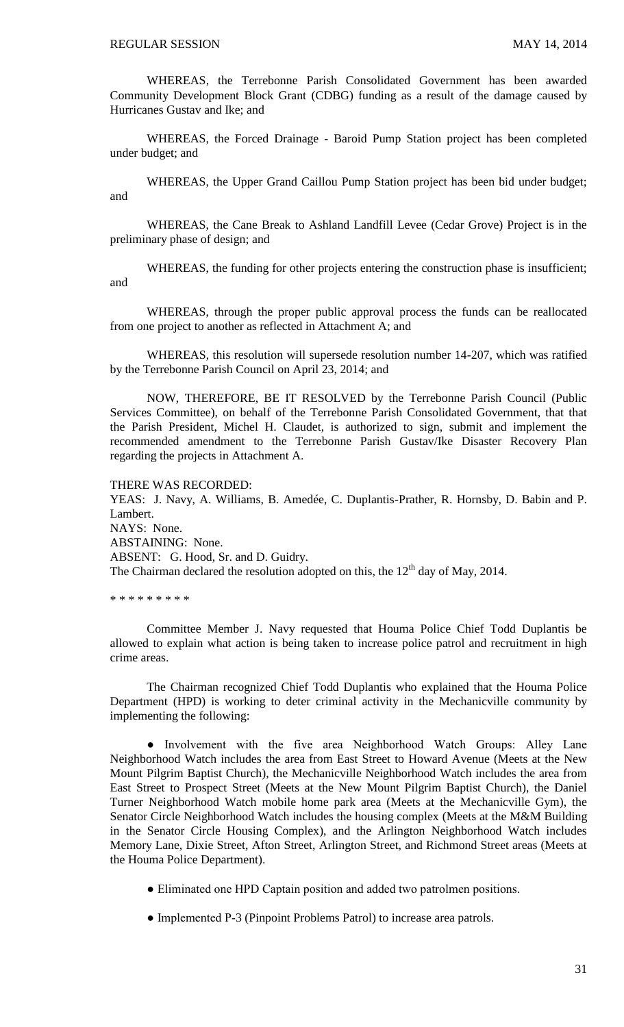WHEREAS, the Terrebonne Parish Consolidated Government has been awarded Community Development Block Grant (CDBG) funding as a result of the damage caused by Hurricanes Gustav and Ike; and

WHEREAS, the Forced Drainage - Baroid Pump Station project has been completed under budget; and

WHEREAS, the Upper Grand Caillou Pump Station project has been bid under budget; and

WHEREAS, the Cane Break to Ashland Landfill Levee (Cedar Grove) Project is in the preliminary phase of design; and

WHEREAS, the funding for other projects entering the construction phase is insufficient; and

WHEREAS, through the proper public approval process the funds can be reallocated from one project to another as reflected in Attachment A; and

WHEREAS, this resolution will supersede resolution number 14-207, which was ratified by the Terrebonne Parish Council on April 23, 2014; and

NOW, THEREFORE, BE IT RESOLVED by the Terrebonne Parish Council (Public Services Committee), on behalf of the Terrebonne Parish Consolidated Government, that that the Parish President, Michel H. Claudet, is authorized to sign, submit and implement the recommended amendment to the Terrebonne Parish Gustav/Ike Disaster Recovery Plan regarding the projects in Attachment A.

THERE WAS RECORDED:
YEAS: J. Navy, A. Williams, B. Amedée, C. Duplantis-Prather, R. Hornsby, D. Babin and P. Lambert.
NAYS: None.
ABSTAINING: None.
ABSENT: G. Hood, Sr. and D. Guidry.
The Chairman declared the resolution adopted on this, the 12th day of May, 2014.

* * * * * * * * *

Committee Member J. Navy requested that Houma Police Chief Todd Duplantis be allowed to explain what action is being taken to increase police patrol and recruitment in high crime areas.

The Chairman recognized Chief Todd Duplantis who explained that the Houma Police Department (HPD) is working to deter criminal activity in the Mechanicville community by implementing the following:

● Involvement with the five area Neighborhood Watch Groups: Alley Lane Neighborhood Watch includes the area from East Street to Howard Avenue (Meets at the New Mount Pilgrim Baptist Church), the Mechanicville Neighborhood Watch includes the area from East Street to Prospect Street (Meets at the New Mount Pilgrim Baptist Church), the Daniel Turner Neighborhood Watch mobile home park area (Meets at the Mechanicville Gym), the Senator Circle Neighborhood Watch includes the housing complex (Meets at the M&M Building in the Senator Circle Housing Complex), and the Arlington Neighborhood Watch includes Memory Lane, Dixie Street, Afton Street, Arlington Street, and Richmond Street areas (Meets at the Houma Police Department).

● Eliminated one HPD Captain position and added two patrolmen positions.

● Implemented P-3 (Pinpoint Problems Patrol) to increase area patrols.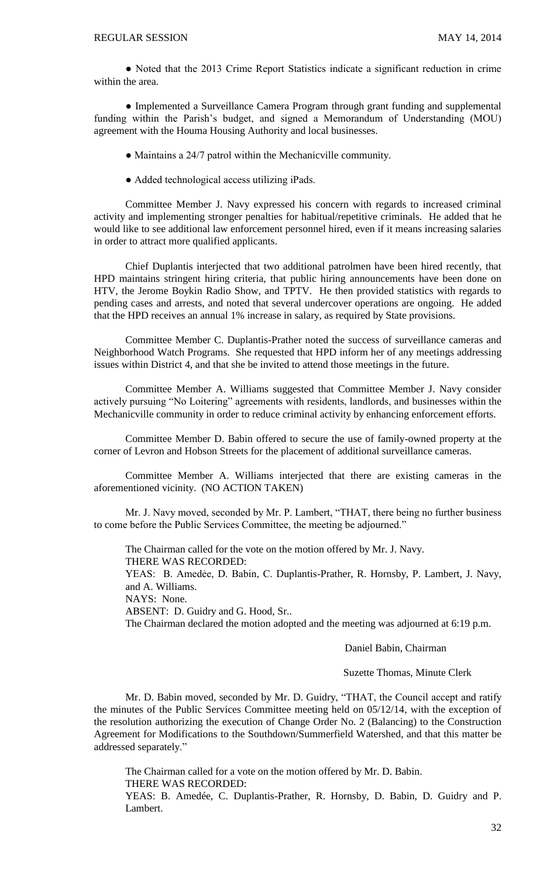● Noted that the 2013 Crime Report Statistics indicate a significant reduction in crime within the area.

● Implemented a Surveillance Camera Program through grant funding and supplemental funding within the Parish's budget, and signed a Memorandum of Understanding (MOU) agreement with the Houma Housing Authority and local businesses.

● Maintains a 24/7 patrol within the Mechanicville community.

● Added technological access utilizing iPads.

Committee Member J. Navy expressed his concern with regards to increased criminal activity and implementing stronger penalties for habitual/repetitive criminals. He added that he would like to see additional law enforcement personnel hired, even if it means increasing salaries in order to attract more qualified applicants.

Chief Duplantis interjected that two additional patrolmen have been hired recently, that HPD maintains stringent hiring criteria, that public hiring announcements have been done on HTV, the Jerome Boykin Radio Show, and TPTV. He then provided statistics with regards to pending cases and arrests, and noted that several undercover operations are ongoing. He added that the HPD receives an annual 1% increase in salary, as required by State provisions.

Committee Member C. Duplantis-Prather noted the success of surveillance cameras and Neighborhood Watch Programs. She requested that HPD inform her of any meetings addressing issues within District 4, and that she be invited to attend those meetings in the future.

Committee Member A. Williams suggested that Committee Member J. Navy consider actively pursuing "No Loitering" agreements with residents, landlords, and businesses within the Mechanicville community in order to reduce criminal activity by enhancing enforcement efforts.

Committee Member D. Babin offered to secure the use of family-owned property at the corner of Levron and Hobson Streets for the placement of additional surveillance cameras.

Committee Member A. Williams interjected that there are existing cameras in the aforementioned vicinity. (NO ACTION TAKEN)

Mr. J. Navy moved, seconded by Mr. P. Lambert, "THAT, there being no further business to come before the Public Services Committee, the meeting be adjourned."

The Chairman called for the vote on the motion offered by Mr. J. Navy.
THERE WAS RECORDED:
YEAS: B. Amedée, D. Babin, C. Duplantis-Prather, R. Hornsby, P. Lambert, J. Navy, and A. Williams.
NAYS: None.
ABSENT: D. Guidry and G. Hood, Sr..
The Chairman declared the motion adopted and the meeting was adjourned at 6:19 p.m.

Daniel Babin, Chairman

Suzette Thomas, Minute Clerk

Mr. D. Babin moved, seconded by Mr. D. Guidry, "THAT, the Council accept and ratify the minutes of the Public Services Committee meeting held on 05/12/14, with the exception of the resolution authorizing the execution of Change Order No. 2 (Balancing) to the Construction Agreement for Modifications to the Southdown/Summerfield Watershed, and that this matter be addressed separately."

The Chairman called for a vote on the motion offered by Mr. D. Babin.
THERE WAS RECORDED:
YEAS: B. Amedée, C. Duplantis-Prather, R. Hornsby, D. Babin, D. Guidry and P. Lambert.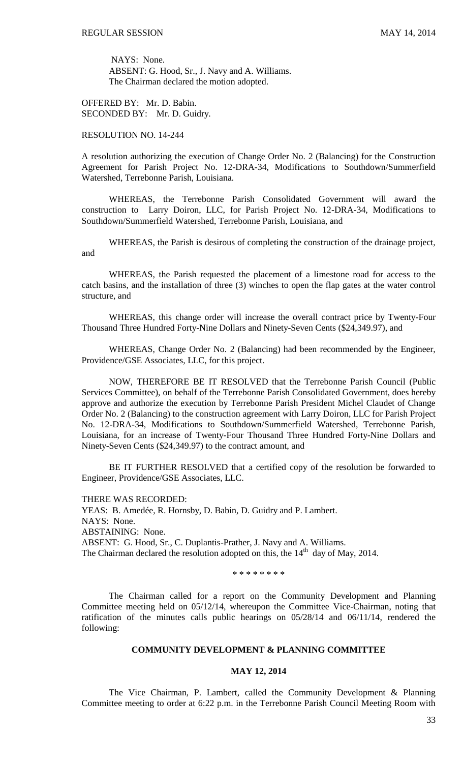NAYS: None.
ABSENT: G. Hood, Sr., J. Navy and A. Williams.
The Chairman declared the motion adopted.

OFFERED BY: Mr. D. Babin.
SECONDED BY: Mr. D. Guidry.

RESOLUTION NO. 14-244

A resolution authorizing the execution of Change Order No. 2 (Balancing) for the Construction Agreement for Parish Project No. 12-DRA-34, Modifications to Southdown/Summerfield Watershed, Terrebonne Parish, Louisiana.

WHEREAS, the Terrebonne Parish Consolidated Government will award the construction to Larry Doiron, LLC, for Parish Project No. 12-DRA-34, Modifications to Southdown/Summerfield Watershed, Terrebonne Parish, Louisiana, and

WHEREAS, the Parish is desirous of completing the construction of the drainage project, and

WHEREAS, the Parish requested the placement of a limestone road for access to the catch basins, and the installation of three (3) winches to open the flap gates at the water control structure, and

WHEREAS, this change order will increase the overall contract price by Twenty-Four Thousand Three Hundred Forty-Nine Dollars and Ninety-Seven Cents ($24,349.97), and

WHEREAS, Change Order No. 2 (Balancing) had been recommended by the Engineer, Providence/GSE Associates, LLC, for this project.

NOW, THEREFORE BE IT RESOLVED that the Terrebonne Parish Council (Public Services Committee), on behalf of the Terrebonne Parish Consolidated Government, does hereby approve and authorize the execution by Terrebonne Parish President Michel Claudet of Change Order No. 2 (Balancing) to the construction agreement with Larry Doiron, LLC for Parish Project No. 12-DRA-34, Modifications to Southdown/Summerfield Watershed, Terrebonne Parish, Louisiana, for an increase of Twenty-Four Thousand Three Hundred Forty-Nine Dollars and Ninety-Seven Cents ($24,349.97) to the contract amount, and

BE IT FURTHER RESOLVED that a certified copy of the resolution be forwarded to Engineer, Providence/GSE Associates, LLC.

THERE WAS RECORDED:
YEAS: B. Amedée, R. Hornsby, D. Babin, D. Guidry and P. Lambert.
NAYS: None.
ABSTAINING: None.
ABSENT: G. Hood, Sr., C. Duplantis-Prather, J. Navy and A. Williams.
The Chairman declared the resolution adopted on this, the 14th day of May, 2014.

\* \* \* \* \* \* \* \*

The Chairman called for a report on the Community Development and Planning Committee meeting held on 05/12/14, whereupon the Committee Vice-Chairman, noting that ratification of the minutes calls public hearings on 05/28/14 and 06/11/14, rendered the following:

## COMMUNITY DEVELOPMENT & PLANNING COMMITTEE

## MAY 12, 2014

The Vice Chairman, P. Lambert, called the Community Development & Planning Committee meeting to order at 6:22 p.m. in the Terrebonne Parish Council Meeting Room with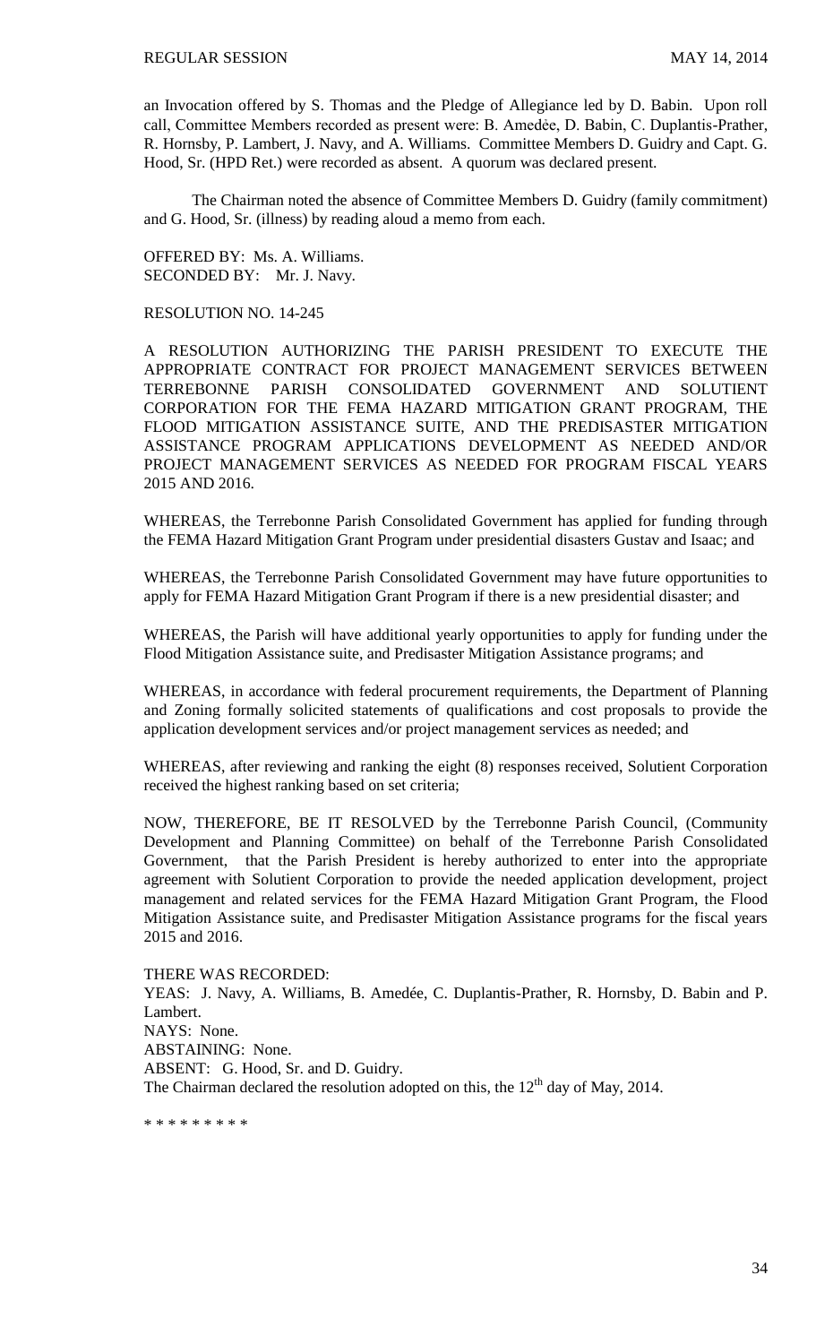an Invocation offered by S. Thomas and the Pledge of Allegiance led by D. Babin. Upon roll call, Committee Members recorded as present were: B. Amedèe, D. Babin, C. Duplantis-Prather, R. Hornsby, P. Lambert, J. Navy, and A. Williams. Committee Members D. Guidry and Capt. G. Hood, Sr. (HPD Ret.) were recorded as absent. A quorum was declared present.

The Chairman noted the absence of Committee Members D. Guidry (family commitment) and G. Hood, Sr. (illness) by reading aloud a memo from each.

OFFERED BY: Ms. A. Williams.
SECONDED BY: Mr. J. Navy.

RESOLUTION NO. 14-245

A RESOLUTION AUTHORIZING THE PARISH PRESIDENT TO EXECUTE THE APPROPRIATE CONTRACT FOR PROJECT MANAGEMENT SERVICES BETWEEN TERREBONNE PARISH CONSOLIDATED GOVERNMENT AND SOLUTIENT CORPORATION FOR THE FEMA HAZARD MITIGATION GRANT PROGRAM, THE FLOOD MITIGATION ASSISTANCE SUITE, AND THE PREDISASTER MITIGATION ASSISTANCE PROGRAM APPLICATIONS DEVELOPMENT AS NEEDED AND/OR PROJECT MANAGEMENT SERVICES AS NEEDED FOR PROGRAM FISCAL YEARS 2015 AND 2016.

WHEREAS, the Terrebonne Parish Consolidated Government has applied for funding through the FEMA Hazard Mitigation Grant Program under presidential disasters Gustav and Isaac; and

WHEREAS, the Terrebonne Parish Consolidated Government may have future opportunities to apply for FEMA Hazard Mitigation Grant Program if there is a new presidential disaster; and

WHEREAS, the Parish will have additional yearly opportunities to apply for funding under the Flood Mitigation Assistance suite, and Predisaster Mitigation Assistance programs; and

WHEREAS, in accordance with federal procurement requirements, the Department of Planning and Zoning formally solicited statements of qualifications and cost proposals to provide the application development services and/or project management services as needed; and

WHEREAS, after reviewing and ranking the eight (8) responses received, Solutient Corporation received the highest ranking based on set criteria;

NOW, THEREFORE, BE IT RESOLVED by the Terrebonne Parish Council, (Community Development and Planning Committee) on behalf of the Terrebonne Parish Consolidated Government, that the Parish President is hereby authorized to enter into the appropriate agreement with Solutient Corporation to provide the needed application development, project management and related services for the FEMA Hazard Mitigation Grant Program, the Flood Mitigation Assistance suite, and Predisaster Mitigation Assistance programs for the fiscal years 2015 and 2016.

THERE WAS RECORDED:
YEAS: J. Navy, A. Williams, B. Amedée, C. Duplantis-Prather, R. Hornsby, D. Babin and P. Lambert.
NAYS: None.
ABSTAINING: None.
ABSENT: G. Hood, Sr. and D. Guidry.
The Chairman declared the resolution adopted on this, the 12th day of May, 2014.

* * * * * * * * *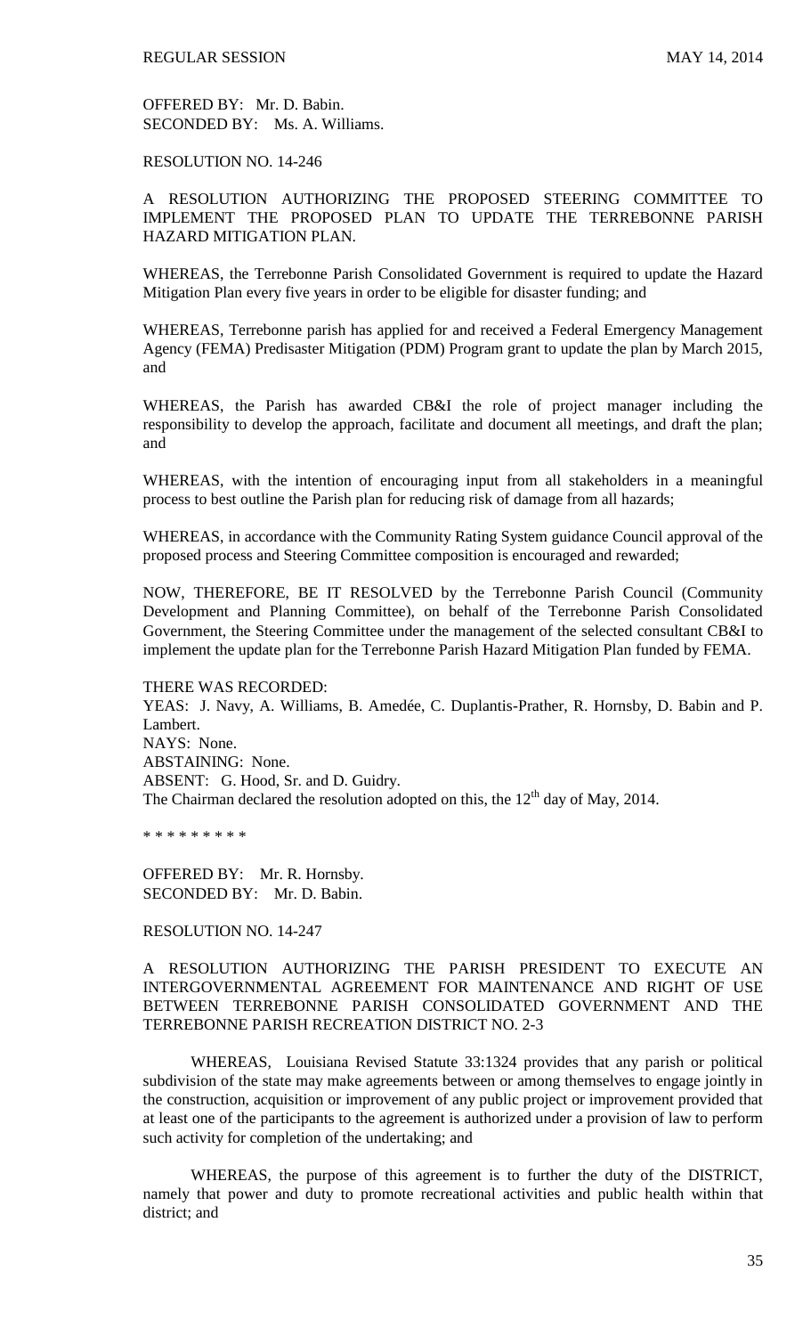OFFERED BY: Mr. D. Babin.
SECONDED BY: Ms. A. Williams.

RESOLUTION NO. 14-246

A RESOLUTION AUTHORIZING THE PROPOSED STEERING COMMITTEE TO IMPLEMENT THE PROPOSED PLAN TO UPDATE THE TERREBONNE PARISH HAZARD MITIGATION PLAN.

WHEREAS, the Terrebonne Parish Consolidated Government is required to update the Hazard Mitigation Plan every five years in order to be eligible for disaster funding; and

WHEREAS, Terrebonne parish has applied for and received a Federal Emergency Management Agency (FEMA) Predisaster Mitigation (PDM) Program grant to update the plan by March 2015, and

WHEREAS, the Parish has awarded CB&I the role of project manager including the responsibility to develop the approach, facilitate and document all meetings, and draft the plan; and

WHEREAS, with the intention of encouraging input from all stakeholders in a meaningful process to best outline the Parish plan for reducing risk of damage from all hazards;

WHEREAS, in accordance with the Community Rating System guidance Council approval of the proposed process and Steering Committee composition is encouraged and rewarded;

NOW, THEREFORE, BE IT RESOLVED by the Terrebonne Parish Council (Community Development and Planning Committee), on behalf of the Terrebonne Parish Consolidated Government, the Steering Committee under the management of the selected consultant CB&I to implement the update plan for the Terrebonne Parish Hazard Mitigation Plan funded by FEMA.

THERE WAS RECORDED:
YEAS: J. Navy, A. Williams, B. Amedée, C. Duplantis-Prather, R. Hornsby, D. Babin and P. Lambert.
NAYS: None.
ABSTAINING: None.
ABSENT: G. Hood, Sr. and D. Guidry.
The Chairman declared the resolution adopted on this, the 12th day of May, 2014.

\* \* \* \* \* \* \* \* \*

OFFERED BY: Mr. R. Hornsby.
SECONDED BY: Mr. D. Babin.

RESOLUTION NO. 14-247

A RESOLUTION AUTHORIZING THE PARISH PRESIDENT TO EXECUTE AN INTERGOVERNMENTAL AGREEMENT FOR MAINTENANCE AND RIGHT OF USE BETWEEN TERREBONNE PARISH CONSOLIDATED GOVERNMENT AND THE TERREBONNE PARISH RECREATION DISTRICT NO. 2-3

WHEREAS, Louisiana Revised Statute 33:1324 provides that any parish or political subdivision of the state may make agreements between or among themselves to engage jointly in the construction, acquisition or improvement of any public project or improvement provided that at least one of the participants to the agreement is authorized under a provision of law to perform such activity for completion of the undertaking; and

WHEREAS, the purpose of this agreement is to further the duty of the DISTRICT, namely that power and duty to promote recreational activities and public health within that district; and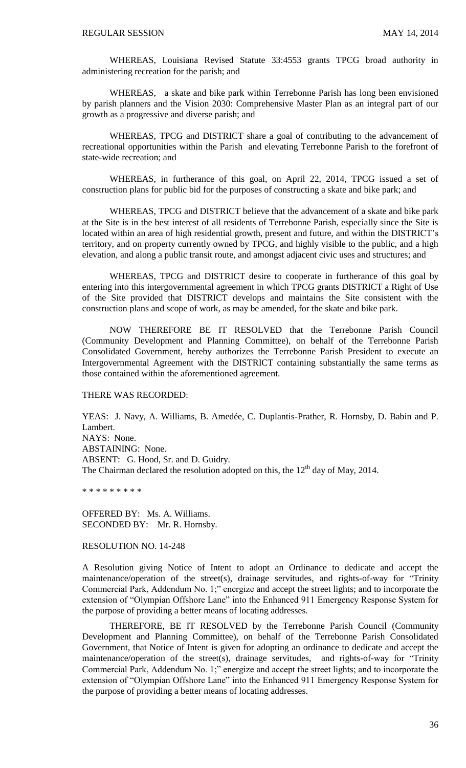WHEREAS, Louisiana Revised Statute 33:4553 grants TPCG broad authority in administering recreation for the parish; and

WHEREAS, a skate and bike park within Terrebonne Parish has long been envisioned by parish planners and the Vision 2030: Comprehensive Master Plan as an integral part of our growth as a progressive and diverse parish; and

WHEREAS, TPCG and DISTRICT share a goal of contributing to the advancement of recreational opportunities within the Parish and elevating Terrebonne Parish to the forefront of state-wide recreation; and

WHEREAS, in furtherance of this goal, on April 22, 2014, TPCG issued a set of construction plans for public bid for the purposes of constructing a skate and bike park; and

WHEREAS, TPCG and DISTRICT believe that the advancement of a skate and bike park at the Site is in the best interest of all residents of Terrebonne Parish, especially since the Site is located within an area of high residential growth, present and future, and within the DISTRICT's territory, and on property currently owned by TPCG, and highly visible to the public, and a high elevation, and along a public transit route, and amongst adjacent civic uses and structures; and

WHEREAS, TPCG and DISTRICT desire to cooperate in furtherance of this goal by entering into this intergovernmental agreement in which TPCG grants DISTRICT a Right of Use of the Site provided that DISTRICT develops and maintains the Site consistent with the construction plans and scope of work, as may be amended, for the skate and bike park.

NOW THEREFORE BE IT RESOLVED that the Terrebonne Parish Council (Community Development and Planning Committee), on behalf of the Terrebonne Parish Consolidated Government, hereby authorizes the Terrebonne Parish President to execute an Intergovernmental Agreement with the DISTRICT containing substantially the same terms as those contained within the aforementioned agreement.

THERE WAS RECORDED:

YEAS: J. Navy, A. Williams, B. Amedée, C. Duplantis-Prather, R. Hornsby, D. Babin and P. Lambert.
NAYS: None.
ABSTAINING: None.
ABSENT: G. Hood, Sr. and D. Guidry.
The Chairman declared the resolution adopted on this, the 12th day of May, 2014.

* * * * * * * * *

OFFERED BY: Ms. A. Williams.
SECONDED BY: Mr. R. Hornsby.

RESOLUTION NO. 14-248

A Resolution giving Notice of Intent to adopt an Ordinance to dedicate and accept the maintenance/operation of the street(s), drainage servitudes, and rights-of-way for "Trinity Commercial Park, Addendum No. 1;" energize and accept the street lights; and to incorporate the extension of "Olympian Offshore Lane" into the Enhanced 911 Emergency Response System for the purpose of providing a better means of locating addresses.

THEREFORE, BE IT RESOLVED by the Terrebonne Parish Council (Community Development and Planning Committee), on behalf of the Terrebonne Parish Consolidated Government, that Notice of Intent is given for adopting an ordinance to dedicate and accept the maintenance/operation of the street(s), drainage servitudes, and rights-of-way for "Trinity Commercial Park, Addendum No. 1;" energize and accept the street lights; and to incorporate the extension of "Olympian Offshore Lane" into the Enhanced 911 Emergency Response System for the purpose of providing a better means of locating addresses.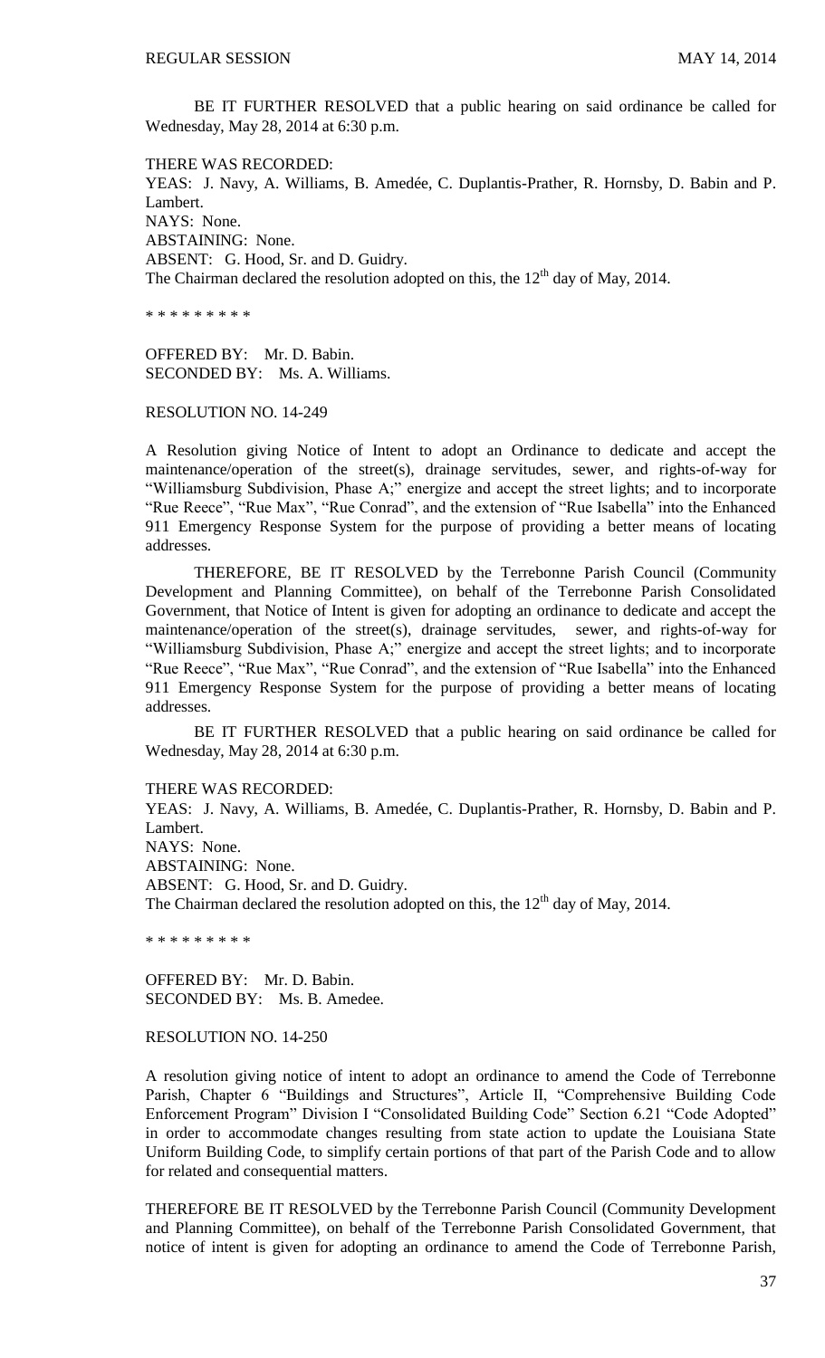BE IT FURTHER RESOLVED that a public hearing on said ordinance be called for Wednesday, May 28, 2014 at 6:30 p.m.

THERE WAS RECORDED:
YEAS: J. Navy, A. Williams, B. Amedée, C. Duplantis-Prather, R. Hornsby, D. Babin and P. Lambert.
NAYS: None.
ABSTAINING: None.
ABSENT: G. Hood, Sr. and D. Guidry.
The Chairman declared the resolution adopted on this, the 12th day of May, 2014.

\* \* \* \* \* \* \* \* \*

OFFERED BY: Mr. D. Babin.
SECONDED BY: Ms. A. Williams.

RESOLUTION NO. 14-249

A Resolution giving Notice of Intent to adopt an Ordinance to dedicate and accept the maintenance/operation of the street(s), drainage servitudes, sewer, and rights-of-way for "Williamsburg Subdivision, Phase A;" energize and accept the street lights; and to incorporate "Rue Reece", "Rue Max", "Rue Conrad", and the extension of "Rue Isabella" into the Enhanced 911 Emergency Response System for the purpose of providing a better means of locating addresses.

THEREFORE, BE IT RESOLVED by the Terrebonne Parish Council (Community Development and Planning Committee), on behalf of the Terrebonne Parish Consolidated Government, that Notice of Intent is given for adopting an ordinance to dedicate and accept the maintenance/operation of the street(s), drainage servitudes, sewer, and rights-of-way for "Williamsburg Subdivision, Phase A;" energize and accept the street lights; and to incorporate "Rue Reece", "Rue Max", "Rue Conrad", and the extension of "Rue Isabella" into the Enhanced 911 Emergency Response System for the purpose of providing a better means of locating addresses.

BE IT FURTHER RESOLVED that a public hearing on said ordinance be called for Wednesday, May 28, 2014 at 6:30 p.m.

THERE WAS RECORDED:
YEAS: J. Navy, A. Williams, B. Amedée, C. Duplantis-Prather, R. Hornsby, D. Babin and P. Lambert.
NAYS: None.
ABSTAINING: None.
ABSENT: G. Hood, Sr. and D. Guidry.
The Chairman declared the resolution adopted on this, the 12th day of May, 2014.

\* \* \* \* \* \* \* \* \*

OFFERED BY: Mr. D. Babin.
SECONDED BY: Ms. B. Amedee.

RESOLUTION NO. 14-250

A resolution giving notice of intent to adopt an ordinance to amend the Code of Terrebonne Parish, Chapter 6 "Buildings and Structures", Article II, "Comprehensive Building Code Enforcement Program" Division I "Consolidated Building Code" Section 6.21 "Code Adopted" in order to accommodate changes resulting from state action to update the Louisiana State Uniform Building Code, to simplify certain portions of that part of the Parish Code and to allow for related and consequential matters.

THEREFORE BE IT RESOLVED by the Terrebonne Parish Council (Community Development and Planning Committee), on behalf of the Terrebonne Parish Consolidated Government, that notice of intent is given for adopting an ordinance to amend the Code of Terrebonne Parish,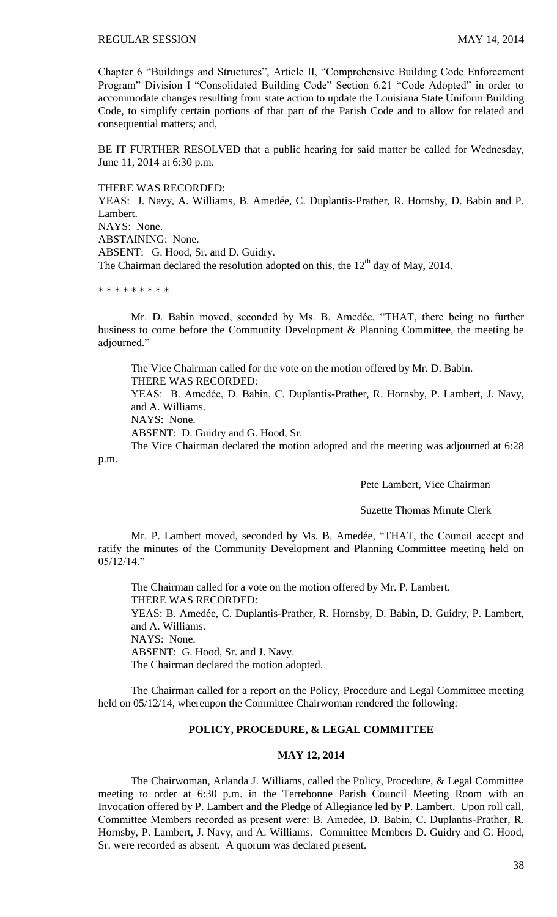Chapter 6 "Buildings and Structures", Article II, "Comprehensive Building Code Enforcement Program" Division I "Consolidated Building Code" Section 6.21 "Code Adopted" in order to accommodate changes resulting from state action to update the Louisiana State Uniform Building Code, to simplify certain portions of that part of the Parish Code and to allow for related and consequential matters; and,

BE IT FURTHER RESOLVED that a public hearing for said matter be called for Wednesday, June 11, 2014 at 6:30 p.m.

THERE WAS RECORDED:
YEAS: J. Navy, A. Williams, B. Amedée, C. Duplantis-Prather, R. Hornsby, D. Babin and P. Lambert.
NAYS: None.
ABSTAINING: None.
ABSENT: G. Hood, Sr. and D. Guidry.
The Chairman declared the resolution adopted on this, the 12th day of May, 2014.

\* \* \* \* \* \* \* \* \*

Mr. D. Babin moved, seconded by Ms. B. Amedée, "THAT, there being no further business to come before the Community Development & Planning Committee, the meeting be adjourned."

The Vice Chairman called for the vote on the motion offered by Mr. D. Babin.
THERE WAS RECORDED:
YEAS: B. Amedée, D. Babin, C. Duplantis-Prather, R. Hornsby, P. Lambert, J. Navy, and A. Williams.
NAYS: None.
ABSENT: D. Guidry and G. Hood, Sr.
The Vice Chairman declared the motion adopted and the meeting was adjourned at 6:28 p.m.

Pete Lambert, Vice Chairman

Suzette Thomas Minute Clerk

Mr. P. Lambert moved, seconded by Ms. B. Amedée, "THAT, the Council accept and ratify the minutes of the Community Development and Planning Committee meeting held on 05/12/14."

The Chairman called for a vote on the motion offered by Mr. P. Lambert.
THERE WAS RECORDED:
YEAS: B. Amedée, C. Duplantis-Prather, R. Hornsby, D. Babin, D. Guidry, P. Lambert, and A. Williams.
NAYS: None.
ABSENT: G. Hood, Sr. and J. Navy.
The Chairman declared the motion adopted.

The Chairman called for a report on the Policy, Procedure and Legal Committee meeting held on 05/12/14, whereupon the Committee Chairwoman rendered the following:

## POLICY, PROCEDURE, & LEGAL COMMITTEE

## MAY 12, 2014

The Chairwoman, Arlanda J. Williams, called the Policy, Procedure, & Legal Committee meeting to order at 6:30 p.m. in the Terrebonne Parish Council Meeting Room with an Invocation offered by P. Lambert and the Pledge of Allegiance led by P. Lambert. Upon roll call, Committee Members recorded as present were: B. Amedèe, D. Babin, C. Duplantis-Prather, R. Hornsby, P. Lambert, J. Navy, and A. Williams. Committee Members D. Guidry and G. Hood, Sr. were recorded as absent. A quorum was declared present.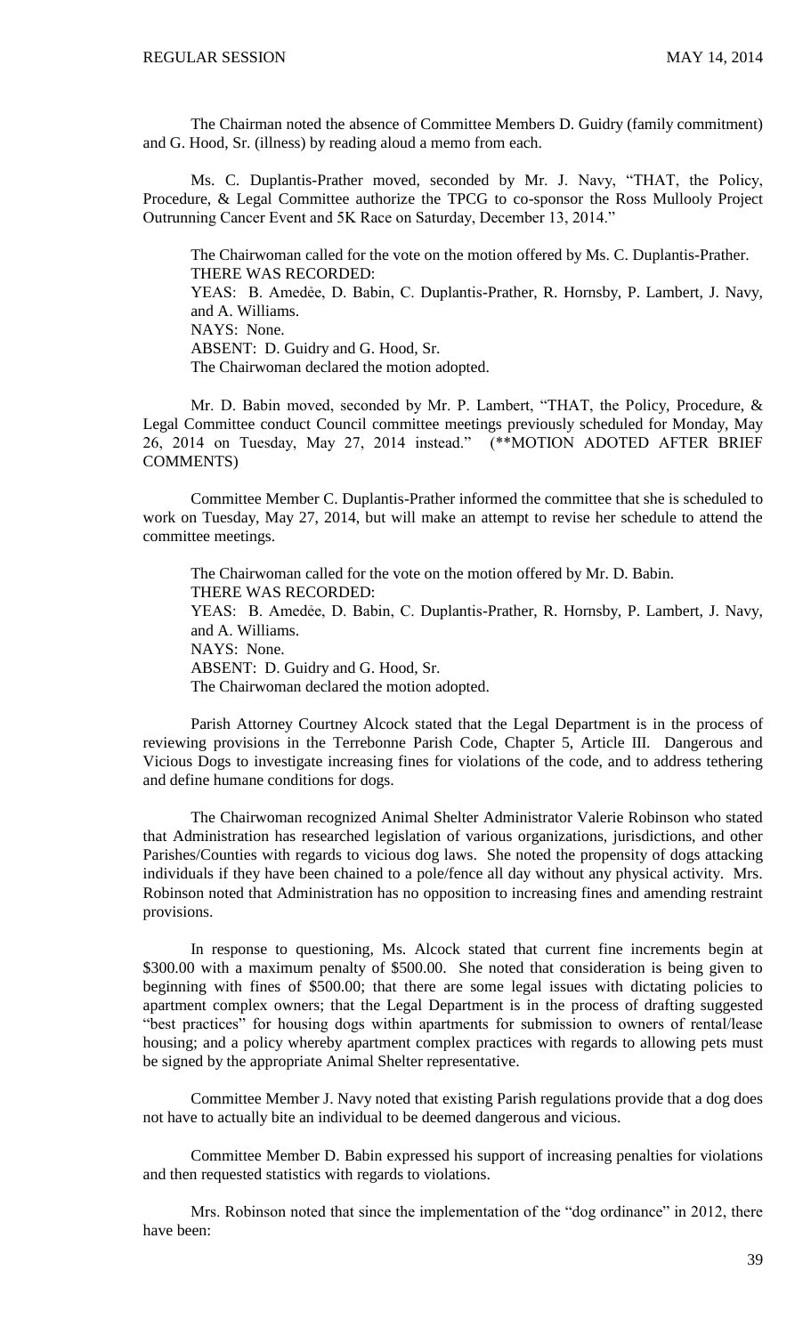The Chairman noted the absence of Committee Members D. Guidry (family commitment) and G. Hood, Sr. (illness) by reading aloud a memo from each.

Ms. C. Duplantis-Prather moved, seconded by Mr. J. Navy, "THAT, the Policy, Procedure, & Legal Committee authorize the TPCG to co-sponsor the Ross Mullooly Project Outrunning Cancer Event and 5K Race on Saturday, December 13, 2014."

The Chairwoman called for the vote on the motion offered by Ms. C. Duplantis-Prather.
THERE WAS RECORDED:
YEAS: B. Amedèe, D. Babin, C. Duplantis-Prather, R. Hornsby, P. Lambert, J. Navy, and A. Williams.
NAYS: None.
ABSENT: D. Guidry and G. Hood, Sr.
The Chairwoman declared the motion adopted.

Mr. D. Babin moved, seconded by Mr. P. Lambert, "THAT, the Policy, Procedure, & Legal Committee conduct Council committee meetings previously scheduled for Monday, May 26, 2014 on Tuesday, May 27, 2014 instead." (**MOTION ADOTED AFTER BRIEF COMMENTS)

Committee Member C. Duplantis-Prather informed the committee that she is scheduled to work on Tuesday, May 27, 2014, but will make an attempt to revise her schedule to attend the committee meetings.

The Chairwoman called for the vote on the motion offered by Mr. D. Babin.
THERE WAS RECORDED:
YEAS: B. Amedèe, D. Babin, C. Duplantis-Prather, R. Hornsby, P. Lambert, J. Navy, and A. Williams.
NAYS: None.
ABSENT: D. Guidry and G. Hood, Sr.
The Chairwoman declared the motion adopted.

Parish Attorney Courtney Alcock stated that the Legal Department is in the process of reviewing provisions in the Terrebonne Parish Code, Chapter 5, Article III. Dangerous and Vicious Dogs to investigate increasing fines for violations of the code, and to address tethering and define humane conditions for dogs.

The Chairwoman recognized Animal Shelter Administrator Valerie Robinson who stated that Administration has researched legislation of various organizations, jurisdictions, and other Parishes/Counties with regards to vicious dog laws. She noted the propensity of dogs attacking individuals if they have been chained to a pole/fence all day without any physical activity. Mrs. Robinson noted that Administration has no opposition to increasing fines and amending restraint provisions.

In response to questioning, Ms. Alcock stated that current fine increments begin at $300.00 with a maximum penalty of $500.00. She noted that consideration is being given to beginning with fines of $500.00; that there are some legal issues with dictating policies to apartment complex owners; that the Legal Department is in the process of drafting suggested "best practices" for housing dogs within apartments for submission to owners of rental/lease housing; and a policy whereby apartment complex practices with regards to allowing pets must be signed by the appropriate Animal Shelter representative.

Committee Member J. Navy noted that existing Parish regulations provide that a dog does not have to actually bite an individual to be deemed dangerous and vicious.

Committee Member D. Babin expressed his support of increasing penalties for violations and then requested statistics with regards to violations.

Mrs. Robinson noted that since the implementation of the "dog ordinance" in 2012, there have been: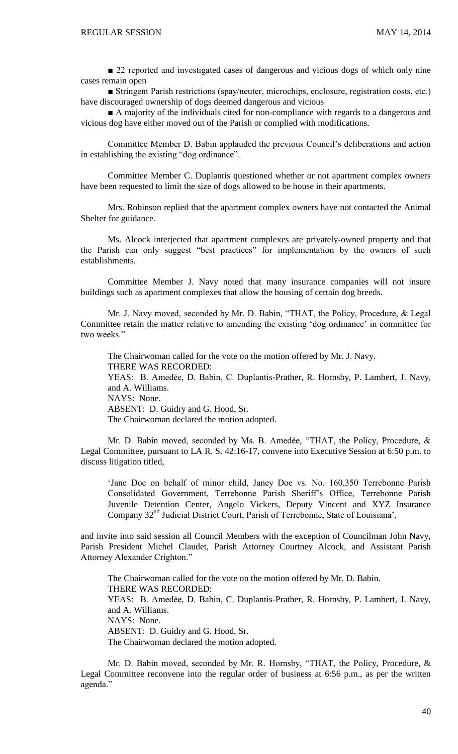■ 22 reported and investigated cases of dangerous and vicious dogs of which only nine cases remain open

■ Stringent Parish restrictions (spay/neuter, microchips, enclosure, registration costs, etc.) have discouraged ownership of dogs deemed dangerous and vicious

■ A majority of the individuals cited for non-compliance with regards to a dangerous and vicious dog have either moved out of the Parish or complied with modifications.

Committee Member D. Babin applauded the previous Council's deliberations and action in establishing the existing "dog ordinance".

Committee Member C. Duplantis questioned whether or not apartment complex owners have been requested to limit the size of dogs allowed to be house in their apartments.

Mrs. Robinson replied that the apartment complex owners have not contacted the Animal Shelter for guidance.

Ms. Alcock interjected that apartment complexes are privately-owned property and that the Parish can only suggest "best practices" for implementation by the owners of such establishments.

Committee Member J. Navy noted that many insurance companies will not insure buildings such as apartment complexes that allow the housing of certain dog breeds.

Mr. J. Navy moved, seconded by Mr. D. Babin, "THAT, the Policy, Procedure, & Legal Committee retain the matter relative to amending the existing 'dog ordinance' in committee for two weeks."

The Chairwoman called for the vote on the motion offered by Mr. J. Navy.
THERE WAS RECORDED:
YEAS: B. Amedée, D. Babin, C. Duplantis-Prather, R. Hornsby, P. Lambert, J. Navy, and A. Williams.
NAYS: None.
ABSENT: D. Guidry and G. Hood, Sr.
The Chairwoman declared the motion adopted.

Mr. D. Babin moved, seconded by Ms. B. Amedée, "THAT, the Policy, Procedure, & Legal Committee, pursuant to LA R. S. 42:16-17, convene into Executive Session at 6:50 p.m. to discuss litigation titled,

'Jane Doe on behalf of minor child, Janey Doe vs. No. 160,350 Terrebonne Parish Consolidated Government, Terrebonne Parish Sheriff's Office, Terrebonne Parish Juvenile Detention Center, Angelo Vickers, Deputy Vincent and XYZ Insurance Company 32nd Judicial District Court, Parish of Terrebonne, State of Louisiana',

and invite into said session all Council Members with the exception of Councilman John Navy, Parish President Michel Claudet, Parish Attorney Courtney Alcock, and Assistant Parish Attorney Alexander Crighton."

The Chairwoman called for the vote on the motion offered by Mr. D. Babin.
THERE WAS RECORDED:
YEAS: B. Amedée, D. Babin, C. Duplantis-Prather, R. Hornsby, P. Lambert, J. Navy, and A. Williams.
NAYS: None.
ABSENT: D. Guidry and G. Hood, Sr.
The Chairwoman declared the motion adopted.

Mr. D. Babin moved, seconded by Mr. R. Hornsby, "THAT, the Policy, Procedure, & Legal Committee reconvene into the regular order of business at 6:56 p.m., as per the written agenda."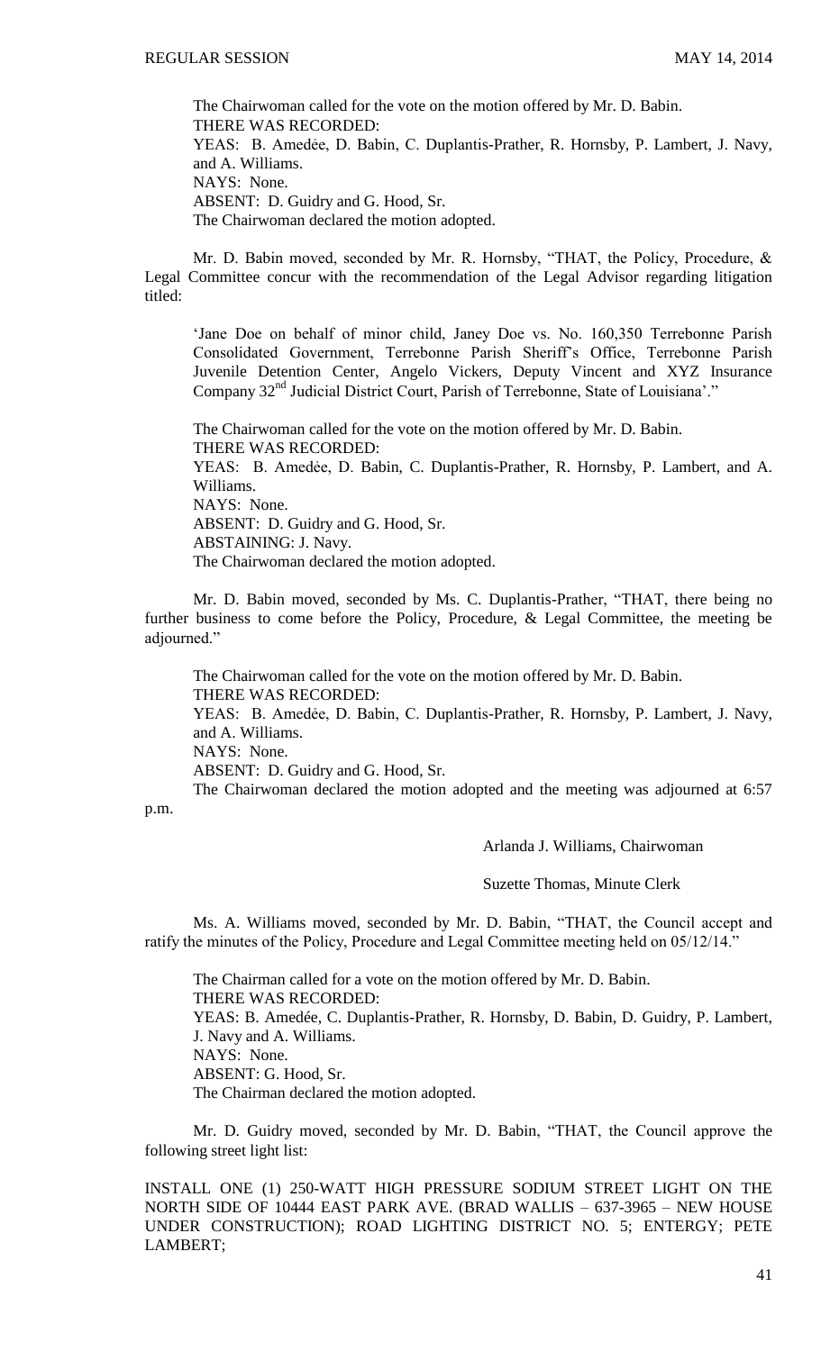The Chairwoman called for the vote on the motion offered by Mr. D. Babin.
THERE WAS RECORDED:
YEAS: B. Amedėe, D. Babin, C. Duplantis-Prather, R. Hornsby, P. Lambert, J. Navy, and A. Williams.
NAYS: None.
ABSENT: D. Guidry and G. Hood, Sr.
The Chairwoman declared the motion adopted.

Mr. D. Babin moved, seconded by Mr. R. Hornsby, "THAT, the Policy, Procedure, & Legal Committee concur with the recommendation of the Legal Advisor regarding litigation titled:

'Jane Doe on behalf of minor child, Janey Doe vs. No. 160,350 Terrebonne Parish Consolidated Government, Terrebonne Parish Sheriff's Office, Terrebonne Parish Juvenile Detention Center, Angelo Vickers, Deputy Vincent and XYZ Insurance Company 32nd Judicial District Court, Parish of Terrebonne, State of Louisiana'."

The Chairwoman called for the vote on the motion offered by Mr. D. Babin.
THERE WAS RECORDED:
YEAS: B. Amedėe, D. Babin, C. Duplantis-Prather, R. Hornsby, P. Lambert, and A. Williams.
NAYS: None.
ABSENT: D. Guidry and G. Hood, Sr.
ABSTAINING: J. Navy.
The Chairwoman declared the motion adopted.

Mr. D. Babin moved, seconded by Ms. C. Duplantis-Prather, "THAT, there being no further business to come before the Policy, Procedure, & Legal Committee, the meeting be adjourned."

The Chairwoman called for the vote on the motion offered by Mr. D. Babin.
THERE WAS RECORDED:
YEAS: B. Amedėe, D. Babin, C. Duplantis-Prather, R. Hornsby, P. Lambert, J. Navy, and A. Williams.
NAYS: None.
ABSENT: D. Guidry and G. Hood, Sr.
The Chairwoman declared the motion adopted and the meeting was adjourned at 6:57 p.m.

Arlanda J. Williams, Chairwoman

Suzette Thomas, Minute Clerk

Ms. A. Williams moved, seconded by Mr. D. Babin, "THAT, the Council accept and ratify the minutes of the Policy, Procedure and Legal Committee meeting held on 05/12/14."

The Chairman called for a vote on the motion offered by Mr. D. Babin.
THERE WAS RECORDED:
YEAS: B. Amedée, C. Duplantis-Prather, R. Hornsby, D. Babin, D. Guidry, P. Lambert, J. Navy and A. Williams.
NAYS: None.
ABSENT: G. Hood, Sr.
The Chairman declared the motion adopted.

Mr. D. Guidry moved, seconded by Mr. D. Babin, "THAT, the Council approve the following street light list:

INSTALL ONE (1) 250-WATT HIGH PRESSURE SODIUM STREET LIGHT ON THE NORTH SIDE OF 10444 EAST PARK AVE. (BRAD WALLIS – 637-3965 – NEW HOUSE UNDER CONSTRUCTION); ROAD LIGHTING DISTRICT NO. 5; ENTERGY; PETE LAMBERT;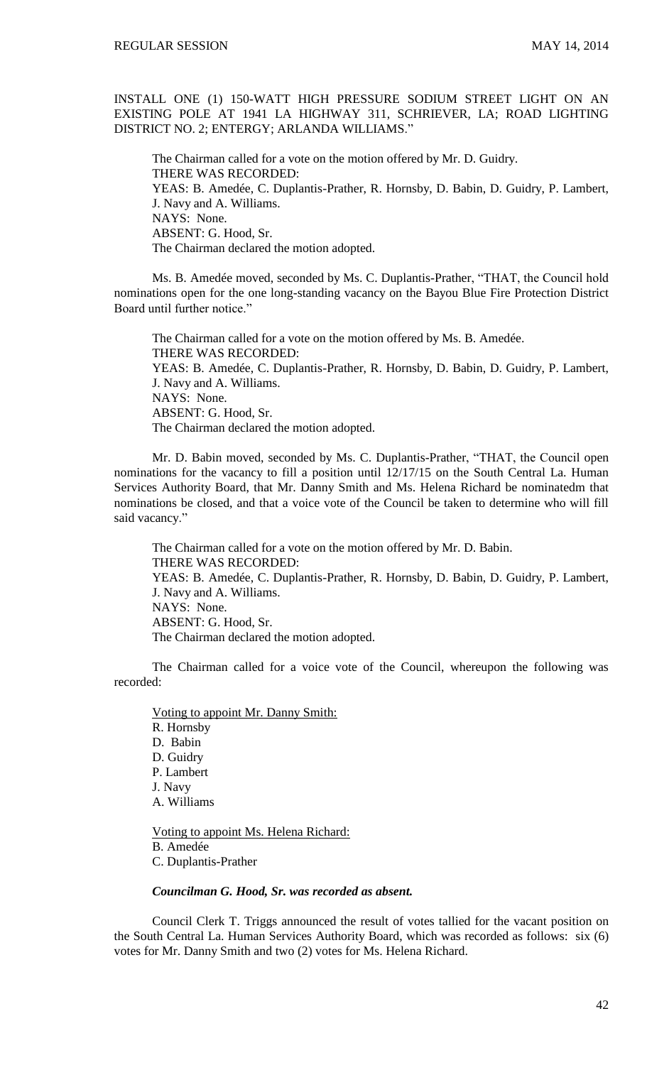INSTALL ONE (1) 150-WATT HIGH PRESSURE SODIUM STREET LIGHT ON AN EXISTING POLE AT 1941 LA HIGHWAY 311, SCHRIEVER, LA; ROAD LIGHTING DISTRICT NO. 2; ENTERGY; ARLANDA WILLIAMS."

The Chairman called for a vote on the motion offered by Mr. D. Guidry.
THERE WAS RECORDED:
YEAS: B. Amedée, C. Duplantis-Prather, R. Hornsby, D. Babin, D. Guidry, P. Lambert, J. Navy and A. Williams.
NAYS: None.
ABSENT: G. Hood, Sr.
The Chairman declared the motion adopted.

Ms. B. Amedée moved, seconded by Ms. C. Duplantis-Prather, "THAT, the Council hold nominations open for the one long-standing vacancy on the Bayou Blue Fire Protection District Board until further notice."

The Chairman called for a vote on the motion offered by Ms. B. Amedée.
THERE WAS RECORDED:
YEAS: B. Amedée, C. Duplantis-Prather, R. Hornsby, D. Babin, D. Guidry, P. Lambert, J. Navy and A. Williams.
NAYS: None.
ABSENT: G. Hood, Sr.
The Chairman declared the motion adopted.

Mr. D. Babin moved, seconded by Ms. C. Duplantis-Prather, "THAT, the Council open nominations for the vacancy to fill a position until 12/17/15 on the South Central La. Human Services Authority Board, that Mr. Danny Smith and Ms. Helena Richard be nominatedm that nominations be closed, and that a voice vote of the Council be taken to determine who will fill said vacancy."

The Chairman called for a vote on the motion offered by Mr. D. Babin.
THERE WAS RECORDED:
YEAS: B. Amedée, C. Duplantis-Prather, R. Hornsby, D. Babin, D. Guidry, P. Lambert, J. Navy and A. Williams.
NAYS: None.
ABSENT: G. Hood, Sr.
The Chairman declared the motion adopted.

The Chairman called for a voice vote of the Council, whereupon the following was recorded:

Voting to appoint Mr. Danny Smith:
R. Hornsby
D. Babin
D. Guidry
P. Lambert
J. Navy
A. Williams

Voting to appoint Ms. Helena Richard:
B. Amedée
C. Duplantis-Prather

***Councilman G. Hood, Sr. was recorded as absent.***

Council Clerk T. Triggs announced the result of votes tallied for the vacant position on the South Central La. Human Services Authority Board, which was recorded as follows: six (6) votes for Mr. Danny Smith and two (2) votes for Ms. Helena Richard.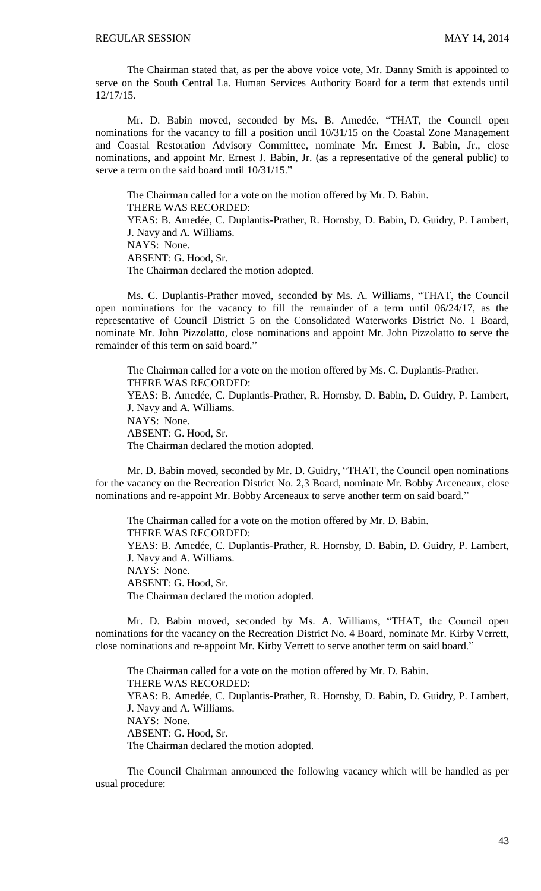The Chairman stated that, as per the above voice vote, Mr. Danny Smith is appointed to serve on the South Central La. Human Services Authority Board for a term that extends until 12/17/15.

Mr. D. Babin moved, seconded by Ms. B. Amedée, "THAT, the Council open nominations for the vacancy to fill a position until 10/31/15 on the Coastal Zone Management and Coastal Restoration Advisory Committee, nominate Mr. Ernest J. Babin, Jr., close nominations, and appoint Mr. Ernest J. Babin, Jr. (as a representative of the general public) to serve a term on the said board until 10/31/15."

The Chairman called for a vote on the motion offered by Mr. D. Babin.
THERE WAS RECORDED:
YEAS: B. Amedée, C. Duplantis-Prather, R. Hornsby, D. Babin, D. Guidry, P. Lambert, J. Navy and A. Williams.
NAYS: None.
ABSENT: G. Hood, Sr.
The Chairman declared the motion adopted.

Ms. C. Duplantis-Prather moved, seconded by Ms. A. Williams, "THAT, the Council open nominations for the vacancy to fill the remainder of a term until 06/24/17, as the representative of Council District 5 on the Consolidated Waterworks District No. 1 Board, nominate Mr. John Pizzolatto, close nominations and appoint Mr. John Pizzolatto to serve the remainder of this term on said board."

The Chairman called for a vote on the motion offered by Ms. C. Duplantis-Prather.
THERE WAS RECORDED:
YEAS: B. Amedée, C. Duplantis-Prather, R. Hornsby, D. Babin, D. Guidry, P. Lambert, J. Navy and A. Williams.
NAYS: None.
ABSENT: G. Hood, Sr.
The Chairman declared the motion adopted.

Mr. D. Babin moved, seconded by Mr. D. Guidry, "THAT, the Council open nominations for the vacancy on the Recreation District No. 2,3 Board, nominate Mr. Bobby Arceneaux, close nominations and re-appoint Mr. Bobby Arceneaux to serve another term on said board."

The Chairman called for a vote on the motion offered by Mr. D. Babin.
THERE WAS RECORDED:
YEAS: B. Amedée, C. Duplantis-Prather, R. Hornsby, D. Babin, D. Guidry, P. Lambert, J. Navy and A. Williams.
NAYS: None.
ABSENT: G. Hood, Sr.
The Chairman declared the motion adopted.

Mr. D. Babin moved, seconded by Ms. A. Williams, "THAT, the Council open nominations for the vacancy on the Recreation District No. 4 Board, nominate Mr. Kirby Verrett, close nominations and re-appoint Mr. Kirby Verrett to serve another term on said board."

The Chairman called for a vote on the motion offered by Mr. D. Babin.
THERE WAS RECORDED:
YEAS: B. Amedée, C. Duplantis-Prather, R. Hornsby, D. Babin, D. Guidry, P. Lambert, J. Navy and A. Williams.
NAYS: None.
ABSENT: G. Hood, Sr.
The Chairman declared the motion adopted.

The Council Chairman announced the following vacancy which will be handled as per usual procedure: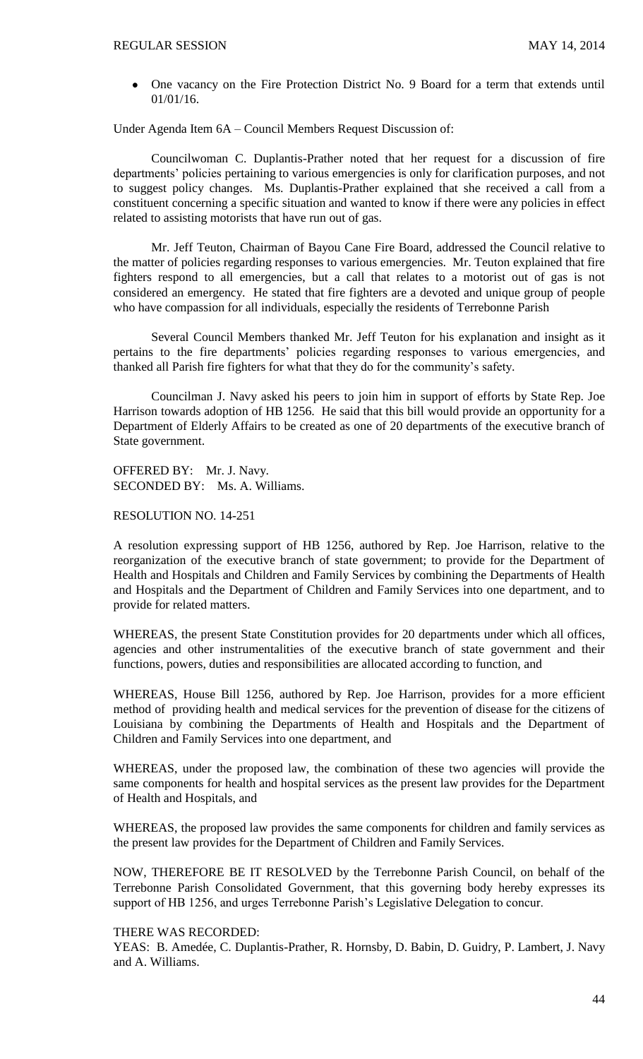- One vacancy on the Fire Protection District No. 9 Board for a term that extends until 01/01/16.

Under Agenda Item 6A – Council Members Request Discussion of:

Councilwoman C. Duplantis-Prather noted that her request for a discussion of fire departments' policies pertaining to various emergencies is only for clarification purposes, and not to suggest policy changes. Ms. Duplantis-Prather explained that she received a call from a constituent concerning a specific situation and wanted to know if there were any policies in effect related to assisting motorists that have run out of gas.

Mr. Jeff Teuton, Chairman of Bayou Cane Fire Board, addressed the Council relative to the matter of policies regarding responses to various emergencies. Mr. Teuton explained that fire fighters respond to all emergencies, but a call that relates to a motorist out of gas is not considered an emergency. He stated that fire fighters are a devoted and unique group of people who have compassion for all individuals, especially the residents of Terrebonne Parish

Several Council Members thanked Mr. Jeff Teuton for his explanation and insight as it pertains to the fire departments' policies regarding responses to various emergencies, and thanked all Parish fire fighters for what that they do for the community's safety.

Councilman J. Navy asked his peers to join him in support of efforts by State Rep. Joe Harrison towards adoption of HB 1256. He said that this bill would provide an opportunity for a Department of Elderly Affairs to be created as one of 20 departments of the executive branch of State government.

OFFERED BY: Mr. J. Navy.
SECONDED BY: Ms. A. Williams.

RESOLUTION NO. 14-251

A resolution expressing support of HB 1256, authored by Rep. Joe Harrison, relative to the reorganization of the executive branch of state government; to provide for the Department of Health and Hospitals and Children and Family Services by combining the Departments of Health and Hospitals and the Department of Children and Family Services into one department, and to provide for related matters.

WHEREAS, the present State Constitution provides for 20 departments under which all offices, agencies and other instrumentalities of the executive branch of state government and their functions, powers, duties and responsibilities are allocated according to function, and

WHEREAS, House Bill 1256, authored by Rep. Joe Harrison, provides for a more efficient method of providing health and medical services for the prevention of disease for the citizens of Louisiana by combining the Departments of Health and Hospitals and the Department of Children and Family Services into one department, and

WHEREAS, under the proposed law, the combination of these two agencies will provide the same components for health and hospital services as the present law provides for the Department of Health and Hospitals, and

WHEREAS, the proposed law provides the same components for children and family services as the present law provides for the Department of Children and Family Services.

NOW, THEREFORE BE IT RESOLVED by the Terrebonne Parish Council, on behalf of the Terrebonne Parish Consolidated Government, that this governing body hereby expresses its support of HB 1256, and urges Terrebonne Parish's Legislative Delegation to concur.

THERE WAS RECORDED:
YEAS: B. Amedée, C. Duplantis-Prather, R. Hornsby, D. Babin, D. Guidry, P. Lambert, J. Navy and A. Williams.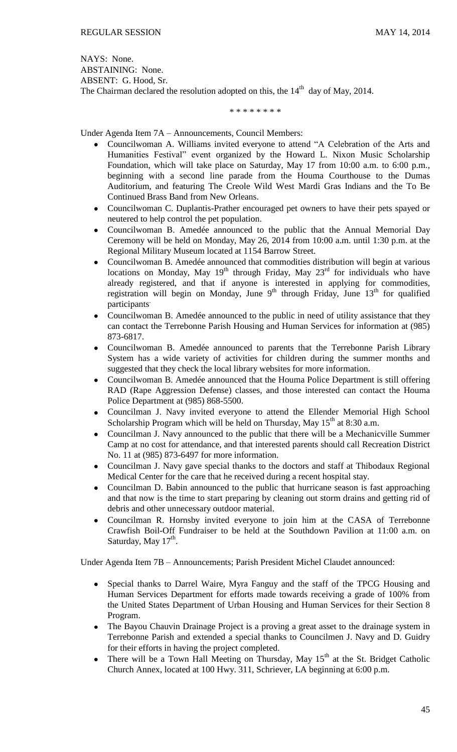NAYS: None.
ABSTAINING: None.
ABSENT: G. Hood, Sr.
The Chairman declared the resolution adopted on this, the 14th day of May, 2014.

\* \* \* \* \* \* \* \*

Under Agenda Item 7A – Announcements, Council Members:

- Councilwoman A. Williams invited everyone to attend "A Celebration of the Arts and Humanities Festival" event organized by the Howard L. Nixon Music Scholarship Foundation, which will take place on Saturday, May 17 from 10:00 a.m. to 6:00 p.m., beginning with a second line parade from the Houma Courthouse to the Dumas Auditorium, and featuring The Creole Wild West Mardi Gras Indians and the To Be Continued Brass Band from New Orleans.
- Councilwoman C. Duplantis-Prather encouraged pet owners to have their pets spayed or neutered to help control the pet population.
- Councilwoman B. Amedée announced to the public that the Annual Memorial Day Ceremony will be held on Monday, May 26, 2014 from 10:00 a.m. until 1:30 p.m. at the Regional Military Museum located at 1154 Barrow Street.
- Councilwoman B. Amedée announced that commodities distribution will begin at various locations on Monday, May 19th through Friday, May 23rd for individuals who have already registered, and that if anyone is interested in applying for commodities, registration will begin on Monday, June 9th through Friday, June 13th for qualified participants.
- Councilwoman B. Amedée announced to the public in need of utility assistance that they can contact the Terrebonne Parish Housing and Human Services for information at (985) 873-6817.
- Councilwoman B. Amedée announced to parents that the Terrebonne Parish Library System has a wide variety of activities for children during the summer months and suggested that they check the local library websites for more information.
- Councilwoman B. Amedée announced that the Houma Police Department is still offering RAD (Rape Aggression Defense) classes, and those interested can contact the Houma Police Department at (985) 868-5500.
- Councilman J. Navy invited everyone to attend the Ellender Memorial High School Scholarship Program which will be held on Thursday, May 15th at 8:30 a.m.
- Councilman J. Navy announced to the public that there will be a Mechanicville Summer Camp at no cost for attendance, and that interested parents should call Recreation District No. 11 at (985) 873-6497 for more information.
- Councilman J. Navy gave special thanks to the doctors and staff at Thibodaux Regional Medical Center for the care that he received during a recent hospital stay.
- Councilman D. Babin announced to the public that hurricane season is fast approaching and that now is the time to start preparing by cleaning out storm drains and getting rid of debris and other unnecessary outdoor material.
- Councilman R. Hornsby invited everyone to join him at the CASA of Terrebonne Crawfish Boil-Off Fundraiser to be held at the Southdown Pavilion at 11:00 a.m. on Saturday, May 17th.

Under Agenda Item 7B – Announcements; Parish President Michel Claudet announced:

- Special thanks to Darrel Waire, Myra Fanguy and the staff of the TPCG Housing and Human Services Department for efforts made towards receiving a grade of 100% from the United States Department of Urban Housing and Human Services for their Section 8 Program.
- The Bayou Chauvin Drainage Project is a proving a great asset to the drainage system in Terrebonne Parish and extended a special thanks to Councilmen J. Navy and D. Guidry for their efforts in having the project completed.
- There will be a Town Hall Meeting on Thursday, May 15th at the St. Bridget Catholic Church Annex, located at 100 Hwy. 311, Schriever, LA beginning at 6:00 p.m.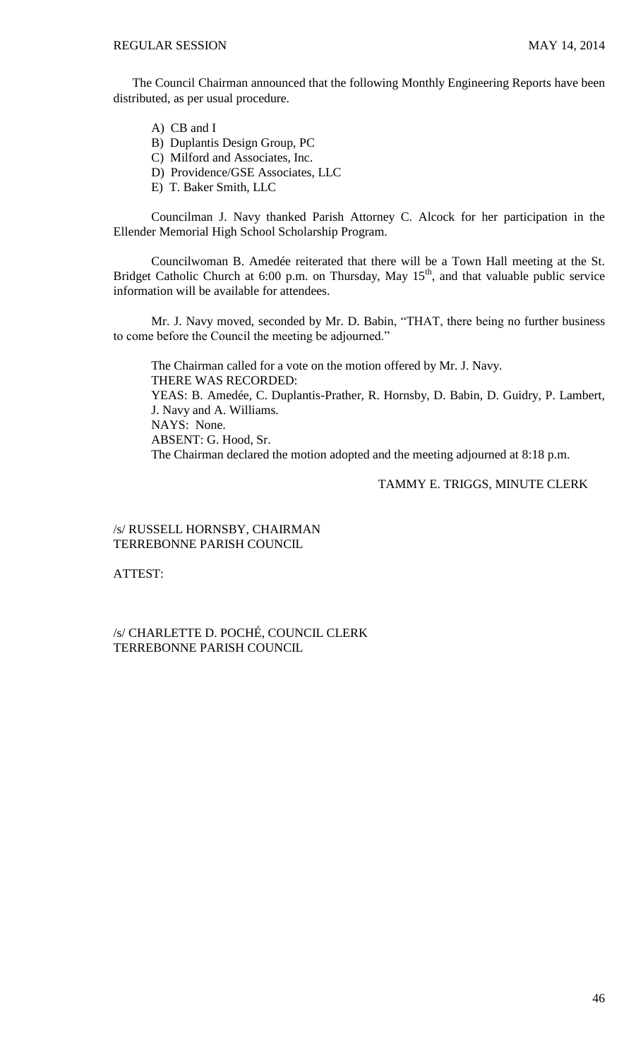The Council Chairman announced that the following Monthly Engineering Reports have been distributed, as per usual procedure.

A) CB and I
B) Duplantis Design Group, PC
C) Milford and Associates, Inc.
D) Providence/GSE Associates, LLC
E) T. Baker Smith, LLC

Councilman J. Navy thanked Parish Attorney C. Alcock for her participation in the Ellender Memorial High School Scholarship Program.

Councilwoman B. Amedée reiterated that there will be a Town Hall meeting at the St. Bridget Catholic Church at 6:00 p.m. on Thursday, May 15th, and that valuable public service information will be available for attendees.

Mr. J. Navy moved, seconded by Mr. D. Babin, "THAT, there being no further business to come before the Council the meeting be adjourned."

The Chairman called for a vote on the motion offered by Mr. J. Navy.
THERE WAS RECORDED:
YEAS: B. Amedée, C. Duplantis-Prather, R. Hornsby, D. Babin, D. Guidry, P. Lambert, J. Navy and A. Williams.
NAYS: None.
ABSENT: G. Hood, Sr.
The Chairman declared the motion adopted and the meeting adjourned at 8:18 p.m.

TAMMY E. TRIGGS, MINUTE CLERK

/s/ RUSSELL HORNSBY, CHAIRMAN
TERREBONNE PARISH COUNCIL

ATTEST:

/s/ CHARLETTE D. POCHÉ, COUNCIL CLERK
TERREBONNE PARISH COUNCIL